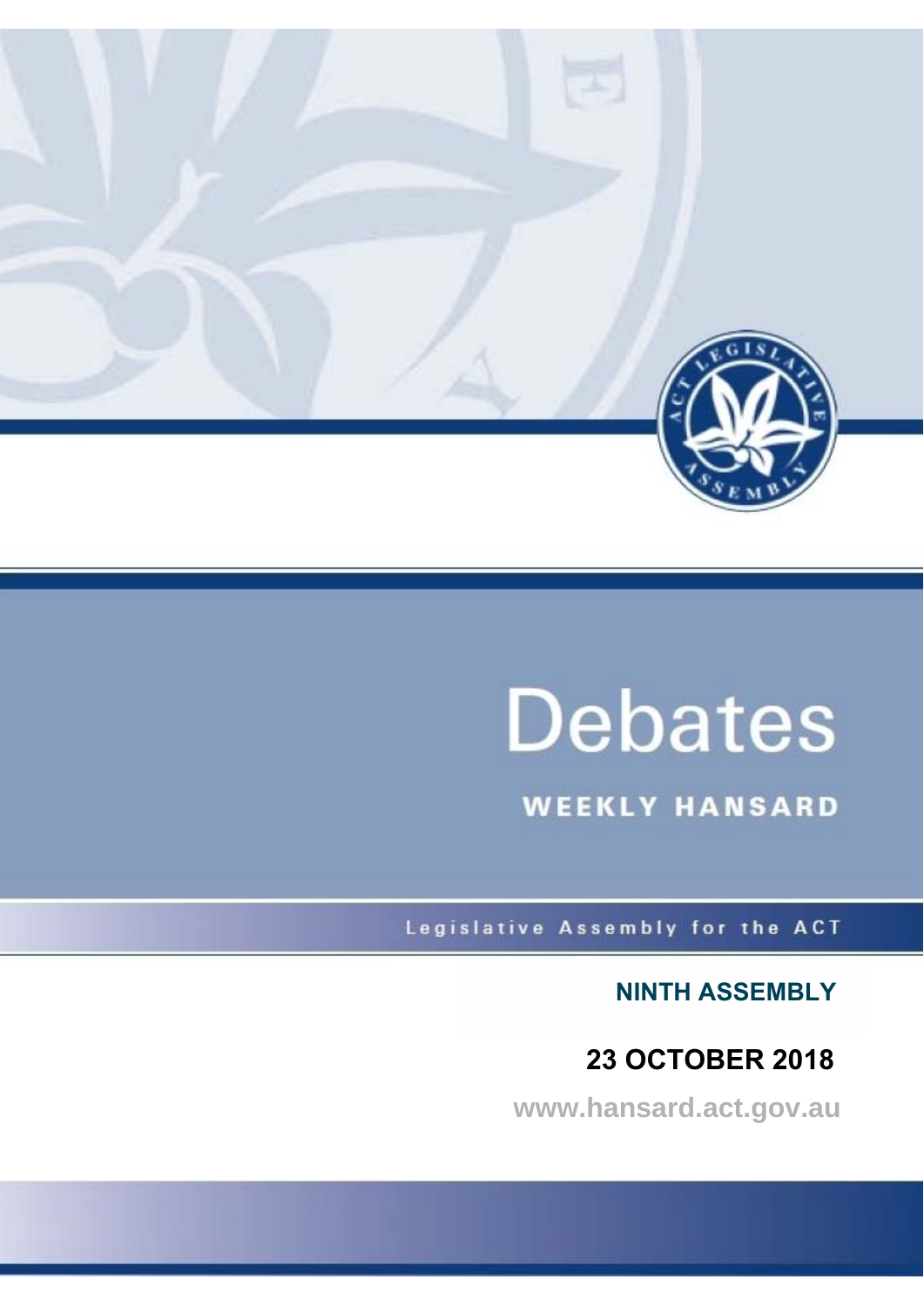# Debates

## WEEKLY HANSARD

Legislative Assembly for the ACT

**NINTH ASSEMBLY**

**23 OCTOBER 2018**

www.hansard.act.gov.au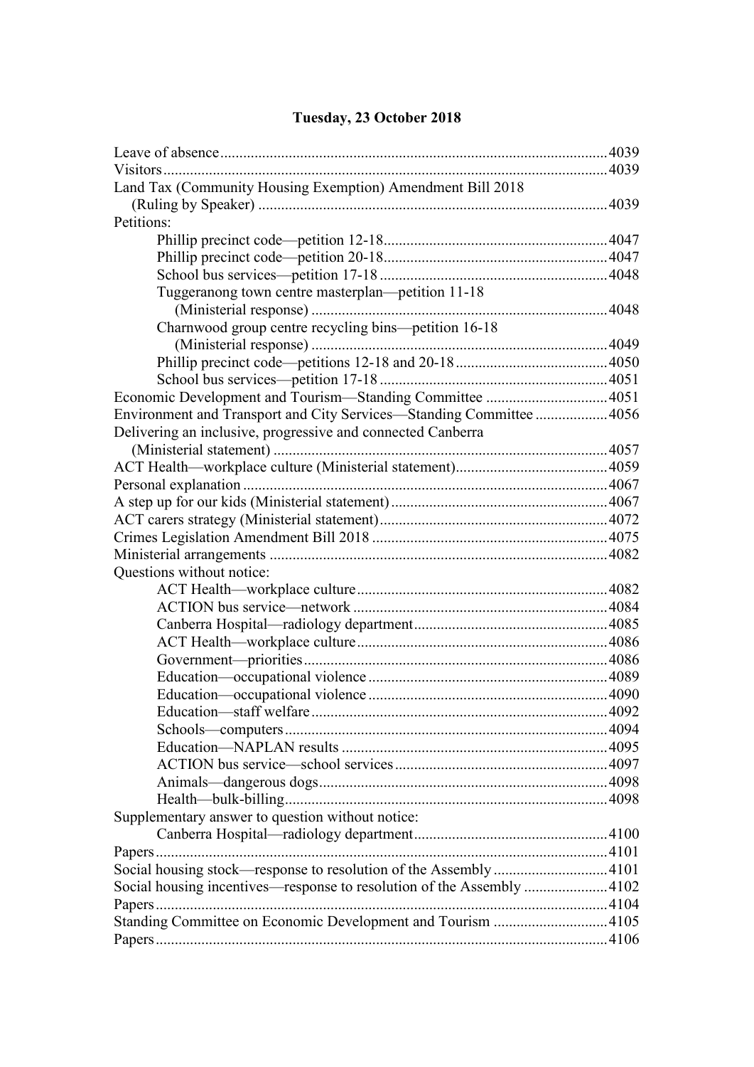**Tuesday, 23 October 2018**

Leave of absence....4039
Visitors....4039
Land Tax (Community Housing Exemption) Amendment Bill 2018 (Ruling by Speaker)....4039
Petitions:
- Phillip precinct code—petition 12-18....4047
- Phillip precinct code—petition 20-18....4047
- School bus services—petition 17-18....4048
- Tuggeranong town centre masterplan—petition 11-18 (Ministerial response)....4048
- Charnwood group centre recycling bins—petition 16-18 (Ministerial response)....4049
- Phillip precinct code—petitions 12-18 and 20-18....4050
- School bus services—petition 17-18....4051

Economic Development and Tourism—Standing Committee....4051
Environment and Transport and City Services—Standing Committee....4056
Delivering an inclusive, progressive and connected Canberra (Ministerial statement)....4057
ACT Health—workplace culture (Ministerial statement)....4059
Personal explanation....4067
A step up for our kids (Ministerial statement)....4067
ACT carers strategy (Ministerial statement)....4072
Crimes Legislation Amendment Bill 2018....4075
Ministerial arrangements....4082
Questions without notice:
- ACT Health—workplace culture....4082
- ACTION bus service—network....4084
- Canberra Hospital—radiology department....4085
- ACT Health—workplace culture....4086
- Government—priorities....4086
- Education—occupational violence....4089
- Education—occupational violence....4090
- Education—staff welfare....4092
- Schools—computers....4094
- Education—NAPLAN results....4095
- ACTION bus service—school services....4097
- Animals—dangerous dogs....4098
- Health—bulk-billing....4098

Supplementary answer to question without notice:
- Canberra Hospital—radiology department....4100

Papers....4101
Social housing stock—response to resolution of the Assembly....4101
Social housing incentives—response to resolution of the Assembly....4102
Papers....4104
Standing Committee on Economic Development and Tourism....4105
Papers....4106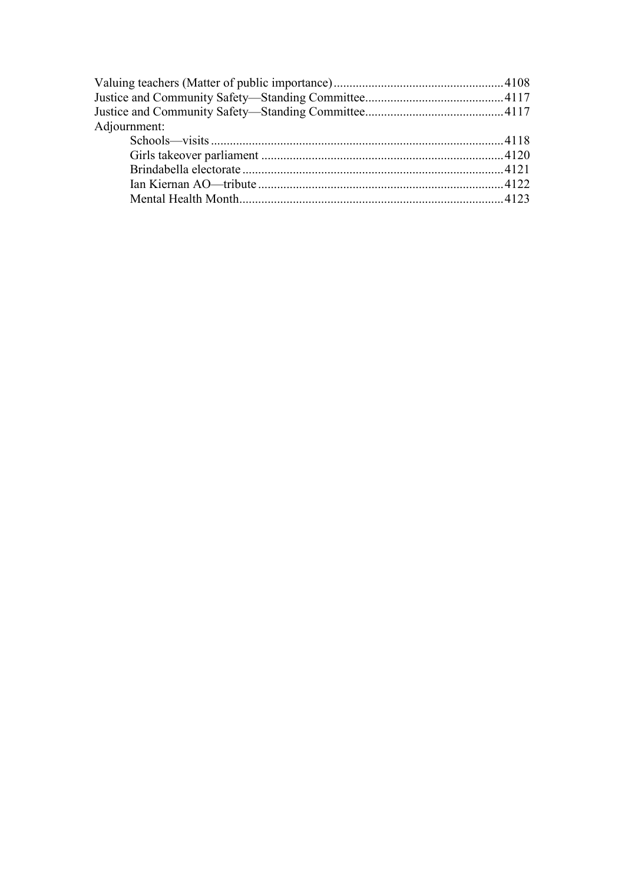Valuing teachers (Matter of public importance) ..................................................... 4108
Justice and Community Safety—Standing Committee ........................................... 4117
Justice and Community Safety—Standing Committee ........................................... 4117
Adjournment:

- Schools—visits ........................................................................................... 4118
- Girls takeover parliament ........................................................................... 4120
- Brindabella electorate ................................................................................. 4121
- Ian Kiernan AO—tribute ............................................................................. 4122
- Mental Health Month .................................................................................. 4123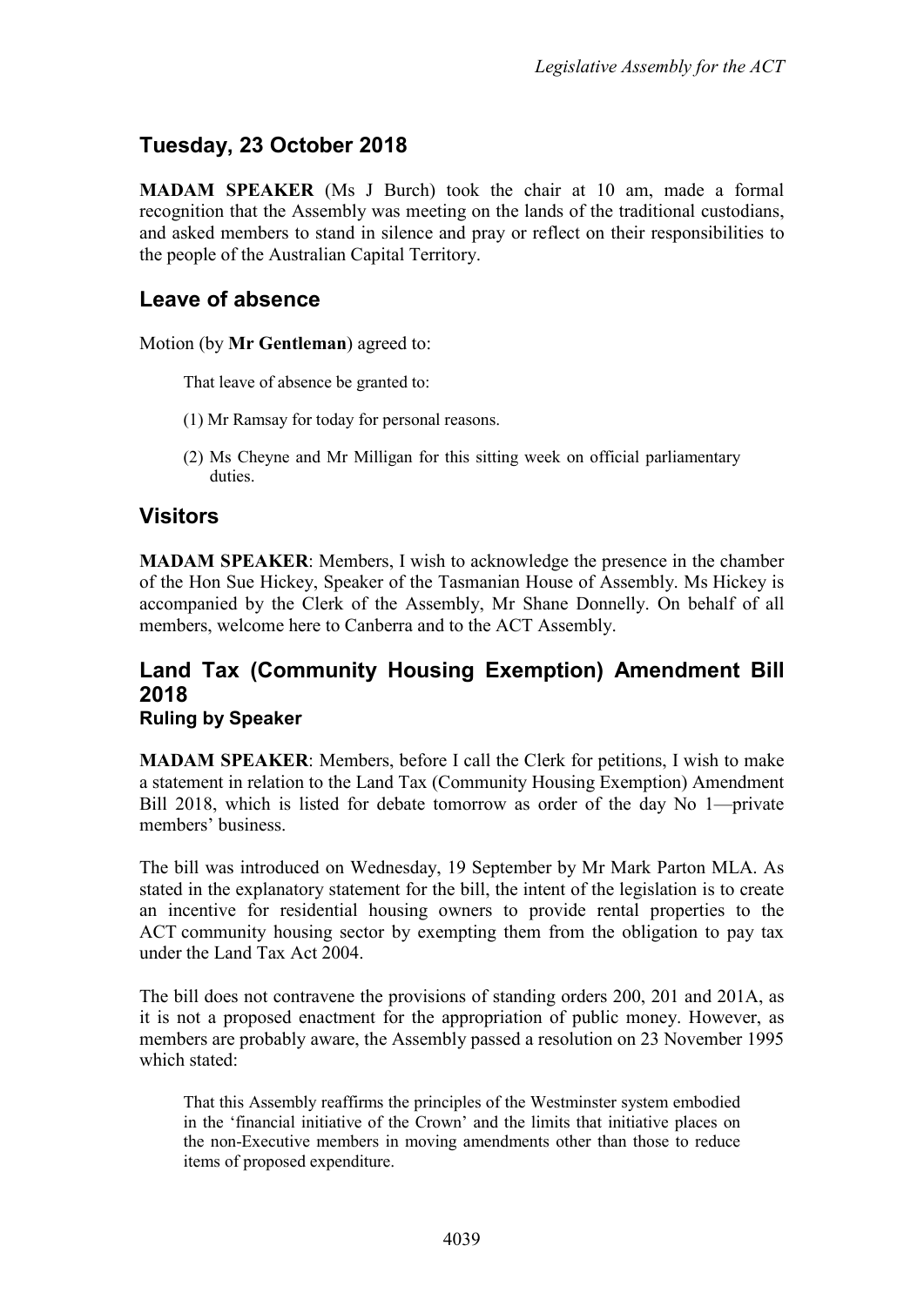## Tuesday, 23 October 2018

**MADAM SPEAKER** (Ms J Burch) took the chair at 10 am, made a formal recognition that the Assembly was meeting on the lands of the traditional custodians, and asked members to stand in silence and pray or reflect on their responsibilities to the people of the Australian Capital Territory.

## Leave of absence

Motion (by **Mr Gentleman**) agreed to:

> That leave of absence be granted to:
>
> (1) Mr Ramsay for today for personal reasons.
>
> (2) Ms Cheyne and Mr Milligan for this sitting week on official parliamentary duties.

## Visitors

**MADAM SPEAKER**: Members, I wish to acknowledge the presence in the chamber of the Hon Sue Hickey, Speaker of the Tasmanian House of Assembly. Ms Hickey is accompanied by the Clerk of the Assembly, Mr Shane Donnelly. On behalf of all members, welcome here to Canberra and to the ACT Assembly.

## Land Tax (Community Housing Exemption) Amendment Bill 2018

### Ruling by Speaker

**MADAM SPEAKER**: Members, before I call the Clerk for petitions, I wish to make a statement in relation to the Land Tax (Community Housing Exemption) Amendment Bill 2018, which is listed for debate tomorrow as order of the day No 1—private members' business.

The bill was introduced on Wednesday, 19 September by Mr Mark Parton MLA. As stated in the explanatory statement for the bill, the intent of the legislation is to create an incentive for residential housing owners to provide rental properties to the ACT community housing sector by exempting them from the obligation to pay tax under the Land Tax Act 2004.

The bill does not contravene the provisions of standing orders 200, 201 and 201A, as it is not a proposed enactment for the appropriation of public money. However, as members are probably aware, the Assembly passed a resolution on 23 November 1995 which stated:

> That this Assembly reaffirms the principles of the Westminster system embodied in the 'financial initiative of the Crown' and the limits that initiative places on the non-Executive members in moving amendments other than those to reduce items of proposed expenditure.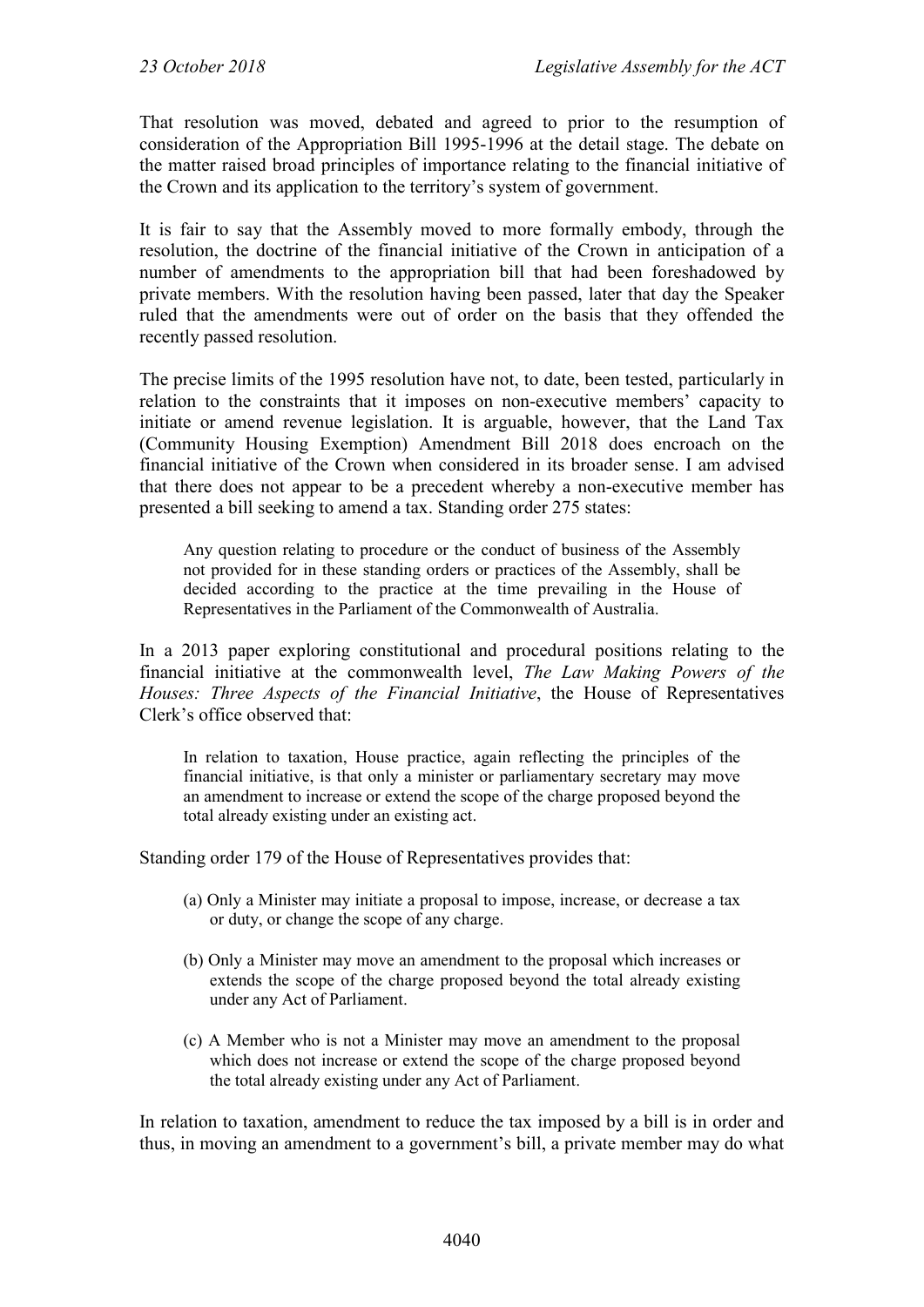That resolution was moved, debated and agreed to prior to the resumption of consideration of the Appropriation Bill 1995-1996 at the detail stage. The debate on the matter raised broad principles of importance relating to the financial initiative of the Crown and its application to the territory's system of government.

It is fair to say that the Assembly moved to more formally embody, through the resolution, the doctrine of the financial initiative of the Crown in anticipation of a number of amendments to the appropriation bill that had been foreshadowed by private members. With the resolution having been passed, later that day the Speaker ruled that the amendments were out of order on the basis that they offended the recently passed resolution.

The precise limits of the 1995 resolution have not, to date, been tested, particularly in relation to the constraints that it imposes on non-executive members' capacity to initiate or amend revenue legislation. It is arguable, however, that the Land Tax (Community Housing Exemption) Amendment Bill 2018 does encroach on the financial initiative of the Crown when considered in its broader sense. I am advised that there does not appear to be a precedent whereby a non-executive member has presented a bill seeking to amend a tax. Standing order 275 states:

> Any question relating to procedure or the conduct of business of the Assembly not provided for in these standing orders or practices of the Assembly, shall be decided according to the practice at the time prevailing in the House of Representatives in the Parliament of the Commonwealth of Australia.

In a 2013 paper exploring constitutional and procedural positions relating to the financial initiative at the commonwealth level, *The Law Making Powers of the Houses: Three Aspects of the Financial Initiative*, the House of Representatives Clerk's office observed that:

> In relation to taxation, House practice, again reflecting the principles of the financial initiative, is that only a minister or parliamentary secretary may move an amendment to increase or extend the scope of the charge proposed beyond the total already existing under an existing act.

Standing order 179 of the House of Representatives provides that:

> (a) Only a Minister may initiate a proposal to impose, increase, or decrease a tax or duty, or change the scope of any charge.
>
> (b) Only a Minister may move an amendment to the proposal which increases or extends the scope of the charge proposed beyond the total already existing under any Act of Parliament.
>
> (c) A Member who is not a Minister may move an amendment to the proposal which does not increase or extend the scope of the charge proposed beyond the total already existing under any Act of Parliament.

In relation to taxation, amendment to reduce the tax imposed by a bill is in order and thus, in moving an amendment to a government's bill, a private member may do what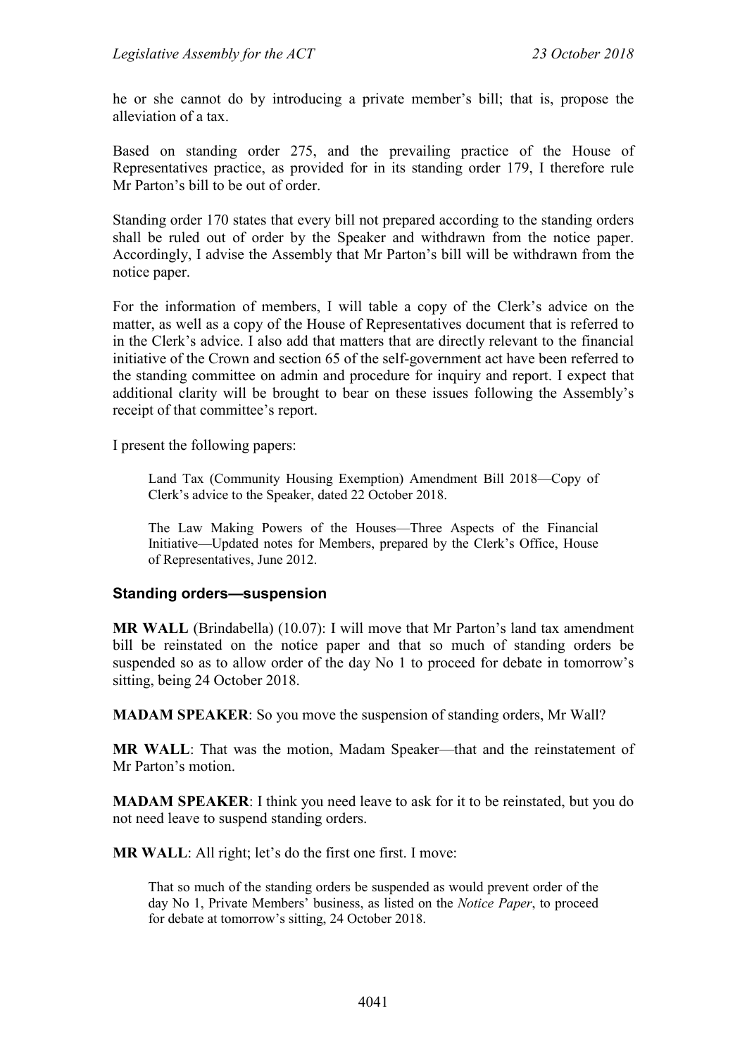he or she cannot do by introducing a private member's bill; that is, propose the alleviation of a tax.

Based on standing order 275, and the prevailing practice of the House of Representatives practice, as provided for in its standing order 179, I therefore rule Mr Parton's bill to be out of order.

Standing order 170 states that every bill not prepared according to the standing orders shall be ruled out of order by the Speaker and withdrawn from the notice paper. Accordingly, I advise the Assembly that Mr Parton's bill will be withdrawn from the notice paper.

For the information of members, I will table a copy of the Clerk's advice on the matter, as well as a copy of the House of Representatives document that is referred to in the Clerk's advice. I also add that matters that are directly relevant to the financial initiative of the Crown and section 65 of the self-government act have been referred to the standing committee on admin and procedure for inquiry and report. I expect that additional clarity will be brought to bear on these issues following the Assembly's receipt of that committee's report.

I present the following papers:

> Land Tax (Community Housing Exemption) Amendment Bill 2018—Copy of Clerk's advice to the Speaker, dated 22 October 2018.
>
> The Law Making Powers of the Houses—Three Aspects of the Financial Initiative—Updated notes for Members, prepared by the Clerk's Office, House of Representatives, June 2012.

### Standing orders—suspension

**MR WALL** (Brindabella) (10.07): I will move that Mr Parton's land tax amendment bill be reinstated on the notice paper and that so much of standing orders be suspended so as to allow order of the day No 1 to proceed for debate in tomorrow's sitting, being 24 October 2018.

**MADAM SPEAKER**: So you move the suspension of standing orders, Mr Wall?

**MR WALL**: That was the motion, Madam Speaker—that and the reinstatement of Mr Parton's motion.

**MADAM SPEAKER**: I think you need leave to ask for it to be reinstated, but you do not need leave to suspend standing orders.

**MR WALL**: All right; let's do the first one first. I move:

> That so much of the standing orders be suspended as would prevent order of the day No 1, Private Members' business, as listed on the *Notice Paper*, to proceed for debate at tomorrow's sitting, 24 October 2018.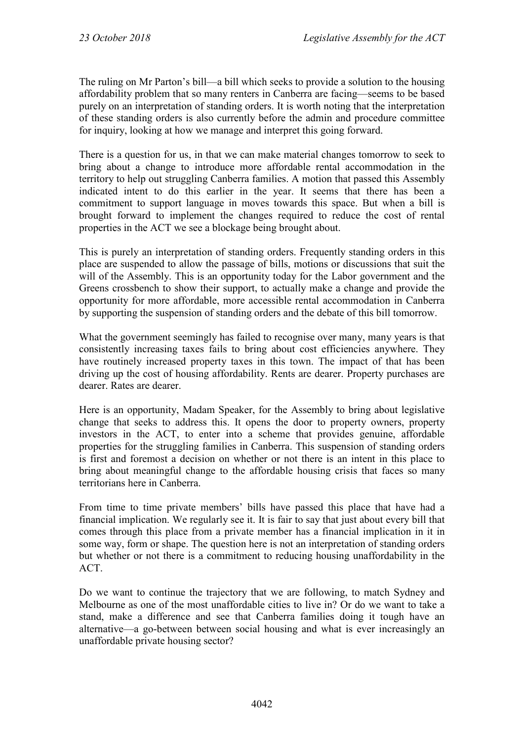The ruling on Mr Parton's bill—a bill which seeks to provide a solution to the housing affordability problem that so many renters in Canberra are facing—seems to be based purely on an interpretation of standing orders. It is worth noting that the interpretation of these standing orders is also currently before the admin and procedure committee for inquiry, looking at how we manage and interpret this going forward.

There is a question for us, in that we can make material changes tomorrow to seek to bring about a change to introduce more affordable rental accommodation in the territory to help out struggling Canberra families. A motion that passed this Assembly indicated intent to do this earlier in the year. It seems that there has been a commitment to support language in moves towards this space. But when a bill is brought forward to implement the changes required to reduce the cost of rental properties in the ACT we see a blockage being brought about.

This is purely an interpretation of standing orders. Frequently standing orders in this place are suspended to allow the passage of bills, motions or discussions that suit the will of the Assembly. This is an opportunity today for the Labor government and the Greens crossbench to show their support, to actually make a change and provide the opportunity for more affordable, more accessible rental accommodation in Canberra by supporting the suspension of standing orders and the debate of this bill tomorrow.

What the government seemingly has failed to recognise over many, many years is that consistently increasing taxes fails to bring about cost efficiencies anywhere. They have routinely increased property taxes in this town. The impact of that has been driving up the cost of housing affordability. Rents are dearer. Property purchases are dearer. Rates are dearer.

Here is an opportunity, Madam Speaker, for the Assembly to bring about legislative change that seeks to address this. It opens the door to property owners, property investors in the ACT, to enter into a scheme that provides genuine, affordable properties for the struggling families in Canberra. This suspension of standing orders is first and foremost a decision on whether or not there is an intent in this place to bring about meaningful change to the affordable housing crisis that faces so many territorians here in Canberra.

From time to time private members' bills have passed this place that have had a financial implication. We regularly see it. It is fair to say that just about every bill that comes through this place from a private member has a financial implication in it in some way, form or shape. The question here is not an interpretation of standing orders but whether or not there is a commitment to reducing housing unaffordability in the ACT.

Do we want to continue the trajectory that we are following, to match Sydney and Melbourne as one of the most unaffordable cities to live in? Or do we want to take a stand, make a difference and see that Canberra families doing it tough have an alternative—a go-between between social housing and what is ever increasingly an unaffordable private housing sector?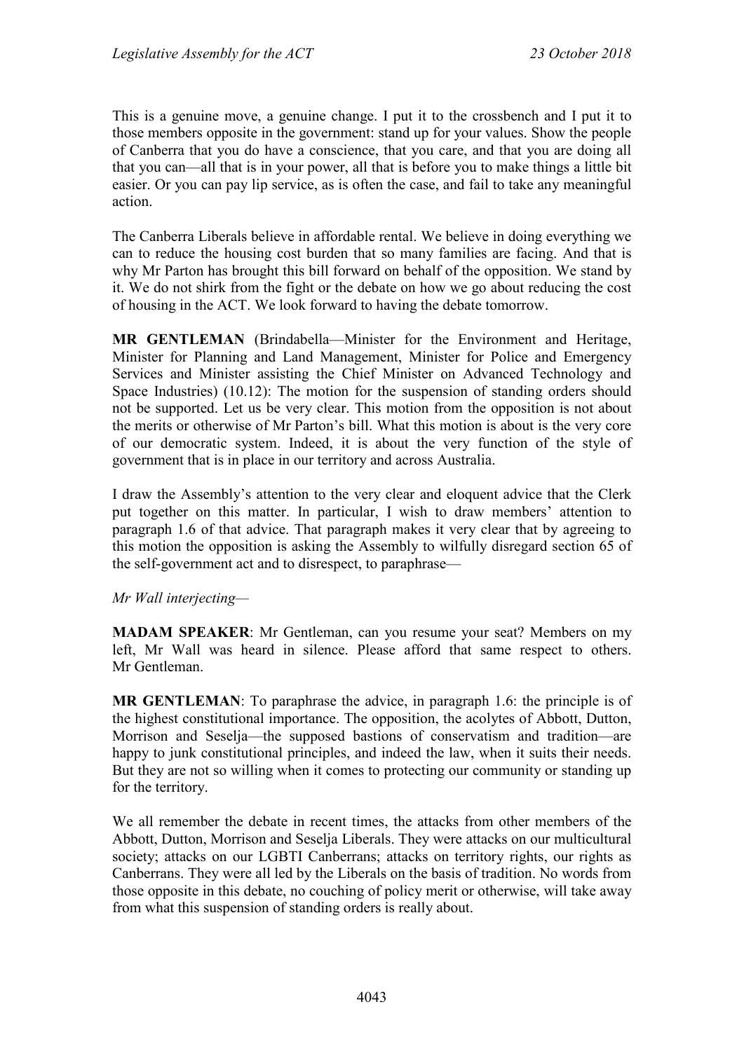This is a genuine move, a genuine change. I put it to the crossbench and I put it to those members opposite in the government: stand up for your values. Show the people of Canberra that you do have a conscience, that you care, and that you are doing all that you can—all that is in your power, all that is before you to make things a little bit easier. Or you can pay lip service, as is often the case, and fail to take any meaningful action.

The Canberra Liberals believe in affordable rental. We believe in doing everything we can to reduce the housing cost burden that so many families are facing. And that is why Mr Parton has brought this bill forward on behalf of the opposition. We stand by it. We do not shirk from the fight or the debate on how we go about reducing the cost of housing in the ACT. We look forward to having the debate tomorrow.

**MR GENTLEMAN** (Brindabella—Minister for the Environment and Heritage, Minister for Planning and Land Management, Minister for Police and Emergency Services and Minister assisting the Chief Minister on Advanced Technology and Space Industries) (10.12): The motion for the suspension of standing orders should not be supported. Let us be very clear. This motion from the opposition is not about the merits or otherwise of Mr Parton's bill. What this motion is about is the very core of our democratic system. Indeed, it is about the very function of the style of government that is in place in our territory and across Australia.

I draw the Assembly's attention to the very clear and eloquent advice that the Clerk put together on this matter. In particular, I wish to draw members' attention to paragraph 1.6 of that advice. That paragraph makes it very clear that by agreeing to this motion the opposition is asking the Assembly to wilfully disregard section 65 of the self-government act and to disrespect, to paraphrase—

*Mr Wall interjecting*—

**MADAM SPEAKER**: Mr Gentleman, can you resume your seat? Members on my left, Mr Wall was heard in silence. Please afford that same respect to others. Mr Gentleman.

**MR GENTLEMAN**: To paraphrase the advice, in paragraph 1.6: the principle is of the highest constitutional importance. The opposition, the acolytes of Abbott, Dutton, Morrison and Seselja—the supposed bastions of conservatism and tradition—are happy to junk constitutional principles, and indeed the law, when it suits their needs. But they are not so willing when it comes to protecting our community or standing up for the territory.

We all remember the debate in recent times, the attacks from other members of the Abbott, Dutton, Morrison and Seselja Liberals. They were attacks on our multicultural society; attacks on our LGBTI Canberrans; attacks on territory rights, our rights as Canberrans. They were all led by the Liberals on the basis of tradition. No words from those opposite in this debate, no couching of policy merit or otherwise, will take away from what this suspension of standing orders is really about.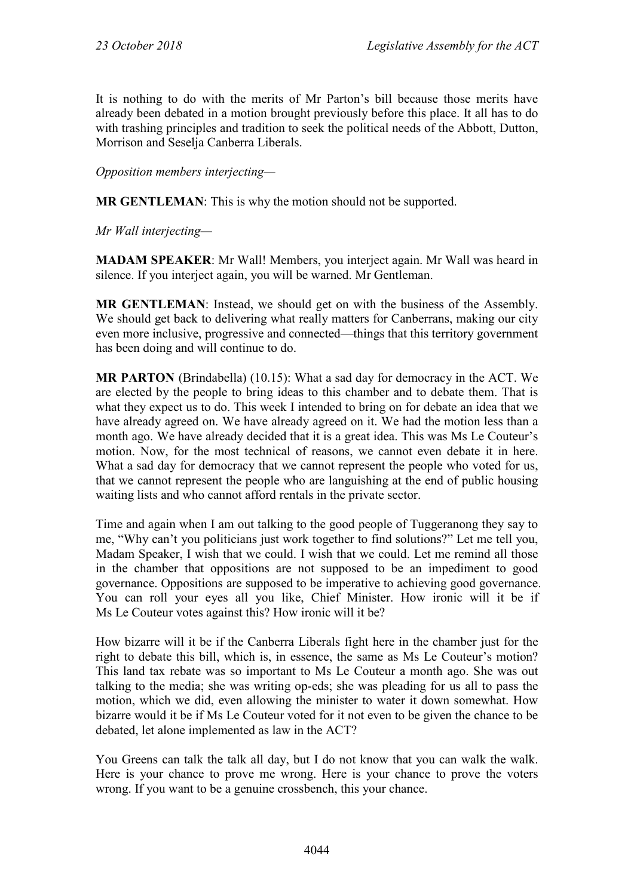It is nothing to do with the merits of Mr Parton's bill because those merits have already been debated in a motion brought previously before this place. It all has to do with trashing principles and tradition to seek the political needs of the Abbott, Dutton, Morrison and Seselja Canberra Liberals.

*Opposition members interjecting*—

**MR GENTLEMAN**: This is why the motion should not be supported.

*Mr Wall interjecting*—

**MADAM SPEAKER**: Mr Wall! Members, you interject again. Mr Wall was heard in silence. If you interject again, you will be warned. Mr Gentleman.

**MR GENTLEMAN**: Instead, we should get on with the business of the Assembly. We should get back to delivering what really matters for Canberrans, making our city even more inclusive, progressive and connected—things that this territory government has been doing and will continue to do.

**MR PARTON** (Brindabella) (10.15): What a sad day for democracy in the ACT. We are elected by the people to bring ideas to this chamber and to debate them. That is what they expect us to do. This week I intended to bring on for debate an idea that we have already agreed on. We have already agreed on it. We had the motion less than a month ago. We have already decided that it is a great idea. This was Ms Le Couteur's motion. Now, for the most technical of reasons, we cannot even debate it in here. What a sad day for democracy that we cannot represent the people who voted for us, that we cannot represent the people who are languishing at the end of public housing waiting lists and who cannot afford rentals in the private sector.

Time and again when I am out talking to the good people of Tuggeranong they say to me, "Why can't you politicians just work together to find solutions?" Let me tell you, Madam Speaker, I wish that we could. I wish that we could. Let me remind all those in the chamber that oppositions are not supposed to be an impediment to good governance. Oppositions are supposed to be imperative to achieving good governance. You can roll your eyes all you like, Chief Minister. How ironic will it be if Ms Le Couteur votes against this? How ironic will it be?

How bizarre will it be if the Canberra Liberals fight here in the chamber just for the right to debate this bill, which is, in essence, the same as Ms Le Couteur's motion? This land tax rebate was so important to Ms Le Couteur a month ago. She was out talking to the media; she was writing op-eds; she was pleading for us all to pass the motion, which we did, even allowing the minister to water it down somewhat. How bizarre would it be if Ms Le Couteur voted for it not even to be given the chance to be debated, let alone implemented as law in the ACT?

You Greens can talk the talk all day, but I do not know that you can walk the walk. Here is your chance to prove me wrong. Here is your chance to prove the voters wrong. If you want to be a genuine crossbench, this your chance.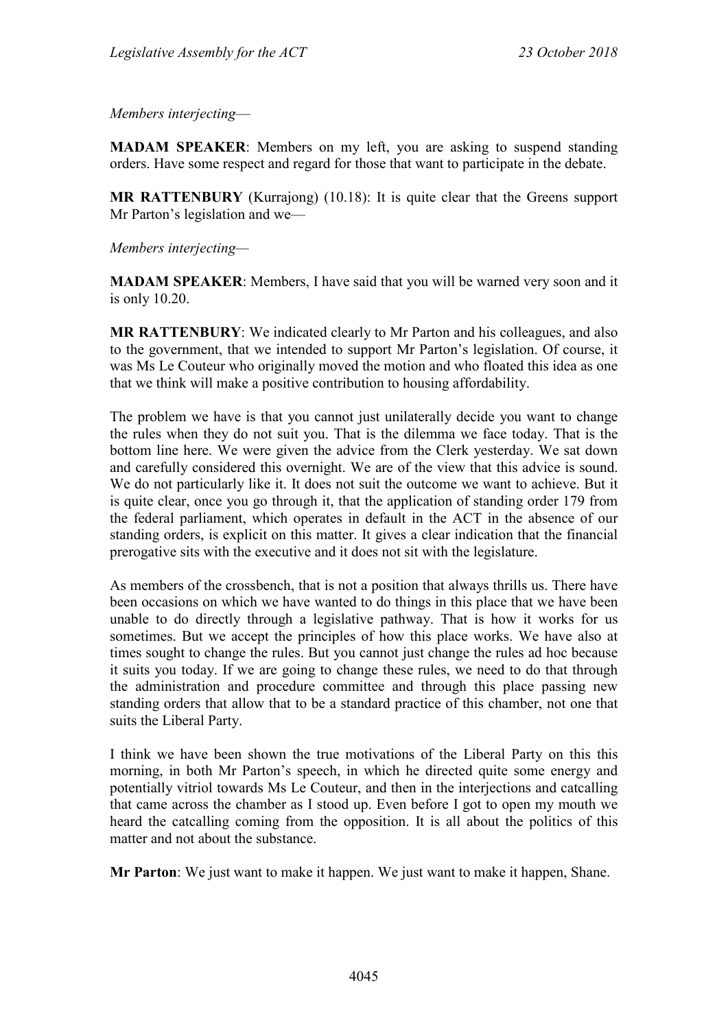*Members interjecting*—

**MADAM SPEAKER**: Members on my left, you are asking to suspend standing orders. Have some respect and regard for those that want to participate in the debate.

**MR RATTENBURY** (Kurrajong) (10.18): It is quite clear that the Greens support Mr Parton's legislation and we—

*Members interjecting*—

**MADAM SPEAKER**: Members, I have said that you will be warned very soon and it is only 10.20.

**MR RATTENBURY**: We indicated clearly to Mr Parton and his colleagues, and also to the government, that we intended to support Mr Parton's legislation. Of course, it was Ms Le Couteur who originally moved the motion and who floated this idea as one that we think will make a positive contribution to housing affordability.

The problem we have is that you cannot just unilaterally decide you want to change the rules when they do not suit you. That is the dilemma we face today. That is the bottom line here. We were given the advice from the Clerk yesterday. We sat down and carefully considered this overnight. We are of the view that this advice is sound. We do not particularly like it. It does not suit the outcome we want to achieve. But it is quite clear, once you go through it, that the application of standing order 179 from the federal parliament, which operates in default in the ACT in the absence of our standing orders, is explicit on this matter. It gives a clear indication that the financial prerogative sits with the executive and it does not sit with the legislature.

As members of the crossbench, that is not a position that always thrills us. There have been occasions on which we have wanted to do things in this place that we have been unable to do directly through a legislative pathway. That is how it works for us sometimes. But we accept the principles of how this place works. We have also at times sought to change the rules. But you cannot just change the rules ad hoc because it suits you today. If we are going to change these rules, we need to do that through the administration and procedure committee and through this place passing new standing orders that allow that to be a standard practice of this chamber, not one that suits the Liberal Party.

I think we have been shown the true motivations of the Liberal Party on this this morning, in both Mr Parton's speech, in which he directed quite some energy and potentially vitriol towards Ms Le Couteur, and then in the interjections and catcalling that came across the chamber as I stood up. Even before I got to open my mouth we heard the catcalling coming from the opposition. It is all about the politics of this matter and not about the substance.

**Mr Parton**: We just want to make it happen. We just want to make it happen, Shane.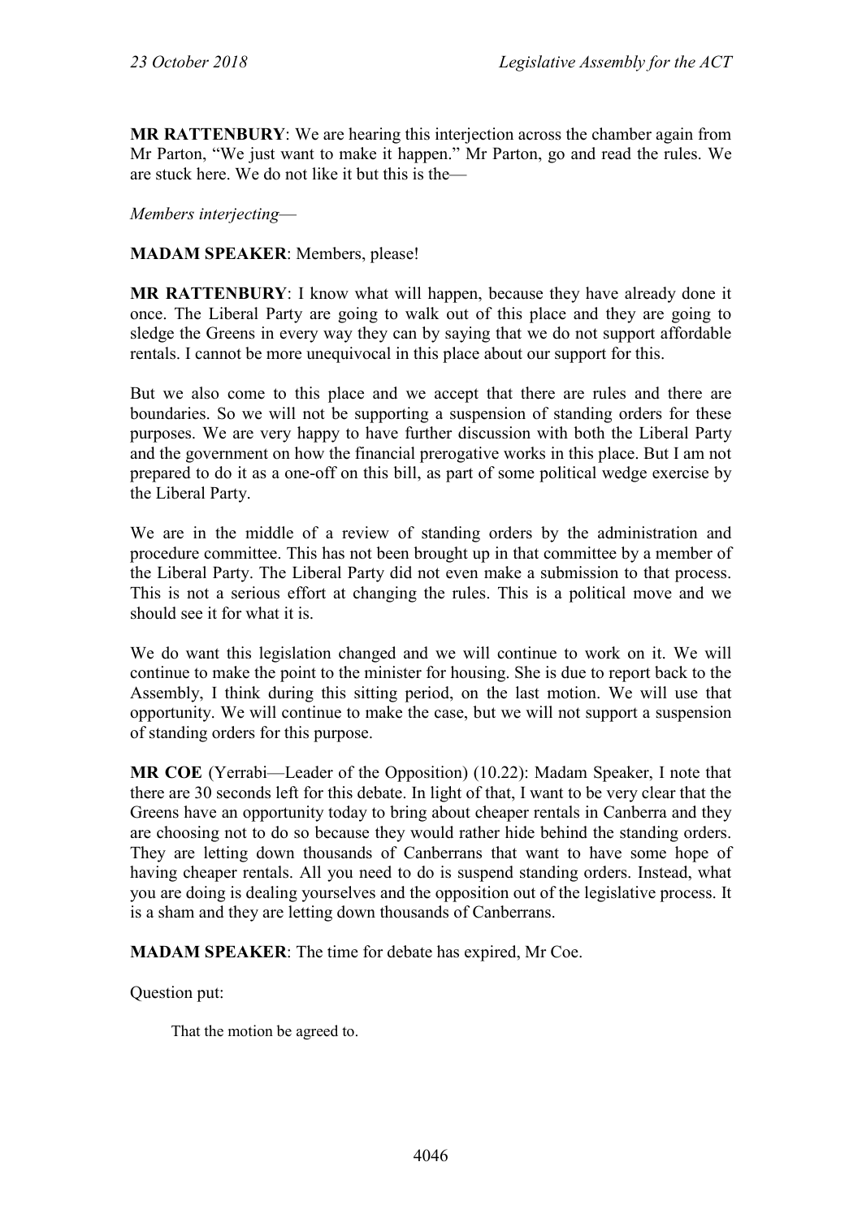**MR RATTENBURY**: We are hearing this interjection across the chamber again from Mr Parton, "We just want to make it happen." Mr Parton, go and read the rules. We are stuck here. We do not like it but this is the—

*Members interjecting*—

**MADAM SPEAKER**: Members, please!

**MR RATTENBURY**: I know what will happen, because they have already done it once. The Liberal Party are going to walk out of this place and they are going to sledge the Greens in every way they can by saying that we do not support affordable rentals. I cannot be more unequivocal in this place about our support for this.

But we also come to this place and we accept that there are rules and there are boundaries. So we will not be supporting a suspension of standing orders for these purposes. We are very happy to have further discussion with both the Liberal Party and the government on how the financial prerogative works in this place. But I am not prepared to do it as a one-off on this bill, as part of some political wedge exercise by the Liberal Party.

We are in the middle of a review of standing orders by the administration and procedure committee. This has not been brought up in that committee by a member of the Liberal Party. The Liberal Party did not even make a submission to that process. This is not a serious effort at changing the rules. This is a political move and we should see it for what it is.

We do want this legislation changed and we will continue to work on it. We will continue to make the point to the minister for housing. She is due to report back to the Assembly, I think during this sitting period, on the last motion. We will use that opportunity. We will continue to make the case, but we will not support a suspension of standing orders for this purpose.

**MR COE** (Yerrabi—Leader of the Opposition) (10.22): Madam Speaker, I note that there are 30 seconds left for this debate. In light of that, I want to be very clear that the Greens have an opportunity today to bring about cheaper rentals in Canberra and they are choosing not to do so because they would rather hide behind the standing orders. They are letting down thousands of Canberrans that want to have some hope of having cheaper rentals. All you need to do is suspend standing orders. Instead, what you are doing is dealing yourselves and the opposition out of the legislative process. It is a sham and they are letting down thousands of Canberrans.

**MADAM SPEAKER**: The time for debate has expired, Mr Coe.

Question put:

> That the motion be agreed to.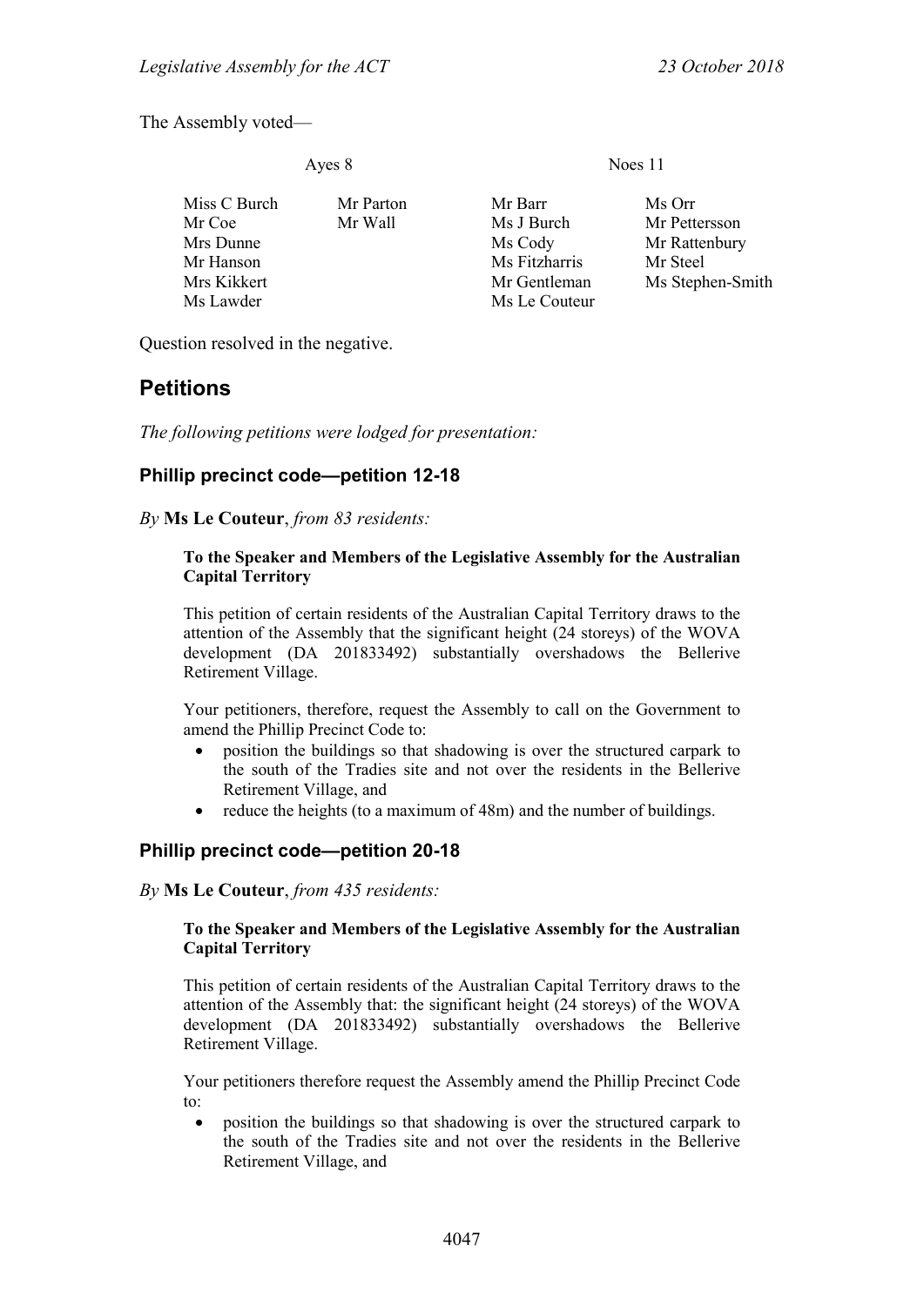The Assembly voted—

| Ayes 8 | | Noes 11 | |
|---|---|---|---|
| Miss C Burch | Mr Parton | Mr Barr | Ms Orr |
| Mr Coe | Mr Wall | Ms J Burch | Mr Pettersson |
| Mrs Dunne | | Ms Cody | Mr Rattenbury |
| Mr Hanson | | Ms Fitzharris | Mr Steel |
| Mrs Kikkert | | Mr Gentleman | Ms Stephen-Smith |
| Ms Lawder | | Ms Le Couteur | |

Question resolved in the negative.

# Petitions

*The following petitions were lodged for presentation:*

## Phillip precinct code—petition 12-18

*By* **Ms Le Couteur**, *from 83 residents:*

> **To the Speaker and Members of the Legislative Assembly for the Australian Capital Territory**
>
> This petition of certain residents of the Australian Capital Territory draws to the attention of the Assembly that the significant height (24 storeys) of the WOVA development (DA 201833492) substantially overshadows the Bellerive Retirement Village.
>
> Your petitioners, therefore, request the Assembly to call on the Government to amend the Phillip Precinct Code to:
>
> - position the buildings so that shadowing is over the structured carpark to the south of the Tradies site and not over the residents in the Bellerive Retirement Village, and
> - reduce the heights (to a maximum of 48m) and the number of buildings.

## Phillip precinct code—petition 20-18

*By* **Ms Le Couteur**, *from 435 residents:*

> **To the Speaker and Members of the Legislative Assembly for the Australian Capital Territory**
>
> This petition of certain residents of the Australian Capital Territory draws to the attention of the Assembly that: the significant height (24 storeys) of the WOVA development (DA 201833492) substantially overshadows the Bellerive Retirement Village.
>
> Your petitioners therefore request the Assembly amend the Phillip Precinct Code to:
>
> - position the buildings so that shadowing is over the structured carpark to the south of the Tradies site and not over the residents in the Bellerive Retirement Village, and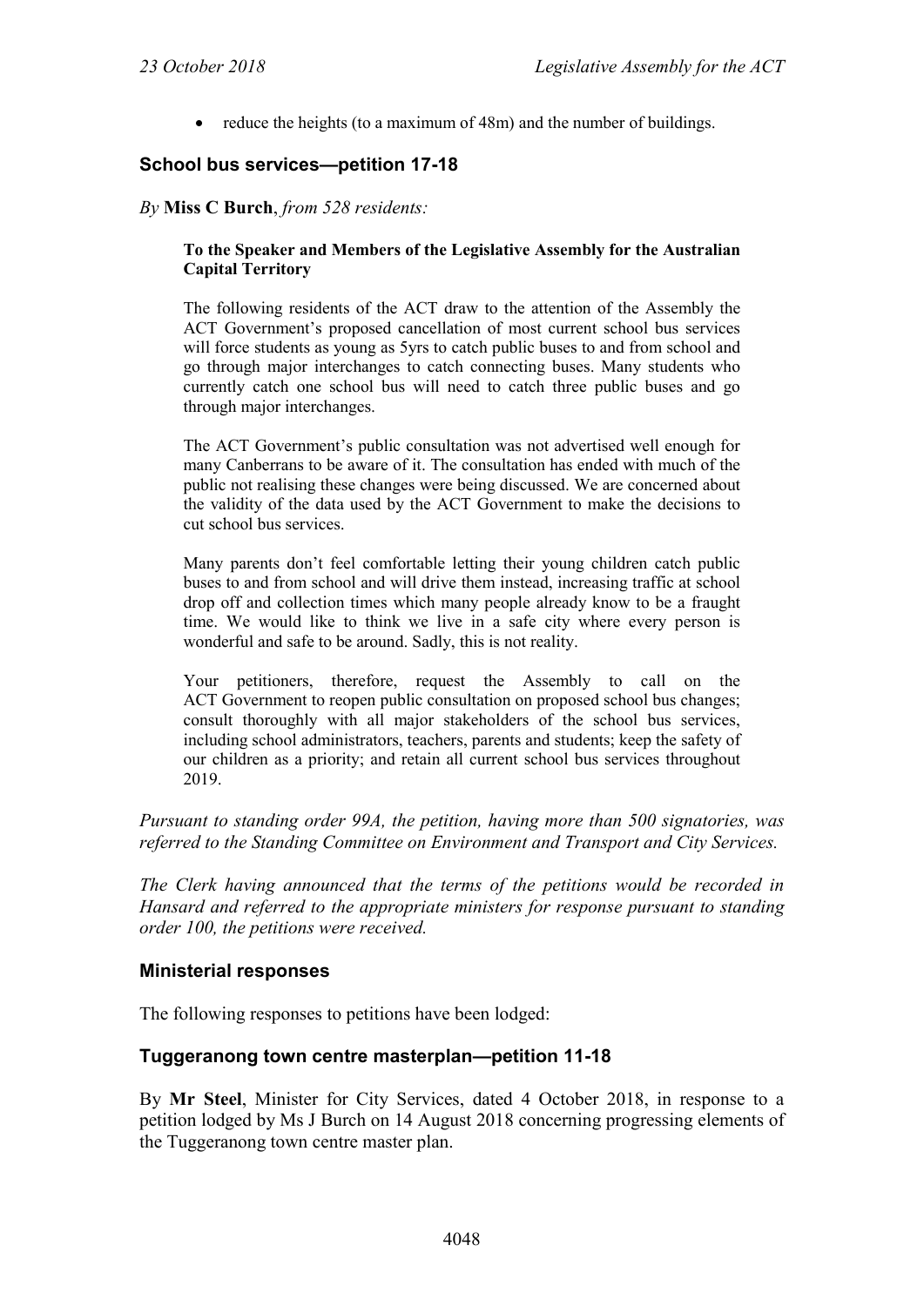- reduce the heights (to a maximum of 48m) and the number of buildings.

### School bus services—petition 17-18

*By* **Miss C Burch**, *from 528 residents:*

> **To the Speaker and Members of the Legislative Assembly for the Australian Capital Territory**
>
> The following residents of the ACT draw to the attention of the Assembly the ACT Government's proposed cancellation of most current school bus services will force students as young as 5yrs to catch public buses to and from school and go through major interchanges to catch connecting buses. Many students who currently catch one school bus will need to catch three public buses and go through major interchanges.
>
> The ACT Government's public consultation was not advertised well enough for many Canberrans to be aware of it. The consultation has ended with much of the public not realising these changes were being discussed. We are concerned about the validity of the data used by the ACT Government to make the decisions to cut school bus services.
>
> Many parents don't feel comfortable letting their young children catch public buses to and from school and will drive them instead, increasing traffic at school drop off and collection times which many people already know to be a fraught time. We would like to think we live in a safe city where every person is wonderful and safe to be around. Sadly, this is not reality.
>
> Your petitioners, therefore, request the Assembly to call on the ACT Government to reopen public consultation on proposed school bus changes; consult thoroughly with all major stakeholders of the school bus services, including school administrators, teachers, parents and students; keep the safety of our children as a priority; and retain all current school bus services throughout 2019.

*Pursuant to standing order 99A, the petition, having more than 500 signatories, was referred to the Standing Committee on Environment and Transport and City Services.*

*The Clerk having announced that the terms of the petitions would be recorded in Hansard and referred to the appropriate ministers for response pursuant to standing order 100, the petitions were received.*

### Ministerial responses

The following responses to petitions have been lodged:

### Tuggeranong town centre masterplan—petition 11-18

By **Mr Steel**, Minister for City Services, dated 4 October 2018, in response to a petition lodged by Ms J Burch on 14 August 2018 concerning progressing elements of the Tuggeranong town centre master plan.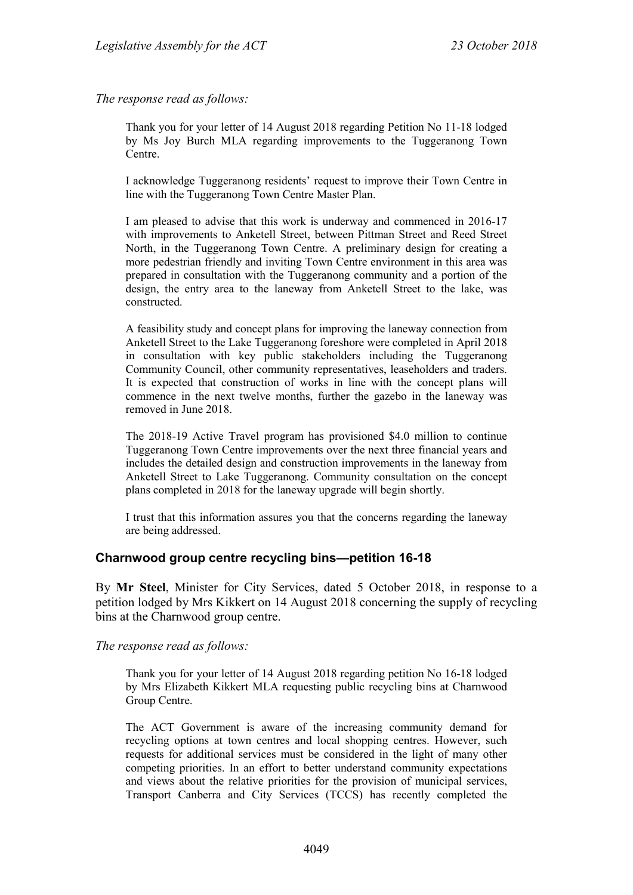*The response read as follows:*

> Thank you for your letter of 14 August 2018 regarding Petition No 11-18 lodged by Ms Joy Burch MLA regarding improvements to the Tuggeranong Town Centre.
>
> I acknowledge Tuggeranong residents' request to improve their Town Centre in line with the Tuggeranong Town Centre Master Plan.
>
> I am pleased to advise that this work is underway and commenced in 2016-17 with improvements to Anketell Street, between Pittman Street and Reed Street North, in the Tuggeranong Town Centre. A preliminary design for creating a more pedestrian friendly and inviting Town Centre environment in this area was prepared in consultation with the Tuggeranong community and a portion of the design, the entry area to the laneway from Anketell Street to the lake, was constructed.
>
> A feasibility study and concept plans for improving the laneway connection from Anketell Street to the Lake Tuggeranong foreshore were completed in April 2018 in consultation with key public stakeholders including the Tuggeranong Community Council, other community representatives, leaseholders and traders. It is expected that construction of works in line with the concept plans will commence in the next twelve months, further the gazebo in the laneway was removed in June 2018.
>
> The 2018-19 Active Travel program has provisioned $4.0 million to continue Tuggeranong Town Centre improvements over the next three financial years and includes the detailed design and construction improvements in the laneway from Anketell Street to Lake Tuggeranong. Community consultation on the concept plans completed in 2018 for the laneway upgrade will begin shortly.
>
> I trust that this information assures you that the concerns regarding the laneway are being addressed.

## Charnwood group centre recycling bins—petition 16-18

By **Mr Steel**, Minister for City Services, dated 5 October 2018, in response to a petition lodged by Mrs Kikkert on 14 August 2018 concerning the supply of recycling bins at the Charnwood group centre.

*The response read as follows:*

> Thank you for your letter of 14 August 2018 regarding petition No 16-18 lodged by Mrs Elizabeth Kikkert MLA requesting public recycling bins at Charnwood Group Centre.
>
> The ACT Government is aware of the increasing community demand for recycling options at town centres and local shopping centres. However, such requests for additional services must be considered in the light of many other competing priorities. In an effort to better understand community expectations and views about the relative priorities for the provision of municipal services, Transport Canberra and City Services (TCCS) has recently completed the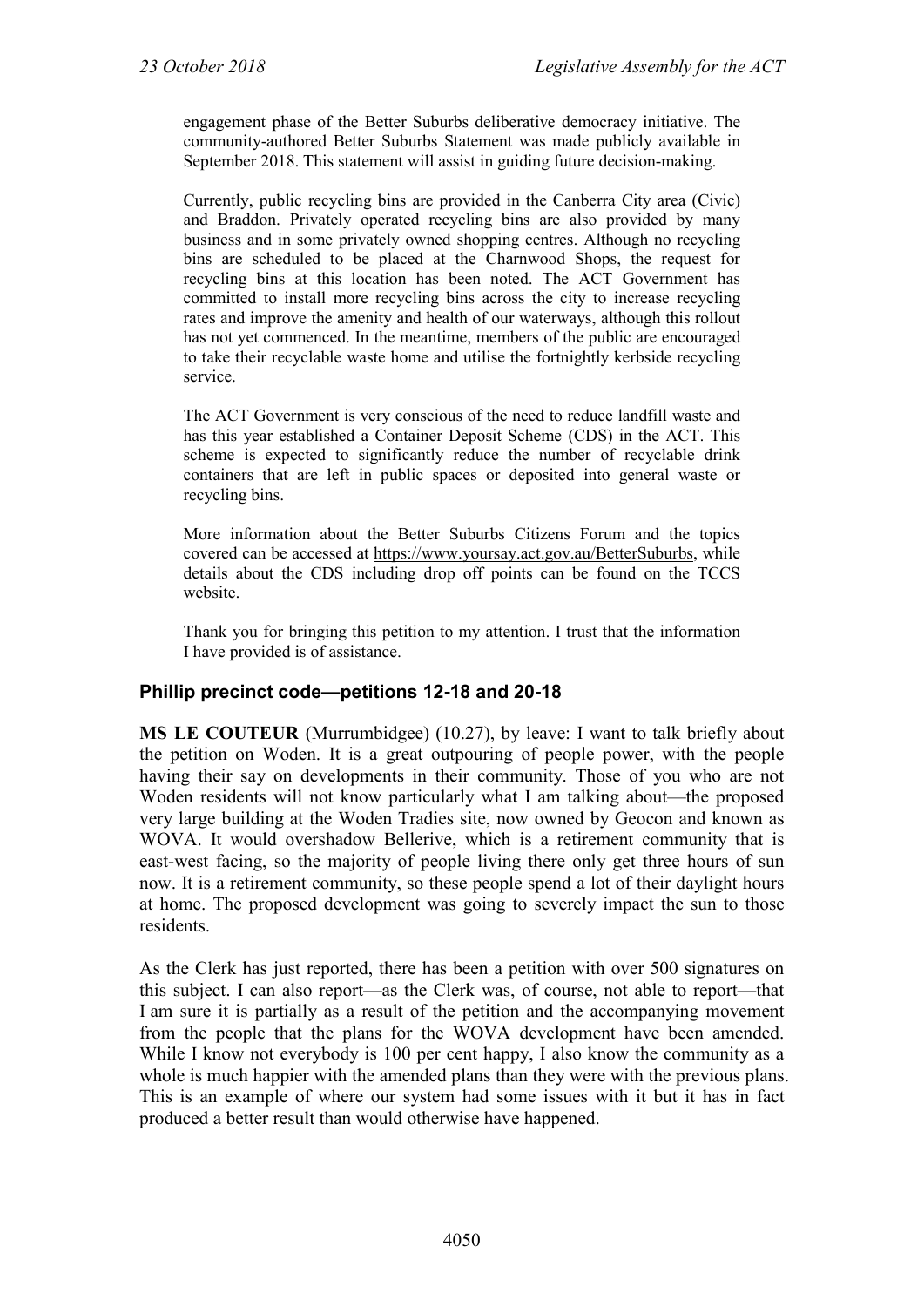engagement phase of the Better Suburbs deliberative democracy initiative. The community-authored Better Suburbs Statement was made publicly available in September 2018. This statement will assist in guiding future decision-making.

Currently, public recycling bins are provided in the Canberra City area (Civic) and Braddon. Privately operated recycling bins are also provided by many business and in some privately owned shopping centres. Although no recycling bins are scheduled to be placed at the Charnwood Shops, the request for recycling bins at this location has been noted. The ACT Government has committed to install more recycling bins across the city to increase recycling rates and improve the amenity and health of our waterways, although this rollout has not yet commenced. In the meantime, members of the public are encouraged to take their recyclable waste home and utilise the fortnightly kerbside recycling service.

The ACT Government is very conscious of the need to reduce landfill waste and has this year established a Container Deposit Scheme (CDS) in the ACT. This scheme is expected to significantly reduce the number of recyclable drink containers that are left in public spaces or deposited into general waste or recycling bins.

More information about the Better Suburbs Citizens Forum and the topics covered can be accessed at https://www.yoursay.act.gov.au/BetterSuburbs, while details about the CDS including drop off points can be found on the TCCS website.

Thank you for bringing this petition to my attention. I trust that the information I have provided is of assistance.

## Phillip precinct code—petitions 12-18 and 20-18

**MS LE COUTEUR** (Murrumbidgee) (10.27), by leave: I want to talk briefly about the petition on Woden. It is a great outpouring of people power, with the people having their say on developments in their community. Those of you who are not Woden residents will not know particularly what I am talking about—the proposed very large building at the Woden Tradies site, now owned by Geocon and known as WOVA. It would overshadow Bellerive, which is a retirement community that is east-west facing, so the majority of people living there only get three hours of sun now. It is a retirement community, so these people spend a lot of their daylight hours at home. The proposed development was going to severely impact the sun to those residents.

As the Clerk has just reported, there has been a petition with over 500 signatures on this subject. I can also report—as the Clerk was, of course, not able to report—that I am sure it is partially as a result of the petition and the accompanying movement from the people that the plans for the WOVA development have been amended. While I know not everybody is 100 per cent happy, I also know the community as a whole is much happier with the amended plans than they were with the previous plans. This is an example of where our system had some issues with it but it has in fact produced a better result than would otherwise have happened.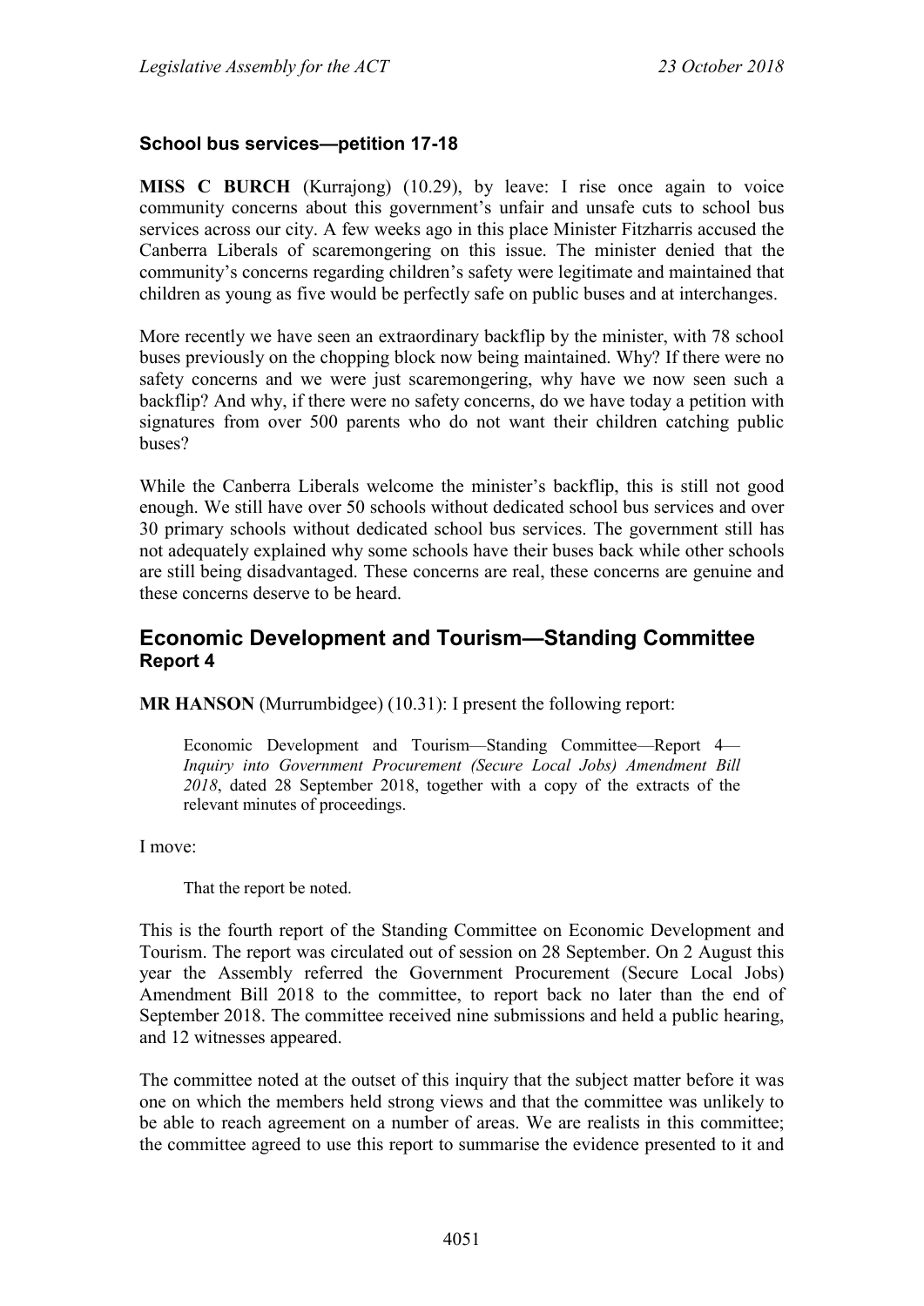### School bus services—petition 17-18

**MISS C BURCH** (Kurrajong) (10.29), by leave: I rise once again to voice community concerns about this government's unfair and unsafe cuts to school bus services across our city. A few weeks ago in this place Minister Fitzharris accused the Canberra Liberals of scaremongering on this issue. The minister denied that the community's concerns regarding children's safety were legitimate and maintained that children as young as five would be perfectly safe on public buses and at interchanges.

More recently we have seen an extraordinary backflip by the minister, with 78 school buses previously on the chopping block now being maintained. Why? If there were no safety concerns and we were just scaremongering, why have we now seen such a backflip? And why, if there were no safety concerns, do we have today a petition with signatures from over 500 parents who do not want their children catching public buses?

While the Canberra Liberals welcome the minister's backflip, this is still not good enough. We still have over 50 schools without dedicated school bus services and over 30 primary schools without dedicated school bus services. The government still has not adequately explained why some schools have their buses back while other schools are still being disadvantaged. These concerns are real, these concerns are genuine and these concerns deserve to be heard.

## Economic Development and Tourism—Standing Committee
### Report 4

**MR HANSON** (Murrumbidgee) (10.31): I present the following report:

> Economic Development and Tourism—Standing Committee—Report 4—*Inquiry into Government Procurement (Secure Local Jobs) Amendment Bill 2018*, dated 28 September 2018, together with a copy of the extracts of the relevant minutes of proceedings.

I move:

> That the report be noted.

This is the fourth report of the Standing Committee on Economic Development and Tourism. The report was circulated out of session on 28 September. On 2 August this year the Assembly referred the Government Procurement (Secure Local Jobs) Amendment Bill 2018 to the committee, to report back no later than the end of September 2018. The committee received nine submissions and held a public hearing, and 12 witnesses appeared.

The committee noted at the outset of this inquiry that the subject matter before it was one on which the members held strong views and that the committee was unlikely to be able to reach agreement on a number of areas. We are realists in this committee; the committee agreed to use this report to summarise the evidence presented to it and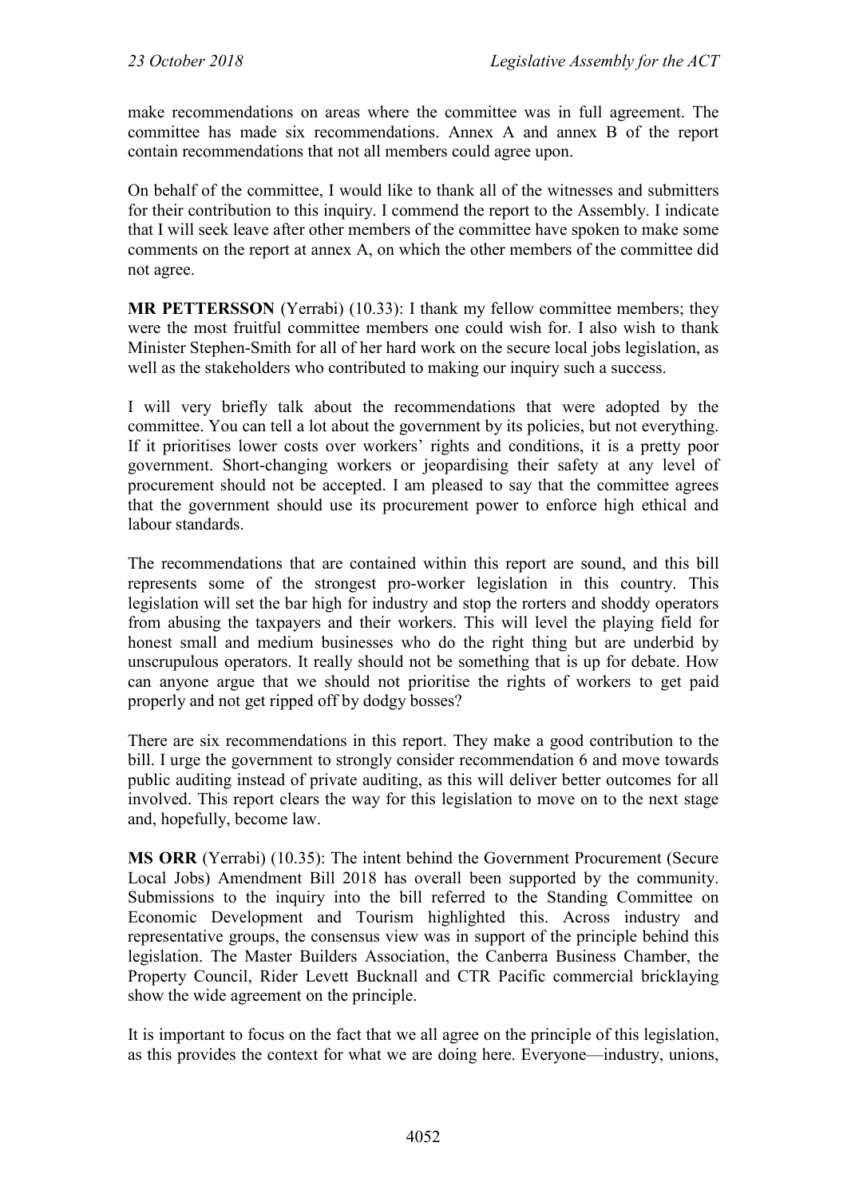make recommendations on areas where the committee was in full agreement. The committee has made six recommendations. Annex A and annex B of the report contain recommendations that not all members could agree upon.

On behalf of the committee, I would like to thank all of the witnesses and submitters for their contribution to this inquiry. I commend the report to the Assembly. I indicate that I will seek leave after other members of the committee have spoken to make some comments on the report at annex A, on which the other members of the committee did not agree.

**MR PETTERSSON** (Yerrabi) (10.33): I thank my fellow committee members; they were the most fruitful committee members one could wish for. I also wish to thank Minister Stephen-Smith for all of her hard work on the secure local jobs legislation, as well as the stakeholders who contributed to making our inquiry such a success.

I will very briefly talk about the recommendations that were adopted by the committee. You can tell a lot about the government by its policies, but not everything. If it prioritises lower costs over workers' rights and conditions, it is a pretty poor government. Short-changing workers or jeopardising their safety at any level of procurement should not be accepted. I am pleased to say that the committee agrees that the government should use its procurement power to enforce high ethical and labour standards.

The recommendations that are contained within this report are sound, and this bill represents some of the strongest pro-worker legislation in this country. This legislation will set the bar high for industry and stop the rorters and shoddy operators from abusing the taxpayers and their workers. This will level the playing field for honest small and medium businesses who do the right thing but are underbid by unscrupulous operators. It really should not be something that is up for debate. How can anyone argue that we should not prioritise the rights of workers to get paid properly and not get ripped off by dodgy bosses?

There are six recommendations in this report. They make a good contribution to the bill. I urge the government to strongly consider recommendation 6 and move towards public auditing instead of private auditing, as this will deliver better outcomes for all involved. This report clears the way for this legislation to move on to the next stage and, hopefully, become law.

**MS ORR** (Yerrabi) (10.35): The intent behind the Government Procurement (Secure Local Jobs) Amendment Bill 2018 has overall been supported by the community. Submissions to the inquiry into the bill referred to the Standing Committee on Economic Development and Tourism highlighted this. Across industry and representative groups, the consensus view was in support of the principle behind this legislation. The Master Builders Association, the Canberra Business Chamber, the Property Council, Rider Levett Bucknall and CTR Pacific commercial bricklaying show the wide agreement on the principle.

It is important to focus on the fact that we all agree on the principle of this legislation, as this provides the context for what we are doing here. Everyone—industry, unions,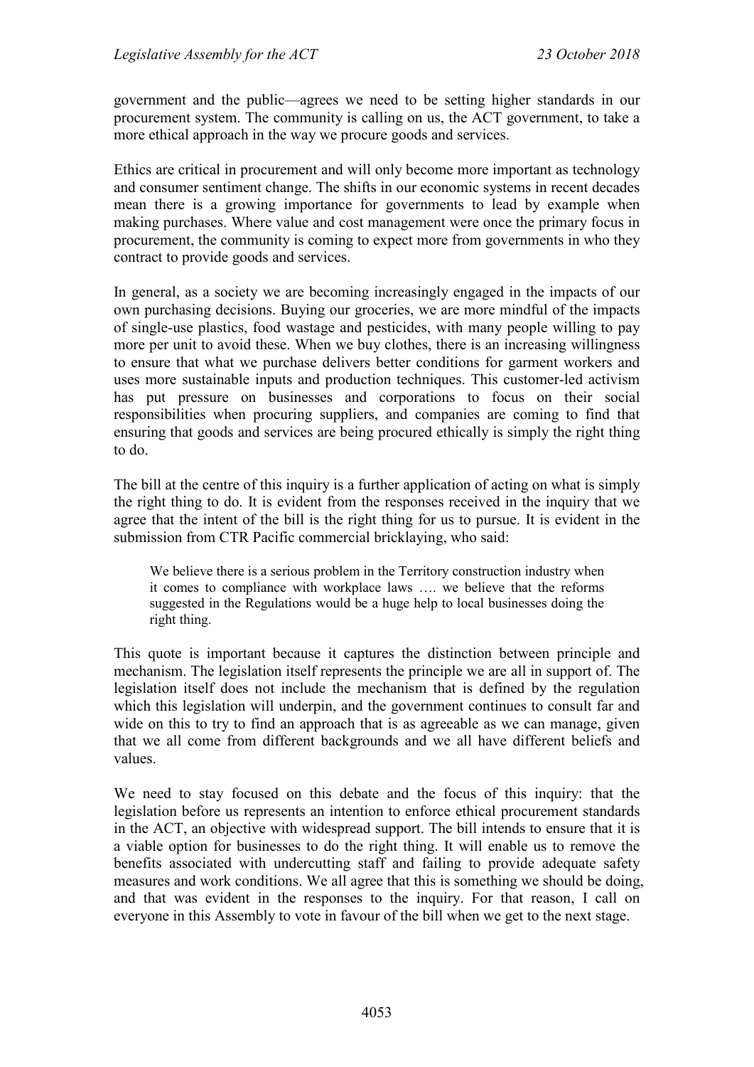government and the public—agrees we need to be setting higher standards in our procurement system. The community is calling on us, the ACT government, to take a more ethical approach in the way we procure goods and services.

Ethics are critical in procurement and will only become more important as technology and consumer sentiment change. The shifts in our economic systems in recent decades mean there is a growing importance for governments to lead by example when making purchases. Where value and cost management were once the primary focus in procurement, the community is coming to expect more from governments in who they contract to provide goods and services.

In general, as a society we are becoming increasingly engaged in the impacts of our own purchasing decisions. Buying our groceries, we are more mindful of the impacts of single-use plastics, food wastage and pesticides, with many people willing to pay more per unit to avoid these. When we buy clothes, there is an increasing willingness to ensure that what we purchase delivers better conditions for garment workers and uses more sustainable inputs and production techniques. This customer-led activism has put pressure on businesses and corporations to focus on their social responsibilities when procuring suppliers, and companies are coming to find that ensuring that goods and services are being procured ethically is simply the right thing to do.

The bill at the centre of this inquiry is a further application of acting on what is simply the right thing to do. It is evident from the responses received in the inquiry that we agree that the intent of the bill is the right thing for us to pursue. It is evident in the submission from CTR Pacific commercial bricklaying, who said:

> We believe there is a serious problem in the Territory construction industry when it comes to compliance with workplace laws …. we believe that the reforms suggested in the Regulations would be a huge help to local businesses doing the right thing.

This quote is important because it captures the distinction between principle and mechanism. The legislation itself represents the principle we are all in support of. The legislation itself does not include the mechanism that is defined by the regulation which this legislation will underpin, and the government continues to consult far and wide on this to try to find an approach that is as agreeable as we can manage, given that we all come from different backgrounds and we all have different beliefs and values.

We need to stay focused on this debate and the focus of this inquiry: that the legislation before us represents an intention to enforce ethical procurement standards in the ACT, an objective with widespread support. The bill intends to ensure that it is a viable option for businesses to do the right thing. It will enable us to remove the benefits associated with undercutting staff and failing to provide adequate safety measures and work conditions. We all agree that this is something we should be doing, and that was evident in the responses to the inquiry. For that reason, I call on everyone in this Assembly to vote in favour of the bill when we get to the next stage.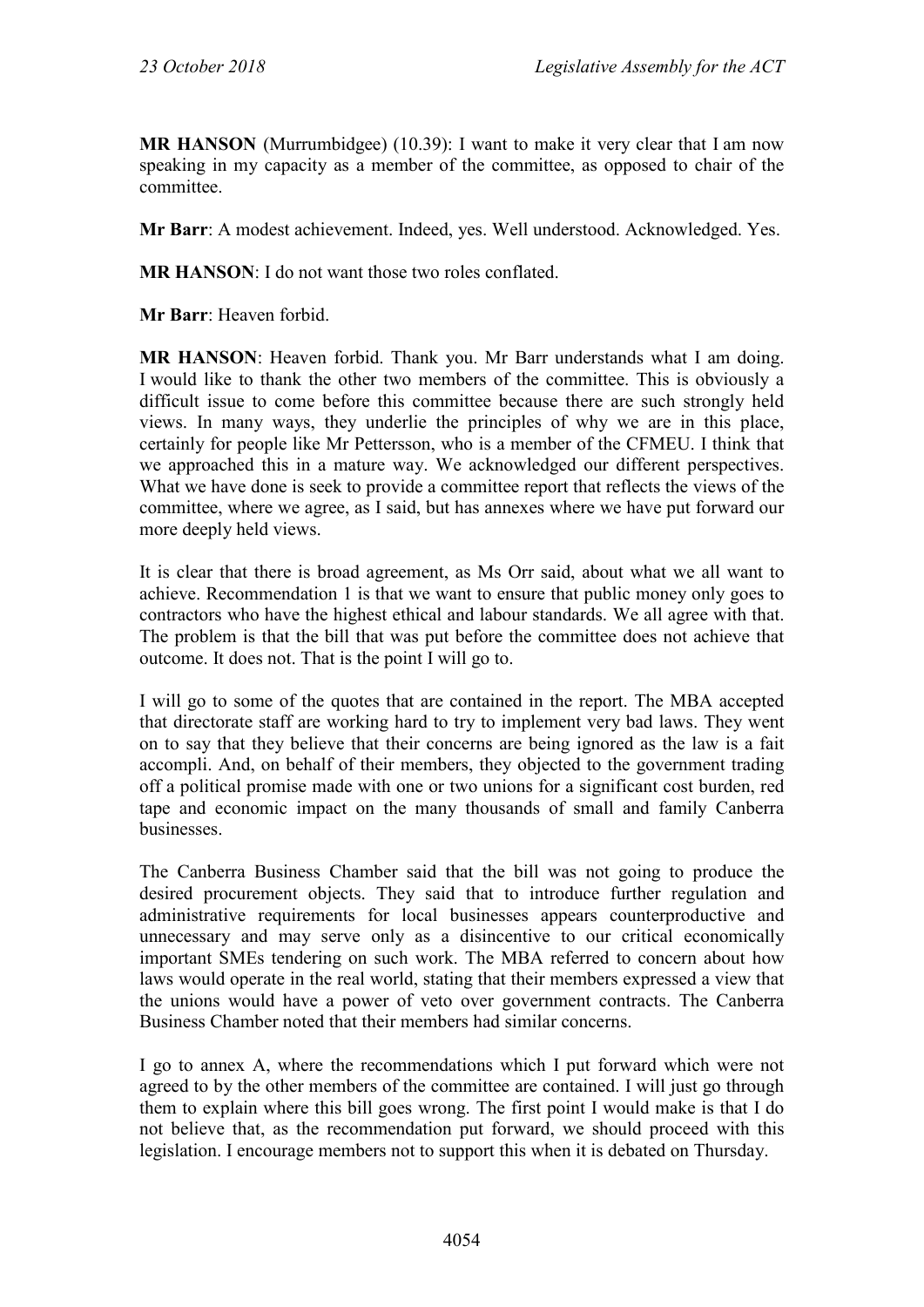**MR HANSON** (Murrumbidgee) (10.39): I want to make it very clear that I am now speaking in my capacity as a member of the committee, as opposed to chair of the committee.

**Mr Barr**: A modest achievement. Indeed, yes. Well understood. Acknowledged. Yes.

**MR HANSON**: I do not want those two roles conflated.

**Mr Barr**: Heaven forbid.

**MR HANSON**: Heaven forbid. Thank you. Mr Barr understands what I am doing. I would like to thank the other two members of the committee. This is obviously a difficult issue to come before this committee because there are such strongly held views. In many ways, they underlie the principles of why we are in this place, certainly for people like Mr Pettersson, who is a member of the CFMEU. I think that we approached this in a mature way. We acknowledged our different perspectives. What we have done is seek to provide a committee report that reflects the views of the committee, where we agree, as I said, but has annexes where we have put forward our more deeply held views.

It is clear that there is broad agreement, as Ms Orr said, about what we all want to achieve. Recommendation 1 is that we want to ensure that public money only goes to contractors who have the highest ethical and labour standards. We all agree with that. The problem is that the bill that was put before the committee does not achieve that outcome. It does not. That is the point I will go to.

I will go to some of the quotes that are contained in the report. The MBA accepted that directorate staff are working hard to try to implement very bad laws. They went on to say that they believe that their concerns are being ignored as the law is a fait accompli. And, on behalf of their members, they objected to the government trading off a political promise made with one or two unions for a significant cost burden, red tape and economic impact on the many thousands of small and family Canberra businesses.

The Canberra Business Chamber said that the bill was not going to produce the desired procurement objects. They said that to introduce further regulation and administrative requirements for local businesses appears counterproductive and unnecessary and may serve only as a disincentive to our critical economically important SMEs tendering on such work. The MBA referred to concern about how laws would operate in the real world, stating that their members expressed a view that the unions would have a power of veto over government contracts. The Canberra Business Chamber noted that their members had similar concerns.

I go to annex A, where the recommendations which I put forward which were not agreed to by the other members of the committee are contained. I will just go through them to explain where this bill goes wrong. The first point I would make is that I do not believe that, as the recommendation put forward, we should proceed with this legislation. I encourage members not to support this when it is debated on Thursday.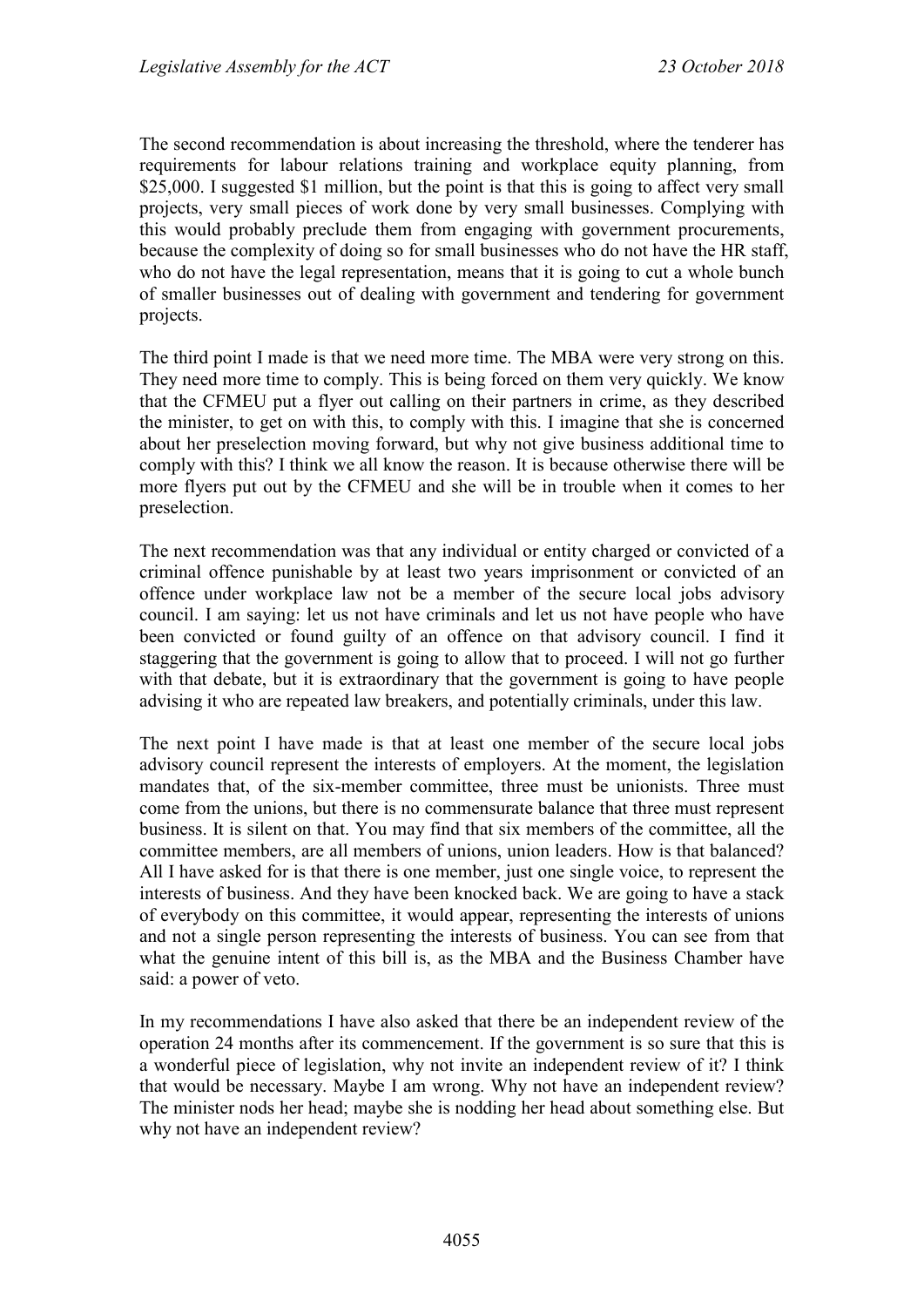The second recommendation is about increasing the threshold, where the tenderer has requirements for labour relations training and workplace equity planning, from $25,000. I suggested $1 million, but the point is that this is going to affect very small projects, very small pieces of work done by very small businesses. Complying with this would probably preclude them from engaging with government procurements, because the complexity of doing so for small businesses who do not have the HR staff, who do not have the legal representation, means that it is going to cut a whole bunch of smaller businesses out of dealing with government and tendering for government projects.

The third point I made is that we need more time. The MBA were very strong on this. They need more time to comply. This is being forced on them very quickly. We know that the CFMEU put a flyer out calling on their partners in crime, as they described the minister, to get on with this, to comply with this. I imagine that she is concerned about her preselection moving forward, but why not give business additional time to comply with this? I think we all know the reason. It is because otherwise there will be more flyers put out by the CFMEU and she will be in trouble when it comes to her preselection.

The next recommendation was that any individual or entity charged or convicted of a criminal offence punishable by at least two years imprisonment or convicted of an offence under workplace law not be a member of the secure local jobs advisory council. I am saying: let us not have criminals and let us not have people who have been convicted or found guilty of an offence on that advisory council. I find it staggering that the government is going to allow that to proceed. I will not go further with that debate, but it is extraordinary that the government is going to have people advising it who are repeated law breakers, and potentially criminals, under this law.

The next point I have made is that at least one member of the secure local jobs advisory council represent the interests of employers. At the moment, the legislation mandates that, of the six-member committee, three must be unionists. Three must come from the unions, but there is no commensurate balance that three must represent business. It is silent on that. You may find that six members of the committee, all the committee members, are all members of unions, union leaders. How is that balanced? All I have asked for is that there is one member, just one single voice, to represent the interests of business. And they have been knocked back. We are going to have a stack of everybody on this committee, it would appear, representing the interests of unions and not a single person representing the interests of business. You can see from that what the genuine intent of this bill is, as the MBA and the Business Chamber have said: a power of veto.

In my recommendations I have also asked that there be an independent review of the operation 24 months after its commencement. If the government is so sure that this is a wonderful piece of legislation, why not invite an independent review of it? I think that would be necessary. Maybe I am wrong. Why not have an independent review? The minister nods her head; maybe she is nodding her head about something else. But why not have an independent review?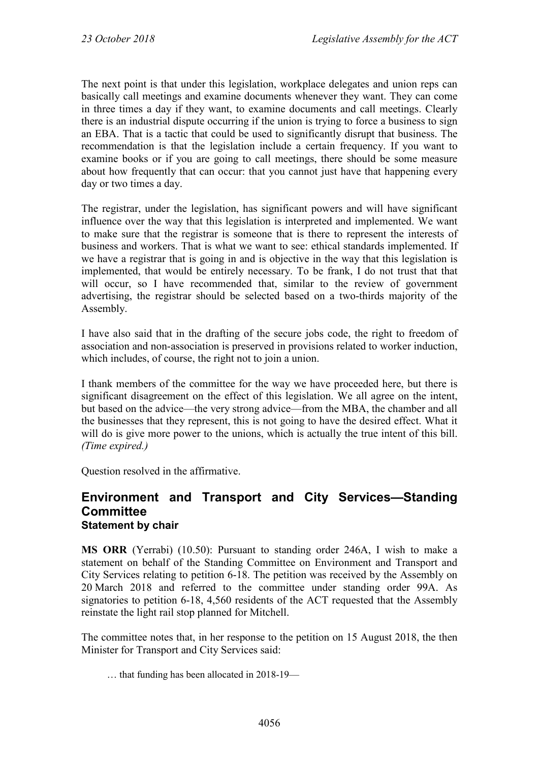The next point is that under this legislation, workplace delegates and union reps can basically call meetings and examine documents whenever they want. They can come in three times a day if they want, to examine documents and call meetings. Clearly there is an industrial dispute occurring if the union is trying to force a business to sign an EBA. That is a tactic that could be used to significantly disrupt that business. The recommendation is that the legislation include a certain frequency. If you want to examine books or if you are going to call meetings, there should be some measure about how frequently that can occur: that you cannot just have that happening every day or two times a day.

The registrar, under the legislation, has significant powers and will have significant influence over the way that this legislation is interpreted and implemented. We want to make sure that the registrar is someone that is there to represent the interests of business and workers. That is what we want to see: ethical standards implemented. If we have a registrar that is going in and is objective in the way that this legislation is implemented, that would be entirely necessary. To be frank, I do not trust that that will occur, so I have recommended that, similar to the review of government advertising, the registrar should be selected based on a two-thirds majority of the Assembly.

I have also said that in the drafting of the secure jobs code, the right to freedom of association and non-association is preserved in provisions related to worker induction, which includes, of course, the right not to join a union.

I thank members of the committee for the way we have proceeded here, but there is significant disagreement on the effect of this legislation. We all agree on the intent, but based on the advice—the very strong advice—from the MBA, the chamber and all the businesses that they represent, this is not going to have the desired effect. What it will do is give more power to the unions, which is actually the true intent of this bill. *(Time expired.)*

Question resolved in the affirmative.

## Environment and Transport and City Services—Standing Committee

### Statement by chair

**MS ORR** (Yerrabi) (10.50): Pursuant to standing order 246A, I wish to make a statement on behalf of the Standing Committee on Environment and Transport and City Services relating to petition 6-18. The petition was received by the Assembly on 20 March 2018 and referred to the committee under standing order 99A. As signatories to petition 6-18, 4,560 residents of the ACT requested that the Assembly reinstate the light rail stop planned for Mitchell.

The committee notes that, in her response to the petition on 15 August 2018, the then Minister for Transport and City Services said:

> … that funding has been allocated in 2018-19—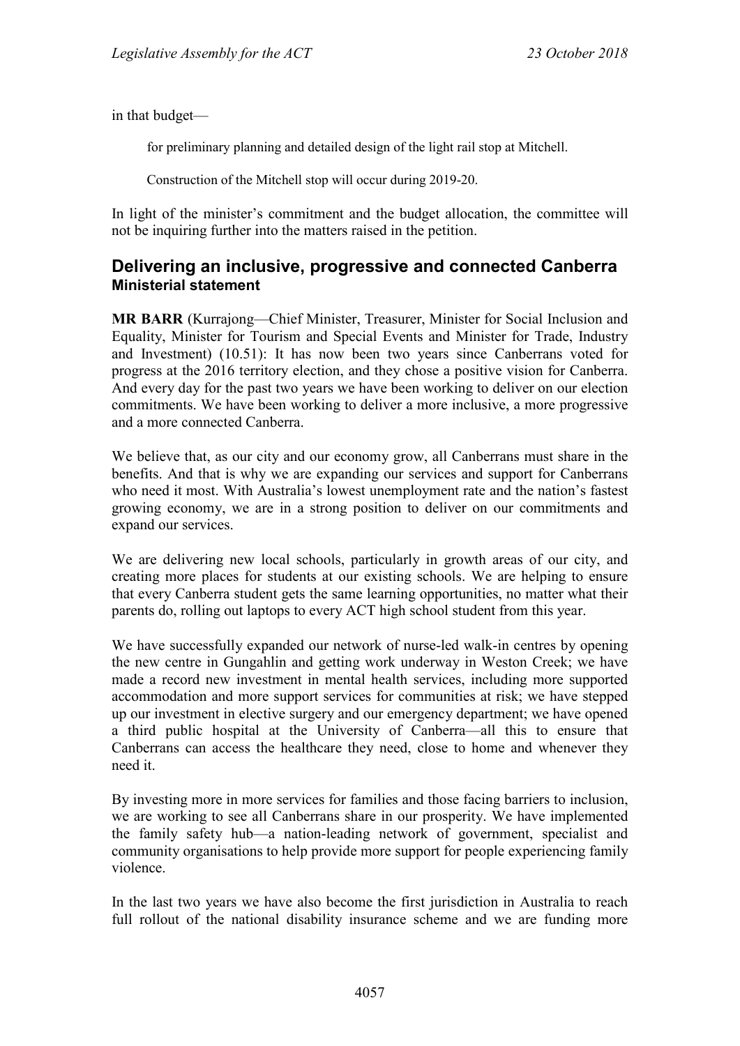in that budget—

> for preliminary planning and detailed design of the light rail stop at Mitchell.
>
> Construction of the Mitchell stop will occur during 2019-20.

In light of the minister's commitment and the budget allocation, the committee will not be inquiring further into the matters raised in the petition.

## Delivering an inclusive, progressive and connected Canberra

### Ministerial statement

**MR BARR** (Kurrajong—Chief Minister, Treasurer, Minister for Social Inclusion and Equality, Minister for Tourism and Special Events and Minister for Trade, Industry and Investment) (10.51): It has now been two years since Canberrans voted for progress at the 2016 territory election, and they chose a positive vision for Canberra. And every day for the past two years we have been working to deliver on our election commitments. We have been working to deliver a more inclusive, a more progressive and a more connected Canberra.

We believe that, as our city and our economy grow, all Canberrans must share in the benefits. And that is why we are expanding our services and support for Canberrans who need it most. With Australia's lowest unemployment rate and the nation's fastest growing economy, we are in a strong position to deliver on our commitments and expand our services.

We are delivering new local schools, particularly in growth areas of our city, and creating more places for students at our existing schools. We are helping to ensure that every Canberra student gets the same learning opportunities, no matter what their parents do, rolling out laptops to every ACT high school student from this year.

We have successfully expanded our network of nurse-led walk-in centres by opening the new centre in Gungahlin and getting work underway in Weston Creek; we have made a record new investment in mental health services, including more supported accommodation and more support services for communities at risk; we have stepped up our investment in elective surgery and our emergency department; we have opened a third public hospital at the University of Canberra—all this to ensure that Canberrans can access the healthcare they need, close to home and whenever they need it.

By investing more in more services for families and those facing barriers to inclusion, we are working to see all Canberrans share in our prosperity. We have implemented the family safety hub—a nation-leading network of government, specialist and community organisations to help provide more support for people experiencing family violence.

In the last two years we have also become the first jurisdiction in Australia to reach full rollout of the national disability insurance scheme and we are funding more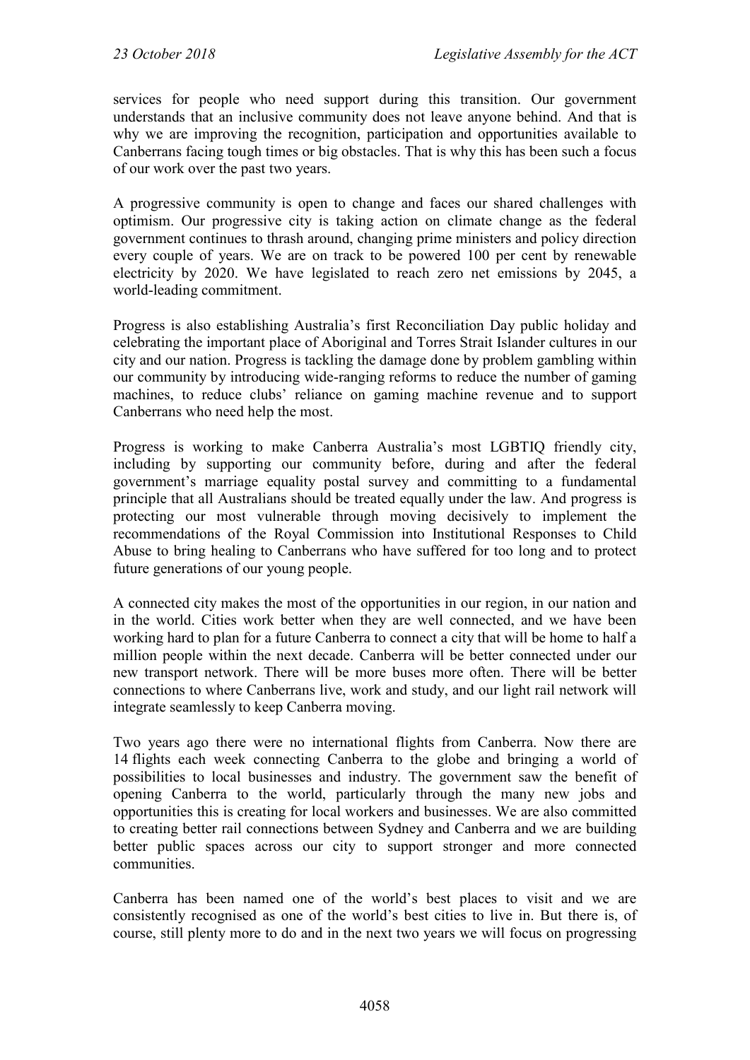services for people who need support during this transition. Our government understands that an inclusive community does not leave anyone behind. And that is why we are improving the recognition, participation and opportunities available to Canberrans facing tough times or big obstacles. That is why this has been such a focus of our work over the past two years.

A progressive community is open to change and faces our shared challenges with optimism. Our progressive city is taking action on climate change as the federal government continues to thrash around, changing prime ministers and policy direction every couple of years. We are on track to be powered 100 per cent by renewable electricity by 2020. We have legislated to reach zero net emissions by 2045, a world-leading commitment.

Progress is also establishing Australia's first Reconciliation Day public holiday and celebrating the important place of Aboriginal and Torres Strait Islander cultures in our city and our nation. Progress is tackling the damage done by problem gambling within our community by introducing wide-ranging reforms to reduce the number of gaming machines, to reduce clubs' reliance on gaming machine revenue and to support Canberrans who need help the most.

Progress is working to make Canberra Australia's most LGBTIQ friendly city, including by supporting our community before, during and after the federal government's marriage equality postal survey and committing to a fundamental principle that all Australians should be treated equally under the law. And progress is protecting our most vulnerable through moving decisively to implement the recommendations of the Royal Commission into Institutional Responses to Child Abuse to bring healing to Canberrans who have suffered for too long and to protect future generations of our young people.

A connected city makes the most of the opportunities in our region, in our nation and in the world. Cities work better when they are well connected, and we have been working hard to plan for a future Canberra to connect a city that will be home to half a million people within the next decade. Canberra will be better connected under our new transport network. There will be more buses more often. There will be better connections to where Canberrans live, work and study, and our light rail network will integrate seamlessly to keep Canberra moving.

Two years ago there were no international flights from Canberra. Now there are 14 flights each week connecting Canberra to the globe and bringing a world of possibilities to local businesses and industry. The government saw the benefit of opening Canberra to the world, particularly through the many new jobs and opportunities this is creating for local workers and businesses. We are also committed to creating better rail connections between Sydney and Canberra and we are building better public spaces across our city to support stronger and more connected communities.

Canberra has been named one of the world's best places to visit and we are consistently recognised as one of the world's best cities to live in. But there is, of course, still plenty more to do and in the next two years we will focus on progressing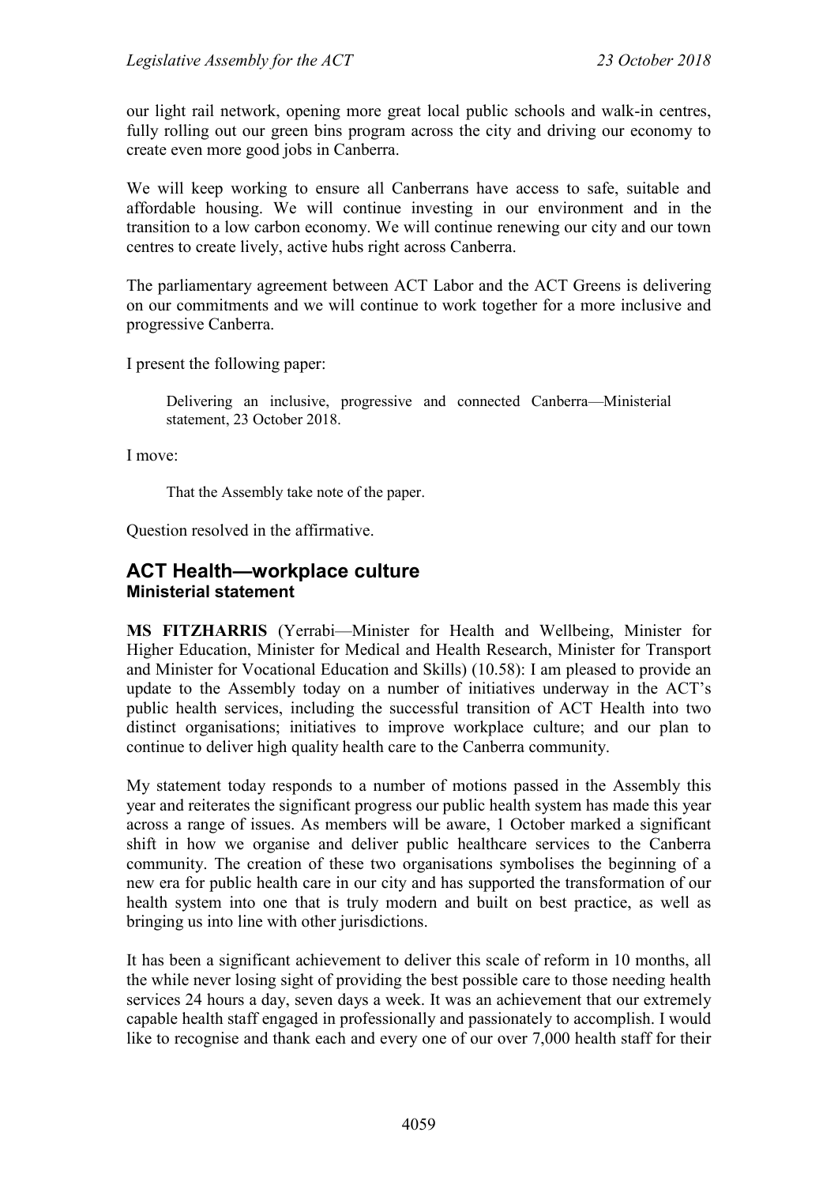our light rail network, opening more great local public schools and walk-in centres, fully rolling out our green bins program across the city and driving our economy to create even more good jobs in Canberra.

We will keep working to ensure all Canberrans have access to safe, suitable and affordable housing. We will continue investing in our environment and in the transition to a low carbon economy. We will continue renewing our city and our town centres to create lively, active hubs right across Canberra.

The parliamentary agreement between ACT Labor and the ACT Greens is delivering on our commitments and we will continue to work together for a more inclusive and progressive Canberra.

I present the following paper:

> Delivering an inclusive, progressive and connected Canberra—Ministerial statement, 23 October 2018.

I move:

> That the Assembly take note of the paper.

Question resolved in the affirmative.

## ACT Health—workplace culture
### Ministerial statement

**MS FITZHARRIS** (Yerrabi—Minister for Health and Wellbeing, Minister for Higher Education, Minister for Medical and Health Research, Minister for Transport and Minister for Vocational Education and Skills) (10.58): I am pleased to provide an update to the Assembly today on a number of initiatives underway in the ACT's public health services, including the successful transition of ACT Health into two distinct organisations; initiatives to improve workplace culture; and our plan to continue to deliver high quality health care to the Canberra community.

My statement today responds to a number of motions passed in the Assembly this year and reiterates the significant progress our public health system has made this year across a range of issues. As members will be aware, 1 October marked a significant shift in how we organise and deliver public healthcare services to the Canberra community. The creation of these two organisations symbolises the beginning of a new era for public health care in our city and has supported the transformation of our health system into one that is truly modern and built on best practice, as well as bringing us into line with other jurisdictions.

It has been a significant achievement to deliver this scale of reform in 10 months, all the while never losing sight of providing the best possible care to those needing health services 24 hours a day, seven days a week. It was an achievement that our extremely capable health staff engaged in professionally and passionately to accomplish. I would like to recognise and thank each and every one of our over 7,000 health staff for their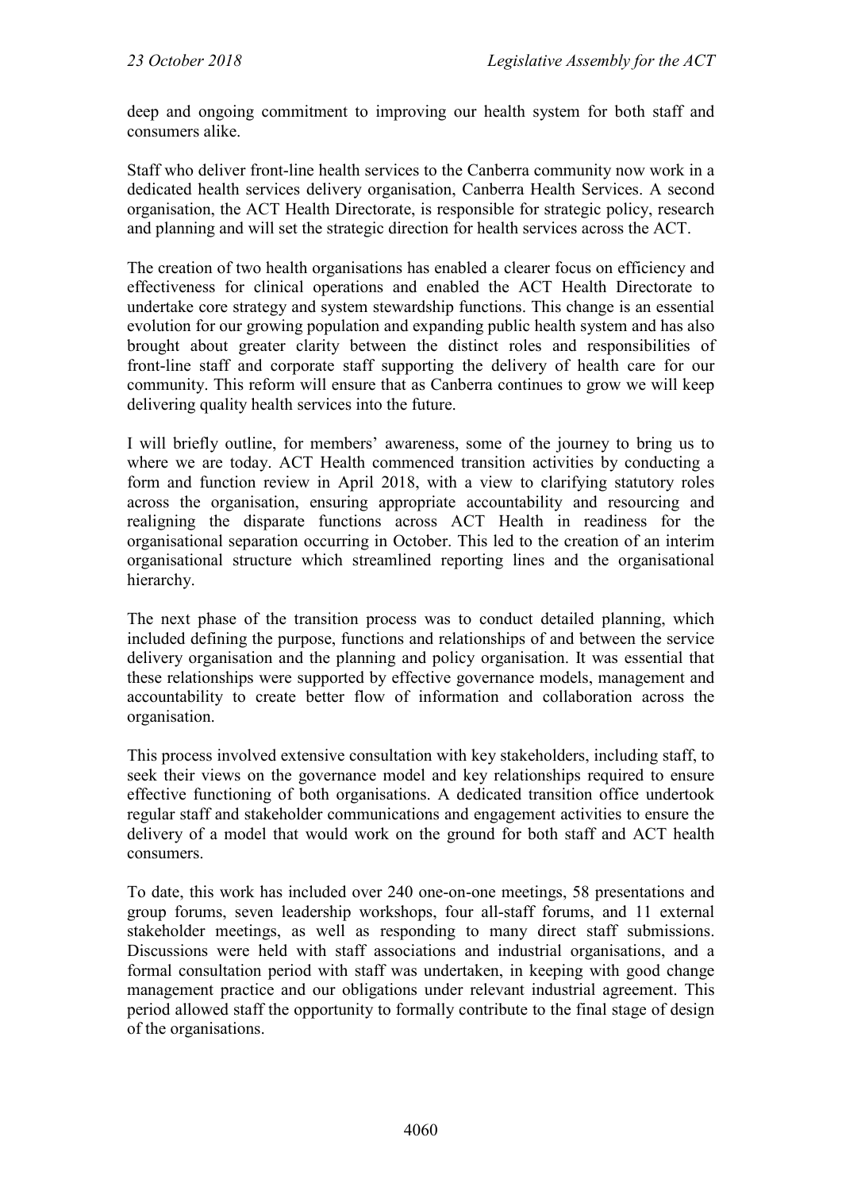deep and ongoing commitment to improving our health system for both staff and consumers alike.

Staff who deliver front-line health services to the Canberra community now work in a dedicated health services delivery organisation, Canberra Health Services. A second organisation, the ACT Health Directorate, is responsible for strategic policy, research and planning and will set the strategic direction for health services across the ACT.

The creation of two health organisations has enabled a clearer focus on efficiency and effectiveness for clinical operations and enabled the ACT Health Directorate to undertake core strategy and system stewardship functions. This change is an essential evolution for our growing population and expanding public health system and has also brought about greater clarity between the distinct roles and responsibilities of front-line staff and corporate staff supporting the delivery of health care for our community. This reform will ensure that as Canberra continues to grow we will keep delivering quality health services into the future.

I will briefly outline, for members' awareness, some of the journey to bring us to where we are today. ACT Health commenced transition activities by conducting a form and function review in April 2018, with a view to clarifying statutory roles across the organisation, ensuring appropriate accountability and resourcing and realigning the disparate functions across ACT Health in readiness for the organisational separation occurring in October. This led to the creation of an interim organisational structure which streamlined reporting lines and the organisational hierarchy.

The next phase of the transition process was to conduct detailed planning, which included defining the purpose, functions and relationships of and between the service delivery organisation and the planning and policy organisation. It was essential that these relationships were supported by effective governance models, management and accountability to create better flow of information and collaboration across the organisation.

This process involved extensive consultation with key stakeholders, including staff, to seek their views on the governance model and key relationships required to ensure effective functioning of both organisations. A dedicated transition office undertook regular staff and stakeholder communications and engagement activities to ensure the delivery of a model that would work on the ground for both staff and ACT health consumers.

To date, this work has included over 240 one-on-one meetings, 58 presentations and group forums, seven leadership workshops, four all-staff forums, and 11 external stakeholder meetings, as well as responding to many direct staff submissions. Discussions were held with staff associations and industrial organisations, and a formal consultation period with staff was undertaken, in keeping with good change management practice and our obligations under relevant industrial agreement. This period allowed staff the opportunity to formally contribute to the final stage of design of the organisations.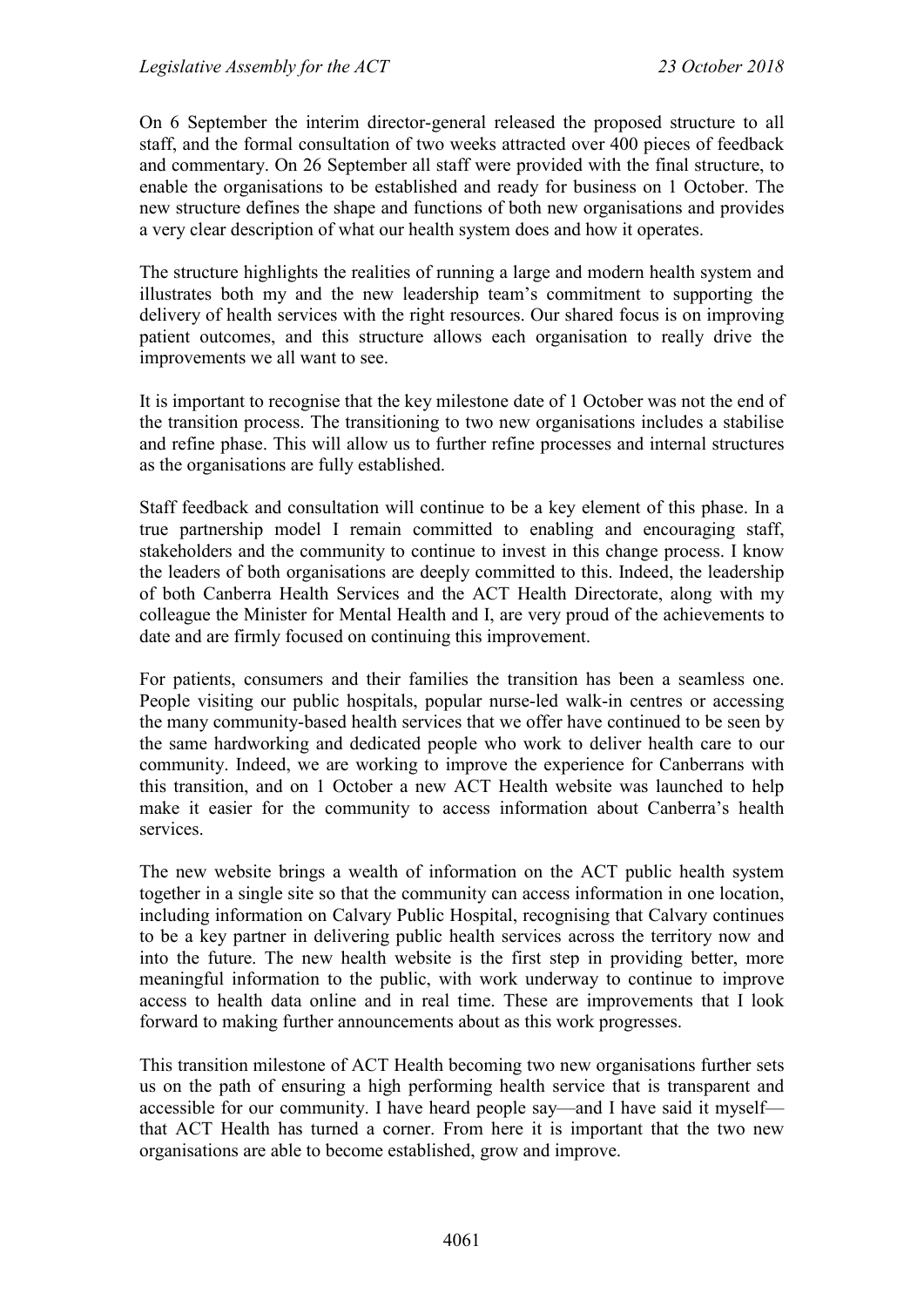On 6 September the interim director-general released the proposed structure to all staff, and the formal consultation of two weeks attracted over 400 pieces of feedback and commentary. On 26 September all staff were provided with the final structure, to enable the organisations to be established and ready for business on 1 October. The new structure defines the shape and functions of both new organisations and provides a very clear description of what our health system does and how it operates.

The structure highlights the realities of running a large and modern health system and illustrates both my and the new leadership team's commitment to supporting the delivery of health services with the right resources. Our shared focus is on improving patient outcomes, and this structure allows each organisation to really drive the improvements we all want to see.

It is important to recognise that the key milestone date of 1 October was not the end of the transition process. The transitioning to two new organisations includes a stabilise and refine phase. This will allow us to further refine processes and internal structures as the organisations are fully established.

Staff feedback and consultation will continue to be a key element of this phase. In a true partnership model I remain committed to enabling and encouraging staff, stakeholders and the community to continue to invest in this change process. I know the leaders of both organisations are deeply committed to this. Indeed, the leadership of both Canberra Health Services and the ACT Health Directorate, along with my colleague the Minister for Mental Health and I, are very proud of the achievements to date and are firmly focused on continuing this improvement.

For patients, consumers and their families the transition has been a seamless one. People visiting our public hospitals, popular nurse-led walk-in centres or accessing the many community-based health services that we offer have continued to be seen by the same hardworking and dedicated people who work to deliver health care to our community. Indeed, we are working to improve the experience for Canberrans with this transition, and on 1 October a new ACT Health website was launched to help make it easier for the community to access information about Canberra's health services.

The new website brings a wealth of information on the ACT public health system together in a single site so that the community can access information in one location, including information on Calvary Public Hospital, recognising that Calvary continues to be a key partner in delivering public health services across the territory now and into the future. The new health website is the first step in providing better, more meaningful information to the public, with work underway to continue to improve access to health data online and in real time. These are improvements that I look forward to making further announcements about as this work progresses.

This transition milestone of ACT Health becoming two new organisations further sets us on the path of ensuring a high performing health service that is transparent and accessible for our community. I have heard people say—and I have said it myself—that ACT Health has turned a corner. From here it is important that the two new organisations are able to become established, grow and improve.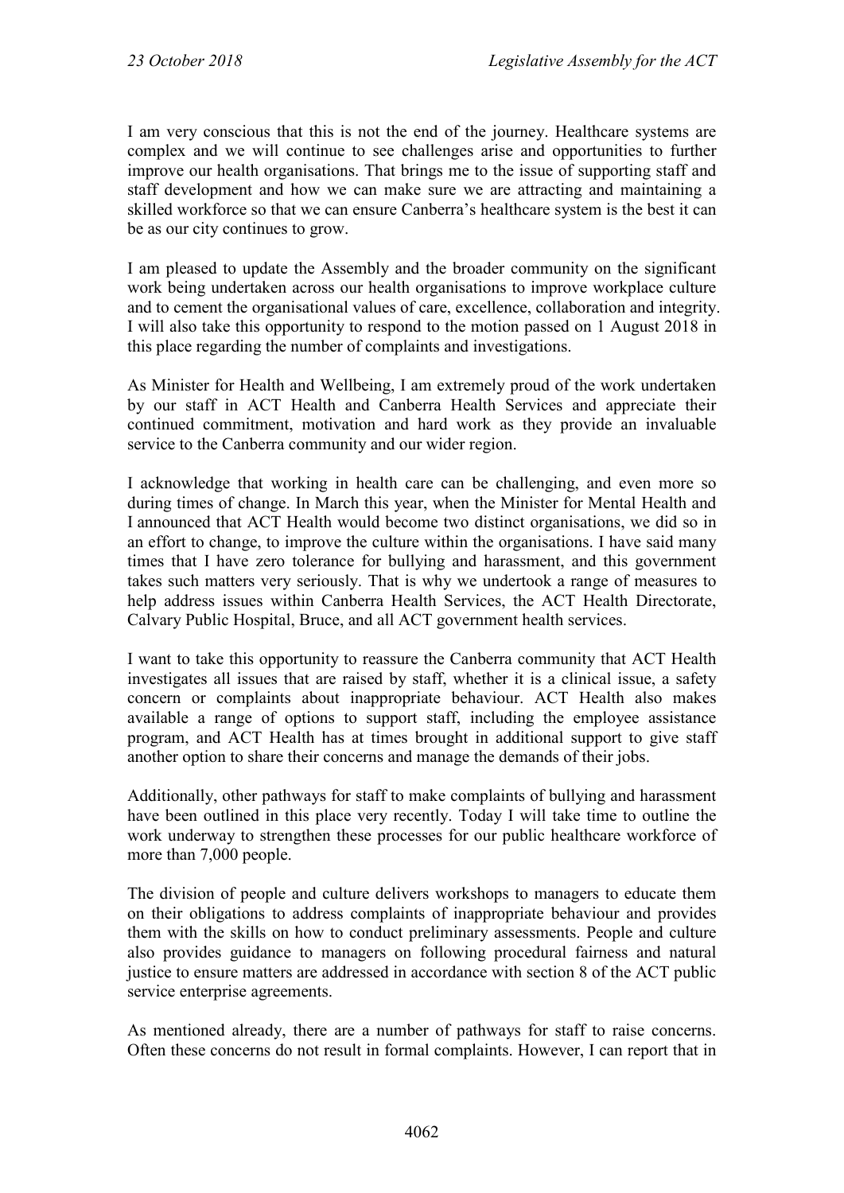I am very conscious that this is not the end of the journey. Healthcare systems are complex and we will continue to see challenges arise and opportunities to further improve our health organisations. That brings me to the issue of supporting staff and staff development and how we can make sure we are attracting and maintaining a skilled workforce so that we can ensure Canberra's healthcare system is the best it can be as our city continues to grow.

I am pleased to update the Assembly and the broader community on the significant work being undertaken across our health organisations to improve workplace culture and to cement the organisational values of care, excellence, collaboration and integrity. I will also take this opportunity to respond to the motion passed on 1 August 2018 in this place regarding the number of complaints and investigations.

As Minister for Health and Wellbeing, I am extremely proud of the work undertaken by our staff in ACT Health and Canberra Health Services and appreciate their continued commitment, motivation and hard work as they provide an invaluable service to the Canberra community and our wider region.

I acknowledge that working in health care can be challenging, and even more so during times of change. In March this year, when the Minister for Mental Health and I announced that ACT Health would become two distinct organisations, we did so in an effort to change, to improve the culture within the organisations. I have said many times that I have zero tolerance for bullying and harassment, and this government takes such matters very seriously. That is why we undertook a range of measures to help address issues within Canberra Health Services, the ACT Health Directorate, Calvary Public Hospital, Bruce, and all ACT government health services.

I want to take this opportunity to reassure the Canberra community that ACT Health investigates all issues that are raised by staff, whether it is a clinical issue, a safety concern or complaints about inappropriate behaviour. ACT Health also makes available a range of options to support staff, including the employee assistance program, and ACT Health has at times brought in additional support to give staff another option to share their concerns and manage the demands of their jobs.

Additionally, other pathways for staff to make complaints of bullying and harassment have been outlined in this place very recently. Today I will take time to outline the work underway to strengthen these processes for our public healthcare workforce of more than 7,000 people.

The division of people and culture delivers workshops to managers to educate them on their obligations to address complaints of inappropriate behaviour and provides them with the skills on how to conduct preliminary assessments. People and culture also provides guidance to managers on following procedural fairness and natural justice to ensure matters are addressed in accordance with section 8 of the ACT public service enterprise agreements.

As mentioned already, there are a number of pathways for staff to raise concerns. Often these concerns do not result in formal complaints. However, I can report that in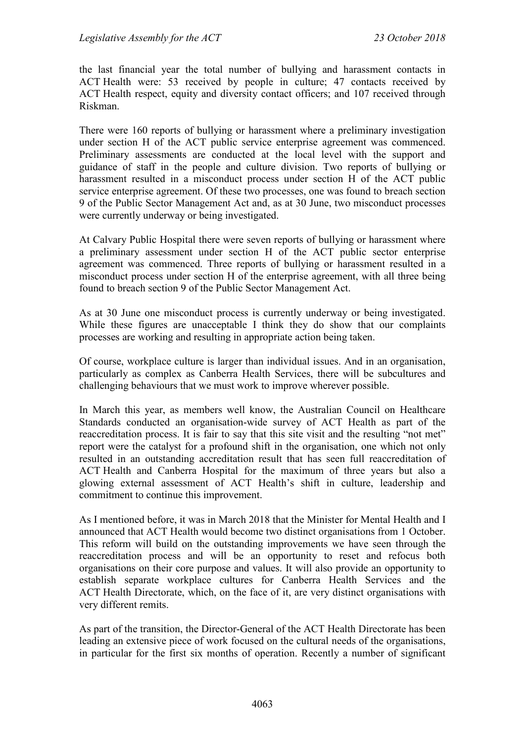the last financial year the total number of bullying and harassment contacts in ACT Health were: 53 received by people in culture; 47 contacts received by ACT Health respect, equity and diversity contact officers; and 107 received through Riskman.

There were 160 reports of bullying or harassment where a preliminary investigation under section H of the ACT public service enterprise agreement was commenced. Preliminary assessments are conducted at the local level with the support and guidance of staff in the people and culture division. Two reports of bullying or harassment resulted in a misconduct process under section H of the ACT public service enterprise agreement. Of these two processes, one was found to breach section 9 of the Public Sector Management Act and, as at 30 June, two misconduct processes were currently underway or being investigated.

At Calvary Public Hospital there were seven reports of bullying or harassment where a preliminary assessment under section H of the ACT public sector enterprise agreement was commenced. Three reports of bullying or harassment resulted in a misconduct process under section H of the enterprise agreement, with all three being found to breach section 9 of the Public Sector Management Act.

As at 30 June one misconduct process is currently underway or being investigated. While these figures are unacceptable I think they do show that our complaints processes are working and resulting in appropriate action being taken.

Of course, workplace culture is larger than individual issues. And in an organisation, particularly as complex as Canberra Health Services, there will be subcultures and challenging behaviours that we must work to improve wherever possible.

In March this year, as members well know, the Australian Council on Healthcare Standards conducted an organisation-wide survey of ACT Health as part of the reaccreditation process. It is fair to say that this site visit and the resulting "not met" report were the catalyst for a profound shift in the organisation, one which not only resulted in an outstanding accreditation result that has seen full reaccreditation of ACT Health and Canberra Hospital for the maximum of three years but also a glowing external assessment of ACT Health's shift in culture, leadership and commitment to continue this improvement.

As I mentioned before, it was in March 2018 that the Minister for Mental Health and I announced that ACT Health would become two distinct organisations from 1 October. This reform will build on the outstanding improvements we have seen through the reaccreditation process and will be an opportunity to reset and refocus both organisations on their core purpose and values. It will also provide an opportunity to establish separate workplace cultures for Canberra Health Services and the ACT Health Directorate, which, on the face of it, are very distinct organisations with very different remits.

As part of the transition, the Director-General of the ACT Health Directorate has been leading an extensive piece of work focused on the cultural needs of the organisations, in particular for the first six months of operation. Recently a number of significant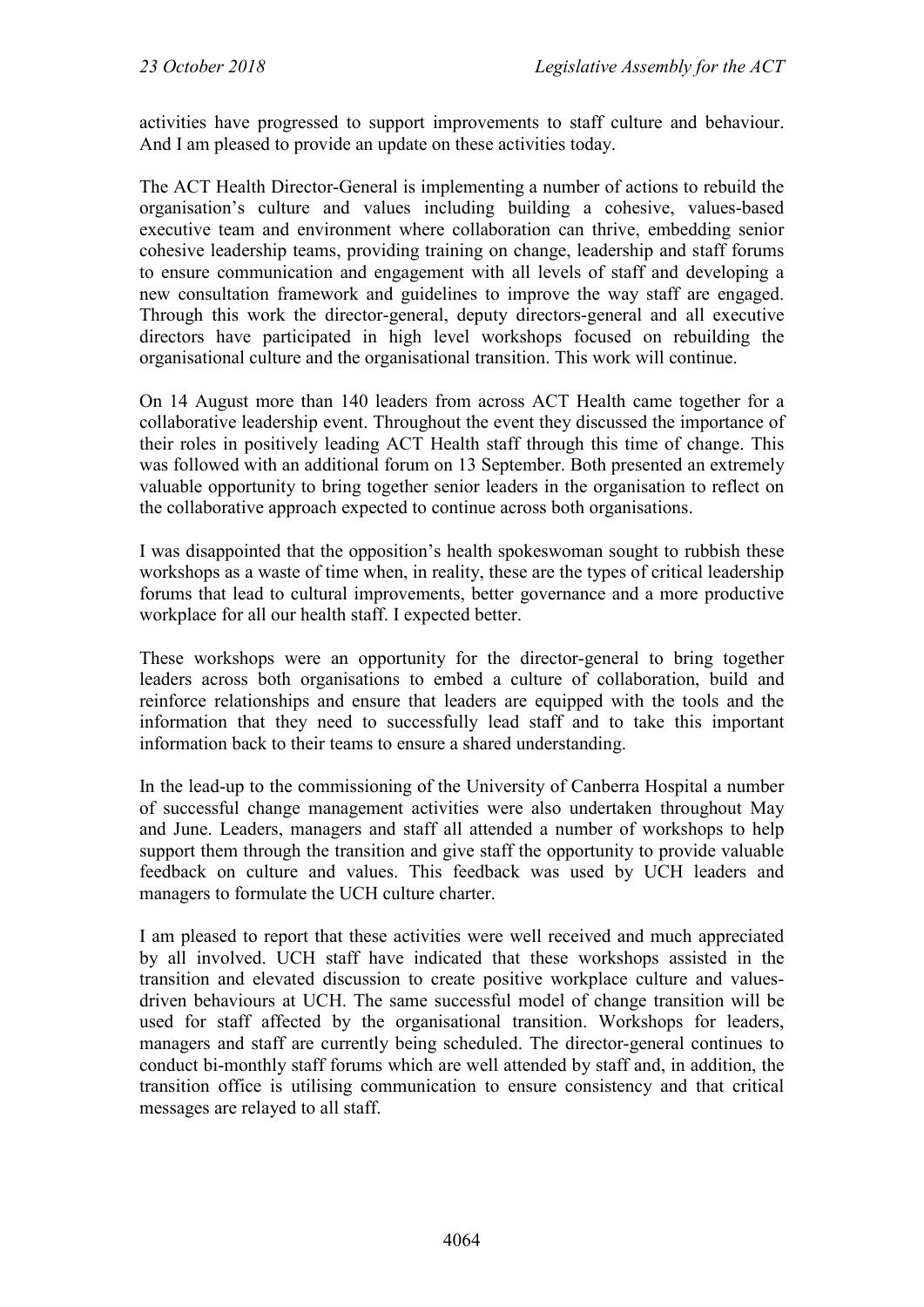activities have progressed to support improvements to staff culture and behaviour. And I am pleased to provide an update on these activities today.

The ACT Health Director-General is implementing a number of actions to rebuild the organisation's culture and values including building a cohesive, values-based executive team and environment where collaboration can thrive, embedding senior cohesive leadership teams, providing training on change, leadership and staff forums to ensure communication and engagement with all levels of staff and developing a new consultation framework and guidelines to improve the way staff are engaged. Through this work the director-general, deputy directors-general and all executive directors have participated in high level workshops focused on rebuilding the organisational culture and the organisational transition. This work will continue.

On 14 August more than 140 leaders from across ACT Health came together for a collaborative leadership event. Throughout the event they discussed the importance of their roles in positively leading ACT Health staff through this time of change. This was followed with an additional forum on 13 September. Both presented an extremely valuable opportunity to bring together senior leaders in the organisation to reflect on the collaborative approach expected to continue across both organisations.

I was disappointed that the opposition's health spokeswoman sought to rubbish these workshops as a waste of time when, in reality, these are the types of critical leadership forums that lead to cultural improvements, better governance and a more productive workplace for all our health staff. I expected better.

These workshops were an opportunity for the director-general to bring together leaders across both organisations to embed a culture of collaboration, build and reinforce relationships and ensure that leaders are equipped with the tools and the information that they need to successfully lead staff and to take this important information back to their teams to ensure a shared understanding.

In the lead-up to the commissioning of the University of Canberra Hospital a number of successful change management activities were also undertaken throughout May and June. Leaders, managers and staff all attended a number of workshops to help support them through the transition and give staff the opportunity to provide valuable feedback on culture and values. This feedback was used by UCH leaders and managers to formulate the UCH culture charter.

I am pleased to report that these activities were well received and much appreciated by all involved. UCH staff have indicated that these workshops assisted in the transition and elevated discussion to create positive workplace culture and values-driven behaviours at UCH. The same successful model of change transition will be used for staff affected by the organisational transition. Workshops for leaders, managers and staff are currently being scheduled. The director-general continues to conduct bi-monthly staff forums which are well attended by staff and, in addition, the transition office is utilising communication to ensure consistency and that critical messages are relayed to all staff.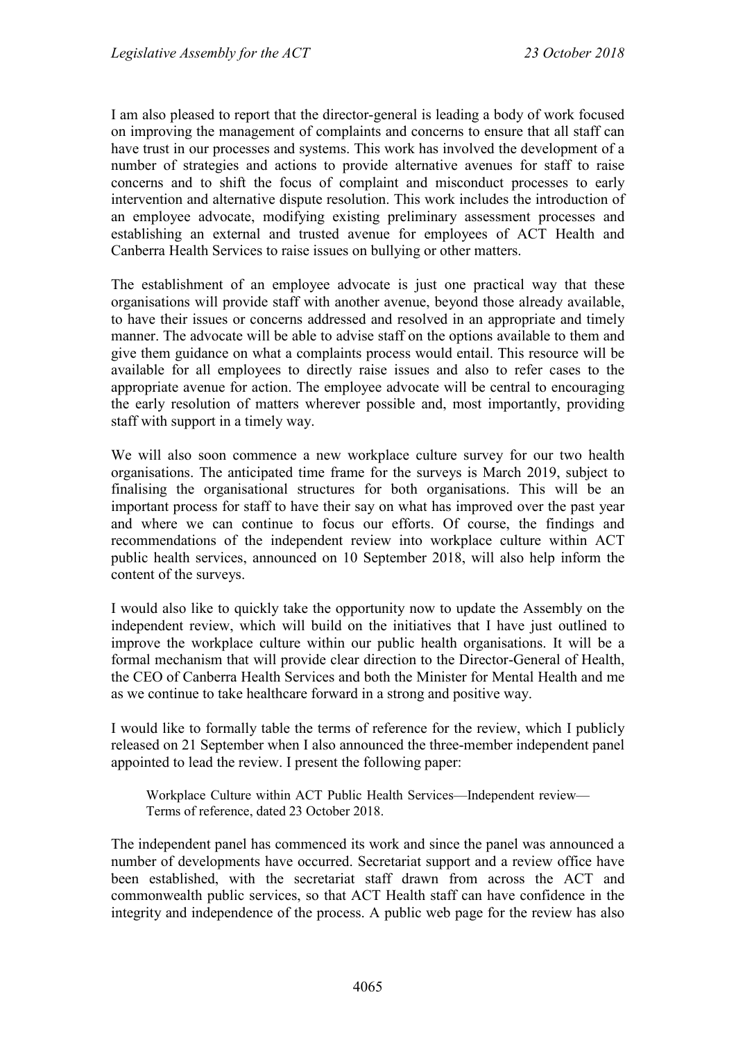I am also pleased to report that the director-general is leading a body of work focused on improving the management of complaints and concerns to ensure that all staff can have trust in our processes and systems. This work has involved the development of a number of strategies and actions to provide alternative avenues for staff to raise concerns and to shift the focus of complaint and misconduct processes to early intervention and alternative dispute resolution. This work includes the introduction of an employee advocate, modifying existing preliminary assessment processes and establishing an external and trusted avenue for employees of ACT Health and Canberra Health Services to raise issues on bullying or other matters.

The establishment of an employee advocate is just one practical way that these organisations will provide staff with another avenue, beyond those already available, to have their issues or concerns addressed and resolved in an appropriate and timely manner. The advocate will be able to advise staff on the options available to them and give them guidance on what a complaints process would entail. This resource will be available for all employees to directly raise issues and also to refer cases to the appropriate avenue for action. The employee advocate will be central to encouraging the early resolution of matters wherever possible and, most importantly, providing staff with support in a timely way.

We will also soon commence a new workplace culture survey for our two health organisations. The anticipated time frame for the surveys is March 2019, subject to finalising the organisational structures for both organisations. This will be an important process for staff to have their say on what has improved over the past year and where we can continue to focus our efforts. Of course, the findings and recommendations of the independent review into workplace culture within ACT public health services, announced on 10 September 2018, will also help inform the content of the surveys.

I would also like to quickly take the opportunity now to update the Assembly on the independent review, which will build on the initiatives that I have just outlined to improve the workplace culture within our public health organisations. It will be a formal mechanism that will provide clear direction to the Director-General of Health, the CEO of Canberra Health Services and both the Minister for Mental Health and me as we continue to take healthcare forward in a strong and positive way.

I would like to formally table the terms of reference for the review, which I publicly released on 21 September when I also announced the three-member independent panel appointed to lead the review. I present the following paper:

> Workplace Culture within ACT Public Health Services—Independent review—Terms of reference, dated 23 October 2018.

The independent panel has commenced its work and since the panel was announced a number of developments have occurred. Secretariat support and a review office have been established, with the secretariat staff drawn from across the ACT and commonwealth public services, so that ACT Health staff can have confidence in the integrity and independence of the process. A public web page for the review has also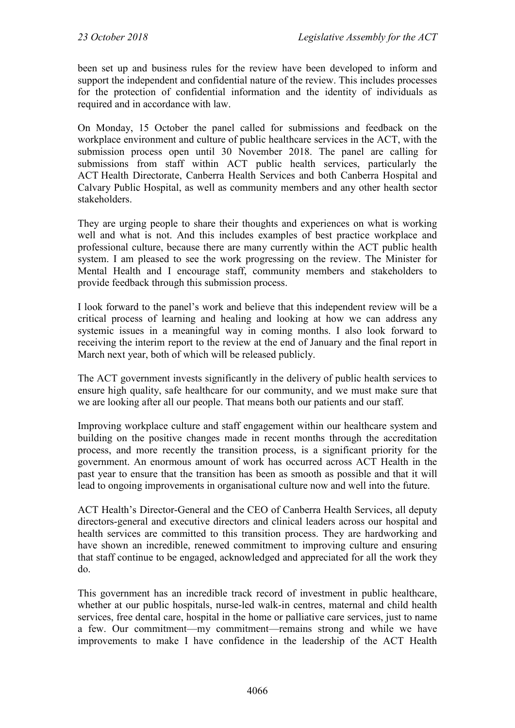been set up and business rules for the review have been developed to inform and support the independent and confidential nature of the review. This includes processes for the protection of confidential information and the identity of individuals as required and in accordance with law.

On Monday, 15 October the panel called for submissions and feedback on the workplace environment and culture of public healthcare services in the ACT, with the submission process open until 30 November 2018. The panel are calling for submissions from staff within ACT public health services, particularly the ACT Health Directorate, Canberra Health Services and both Canberra Hospital and Calvary Public Hospital, as well as community members and any other health sector stakeholders.

They are urging people to share their thoughts and experiences on what is working well and what is not. And this includes examples of best practice workplace and professional culture, because there are many currently within the ACT public health system. I am pleased to see the work progressing on the review. The Minister for Mental Health and I encourage staff, community members and stakeholders to provide feedback through this submission process.

I look forward to the panel's work and believe that this independent review will be a critical process of learning and healing and looking at how we can address any systemic issues in a meaningful way in coming months. I also look forward to receiving the interim report to the review at the end of January and the final report in March next year, both of which will be released publicly.

The ACT government invests significantly in the delivery of public health services to ensure high quality, safe healthcare for our community, and we must make sure that we are looking after all our people. That means both our patients and our staff.

Improving workplace culture and staff engagement within our healthcare system and building on the positive changes made in recent months through the accreditation process, and more recently the transition process, is a significant priority for the government. An enormous amount of work has occurred across ACT Health in the past year to ensure that the transition has been as smooth as possible and that it will lead to ongoing improvements in organisational culture now and well into the future.

ACT Health's Director-General and the CEO of Canberra Health Services, all deputy directors-general and executive directors and clinical leaders across our hospital and health services are committed to this transition process. They are hardworking and have shown an incredible, renewed commitment to improving culture and ensuring that staff continue to be engaged, acknowledged and appreciated for all the work they do.

This government has an incredible track record of investment in public healthcare, whether at our public hospitals, nurse-led walk-in centres, maternal and child health services, free dental care, hospital in the home or palliative care services, just to name a few. Our commitment—my commitment—remains strong and while we have improvements to make I have confidence in the leadership of the ACT Health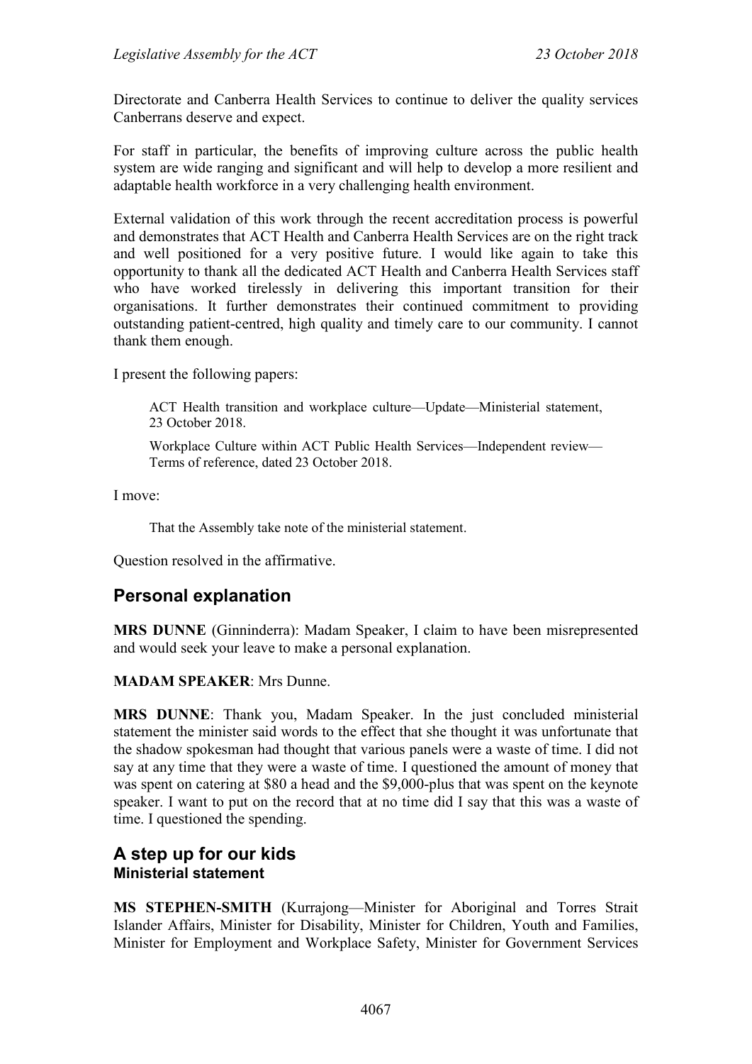Directorate and Canberra Health Services to continue to deliver the quality services Canberrans deserve and expect.

For staff in particular, the benefits of improving culture across the public health system are wide ranging and significant and will help to develop a more resilient and adaptable health workforce in a very challenging health environment.

External validation of this work through the recent accreditation process is powerful and demonstrates that ACT Health and Canberra Health Services are on the right track and well positioned for a very positive future. I would like again to take this opportunity to thank all the dedicated ACT Health and Canberra Health Services staff who have worked tirelessly in delivering this important transition for their organisations. It further demonstrates their continued commitment to providing outstanding patient-centred, high quality and timely care to our community. I cannot thank them enough.

I present the following papers:

> ACT Health transition and workplace culture—Update—Ministerial statement, 23 October 2018.
>
> Workplace Culture within ACT Public Health Services—Independent review—Terms of reference, dated 23 October 2018.

I move:

> That the Assembly take note of the ministerial statement.

Question resolved in the affirmative.

## Personal explanation

**MRS DUNNE** (Ginninderra): Madam Speaker, I claim to have been misrepresented and would seek your leave to make a personal explanation.

**MADAM SPEAKER**: Mrs Dunne.

**MRS DUNNE**: Thank you, Madam Speaker. In the just concluded ministerial statement the minister said words to the effect that she thought it was unfortunate that the shadow spokesman had thought that various panels were a waste of time. I did not say at any time that they were a waste of time. I questioned the amount of money that was spent on catering at $80 a head and the $9,000-plus that was spent on the keynote speaker. I want to put on the record that at no time did I say that this was a waste of time. I questioned the spending.

## A step up for our kids
### Ministerial statement

**MS STEPHEN-SMITH** (Kurrajong—Minister for Aboriginal and Torres Strait Islander Affairs, Minister for Disability, Minister for Children, Youth and Families, Minister for Employment and Workplace Safety, Minister for Government Services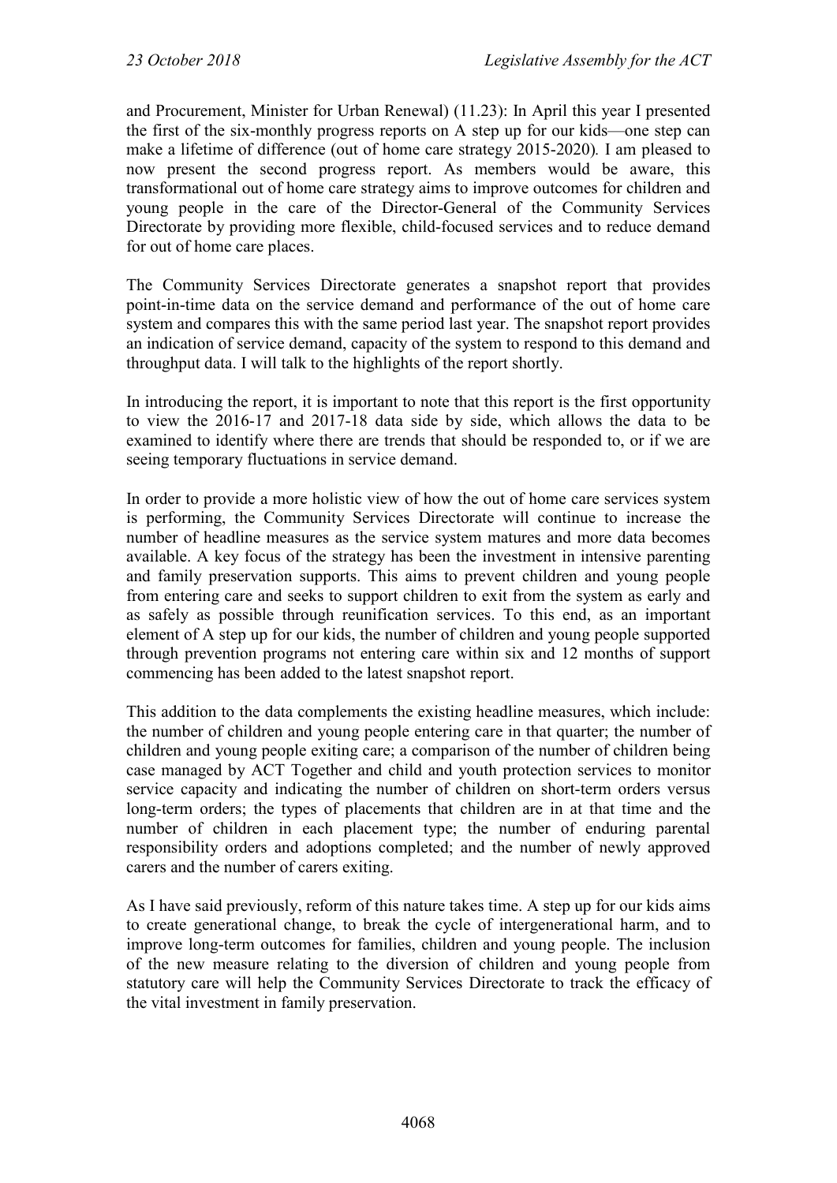and Procurement, Minister for Urban Renewal) (11.23): In April this year I presented the first of the six-monthly progress reports on A step up for our kids—one step can make a lifetime of difference (out of home care strategy 2015-2020)*.* I am pleased to now present the second progress report. As members would be aware, this transformational out of home care strategy aims to improve outcomes for children and young people in the care of the Director-General of the Community Services Directorate by providing more flexible, child-focused services and to reduce demand for out of home care places.

The Community Services Directorate generates a snapshot report that provides point-in-time data on the service demand and performance of the out of home care system and compares this with the same period last year. The snapshot report provides an indication of service demand, capacity of the system to respond to this demand and throughput data. I will talk to the highlights of the report shortly.

In introducing the report, it is important to note that this report is the first opportunity to view the 2016-17 and 2017-18 data side by side, which allows the data to be examined to identify where there are trends that should be responded to, or if we are seeing temporary fluctuations in service demand.

In order to provide a more holistic view of how the out of home care services system is performing, the Community Services Directorate will continue to increase the number of headline measures as the service system matures and more data becomes available. A key focus of the strategy has been the investment in intensive parenting and family preservation supports. This aims to prevent children and young people from entering care and seeks to support children to exit from the system as early and as safely as possible through reunification services. To this end, as an important element of A step up for our kids, the number of children and young people supported through prevention programs not entering care within six and 12 months of support commencing has been added to the latest snapshot report.

This addition to the data complements the existing headline measures, which include: the number of children and young people entering care in that quarter; the number of children and young people exiting care; a comparison of the number of children being case managed by ACT Together and child and youth protection services to monitor service capacity and indicating the number of children on short-term orders versus long-term orders; the types of placements that children are in at that time and the number of children in each placement type; the number of enduring parental responsibility orders and adoptions completed; and the number of newly approved carers and the number of carers exiting.

As I have said previously, reform of this nature takes time. A step up for our kids aims to create generational change, to break the cycle of intergenerational harm, and to improve long-term outcomes for families, children and young people. The inclusion of the new measure relating to the diversion of children and young people from statutory care will help the Community Services Directorate to track the efficacy of the vital investment in family preservation.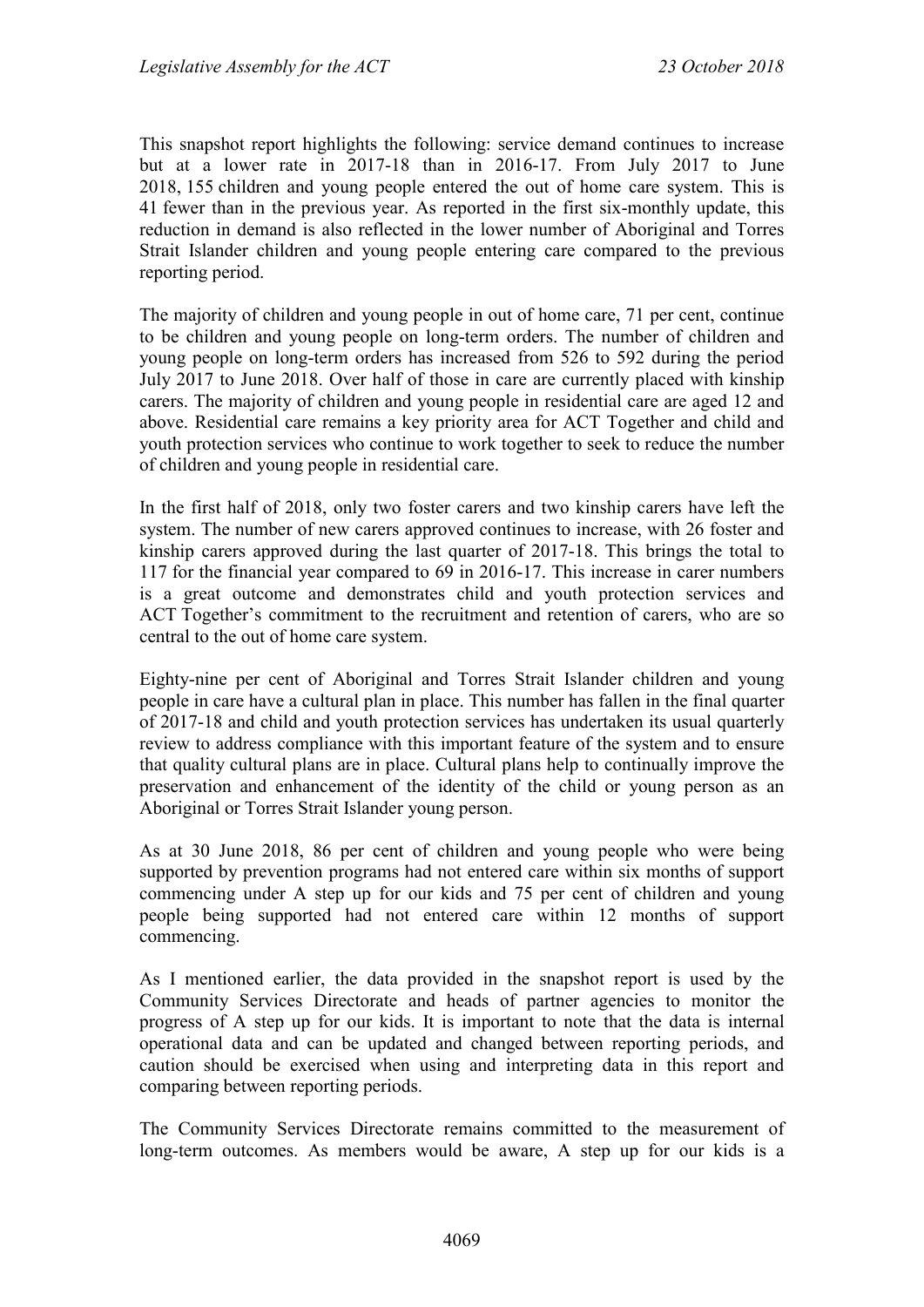This snapshot report highlights the following: service demand continues to increase but at a lower rate in 2017-18 than in 2016-17. From July 2017 to June 2018, 155 children and young people entered the out of home care system. This is 41 fewer than in the previous year. As reported in the first six-monthly update, this reduction in demand is also reflected in the lower number of Aboriginal and Torres Strait Islander children and young people entering care compared to the previous reporting period.

The majority of children and young people in out of home care, 71 per cent, continue to be children and young people on long-term orders. The number of children and young people on long-term orders has increased from 526 to 592 during the period July 2017 to June 2018. Over half of those in care are currently placed with kinship carers. The majority of children and young people in residential care are aged 12 and above. Residential care remains a key priority area for ACT Together and child and youth protection services who continue to work together to seek to reduce the number of children and young people in residential care.

In the first half of 2018, only two foster carers and two kinship carers have left the system. The number of new carers approved continues to increase, with 26 foster and kinship carers approved during the last quarter of 2017-18. This brings the total to 117 for the financial year compared to 69 in 2016-17. This increase in carer numbers is a great outcome and demonstrates child and youth protection services and ACT Together's commitment to the recruitment and retention of carers, who are so central to the out of home care system.

Eighty-nine per cent of Aboriginal and Torres Strait Islander children and young people in care have a cultural plan in place. This number has fallen in the final quarter of 2017-18 and child and youth protection services has undertaken its usual quarterly review to address compliance with this important feature of the system and to ensure that quality cultural plans are in place. Cultural plans help to continually improve the preservation and enhancement of the identity of the child or young person as an Aboriginal or Torres Strait Islander young person.

As at 30 June 2018, 86 per cent of children and young people who were being supported by prevention programs had not entered care within six months of support commencing under A step up for our kids and 75 per cent of children and young people being supported had not entered care within 12 months of support commencing.

As I mentioned earlier, the data provided in the snapshot report is used by the Community Services Directorate and heads of partner agencies to monitor the progress of A step up for our kids. It is important to note that the data is internal operational data and can be updated and changed between reporting periods, and caution should be exercised when using and interpreting data in this report and comparing between reporting periods.

The Community Services Directorate remains committed to the measurement of long-term outcomes. As members would be aware, A step up for our kids is a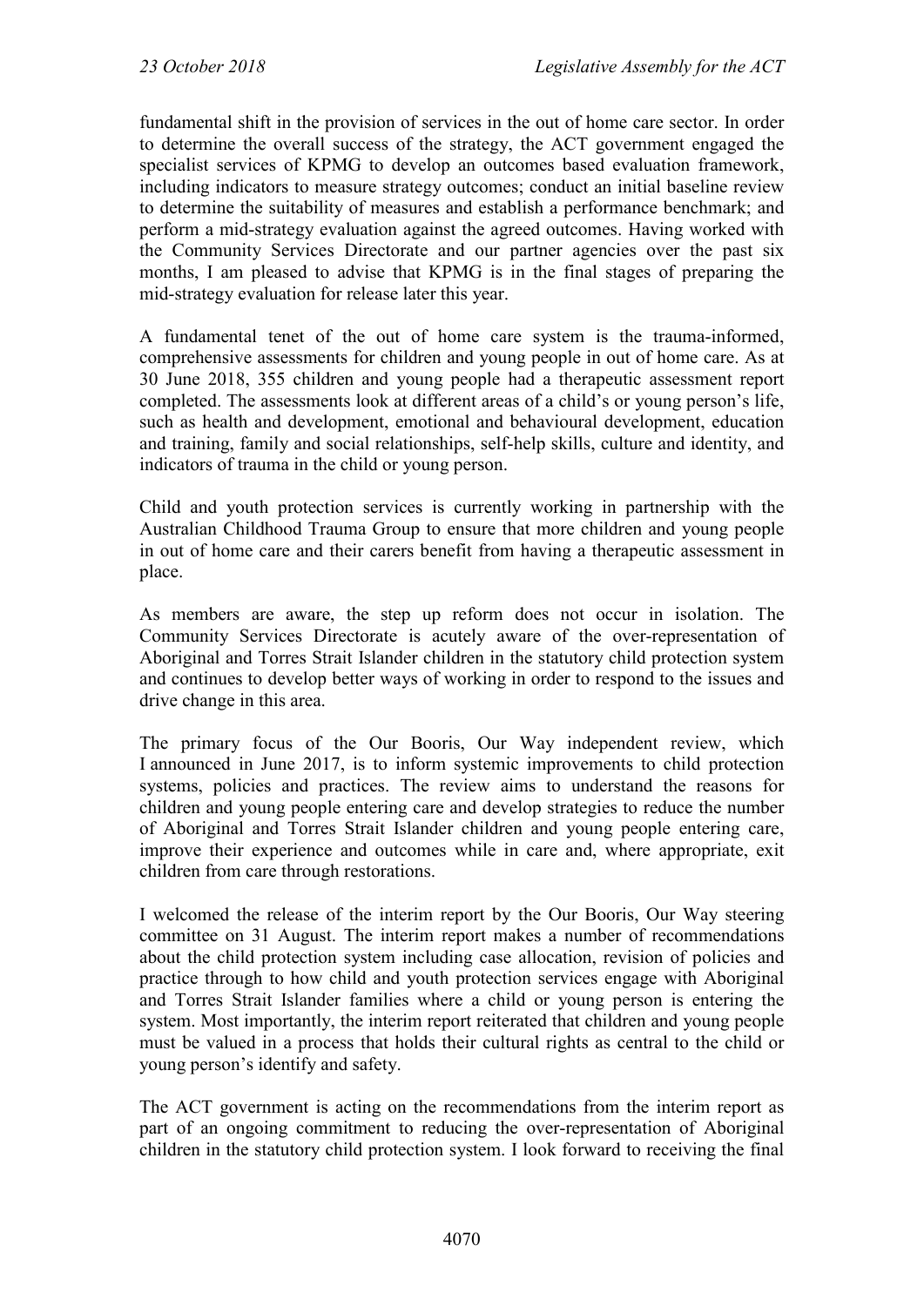fundamental shift in the provision of services in the out of home care sector. In order to determine the overall success of the strategy, the ACT government engaged the specialist services of KPMG to develop an outcomes based evaluation framework, including indicators to measure strategy outcomes; conduct an initial baseline review to determine the suitability of measures and establish a performance benchmark; and perform a mid-strategy evaluation against the agreed outcomes. Having worked with the Community Services Directorate and our partner agencies over the past six months, I am pleased to advise that KPMG is in the final stages of preparing the mid-strategy evaluation for release later this year.

A fundamental tenet of the out of home care system is the trauma-informed, comprehensive assessments for children and young people in out of home care. As at 30 June 2018, 355 children and young people had a therapeutic assessment report completed. The assessments look at different areas of a child's or young person's life, such as health and development, emotional and behavioural development, education and training, family and social relationships, self-help skills, culture and identity, and indicators of trauma in the child or young person.

Child and youth protection services is currently working in partnership with the Australian Childhood Trauma Group to ensure that more children and young people in out of home care and their carers benefit from having a therapeutic assessment in place.

As members are aware, the step up reform does not occur in isolation. The Community Services Directorate is acutely aware of the over-representation of Aboriginal and Torres Strait Islander children in the statutory child protection system and continues to develop better ways of working in order to respond to the issues and drive change in this area.

The primary focus of the Our Booris, Our Way independent review, which I announced in June 2017, is to inform systemic improvements to child protection systems, policies and practices. The review aims to understand the reasons for children and young people entering care and develop strategies to reduce the number of Aboriginal and Torres Strait Islander children and young people entering care, improve their experience and outcomes while in care and, where appropriate, exit children from care through restorations.

I welcomed the release of the interim report by the Our Booris, Our Way steering committee on 31 August. The interim report makes a number of recommendations about the child protection system including case allocation, revision of policies and practice through to how child and youth protection services engage with Aboriginal and Torres Strait Islander families where a child or young person is entering the system. Most importantly, the interim report reiterated that children and young people must be valued in a process that holds their cultural rights as central to the child or young person's identify and safety.

The ACT government is acting on the recommendations from the interim report as part of an ongoing commitment to reducing the over-representation of Aboriginal children in the statutory child protection system. I look forward to receiving the final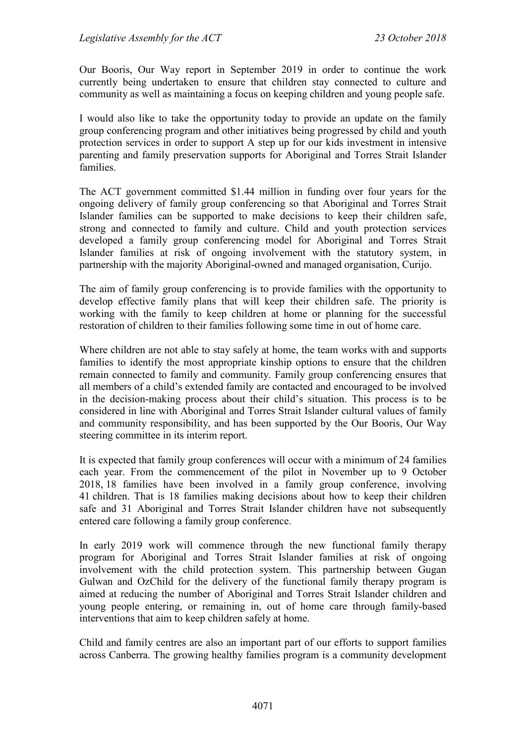Our Booris, Our Way report in September 2019 in order to continue the work currently being undertaken to ensure that children stay connected to culture and community as well as maintaining a focus on keeping children and young people safe.

I would also like to take the opportunity today to provide an update on the family group conferencing program and other initiatives being progressed by child and youth protection services in order to support A step up for our kids investment in intensive parenting and family preservation supports for Aboriginal and Torres Strait Islander families.

The ACT government committed $1.44 million in funding over four years for the ongoing delivery of family group conferencing so that Aboriginal and Torres Strait Islander families can be supported to make decisions to keep their children safe, strong and connected to family and culture. Child and youth protection services developed a family group conferencing model for Aboriginal and Torres Strait Islander families at risk of ongoing involvement with the statutory system, in partnership with the majority Aboriginal-owned and managed organisation, Curijo.

The aim of family group conferencing is to provide families with the opportunity to develop effective family plans that will keep their children safe. The priority is working with the family to keep children at home or planning for the successful restoration of children to their families following some time in out of home care.

Where children are not able to stay safely at home, the team works with and supports families to identify the most appropriate kinship options to ensure that the children remain connected to family and community. Family group conferencing ensures that all members of a child's extended family are contacted and encouraged to be involved in the decision-making process about their child's situation. This process is to be considered in line with Aboriginal and Torres Strait Islander cultural values of family and community responsibility, and has been supported by the Our Booris, Our Way steering committee in its interim report.

It is expected that family group conferences will occur with a minimum of 24 families each year. From the commencement of the pilot in November up to 9 October 2018, 18 families have been involved in a family group conference, involving 41 children. That is 18 families making decisions about how to keep their children safe and 31 Aboriginal and Torres Strait Islander children have not subsequently entered care following a family group conference.

In early 2019 work will commence through the new functional family therapy program for Aboriginal and Torres Strait Islander families at risk of ongoing involvement with the child protection system. This partnership between Gugan Gulwan and OzChild for the delivery of the functional family therapy program is aimed at reducing the number of Aboriginal and Torres Strait Islander children and young people entering, or remaining in, out of home care through family-based interventions that aim to keep children safely at home.

Child and family centres are also an important part of our efforts to support families across Canberra. The growing healthy families program is a community development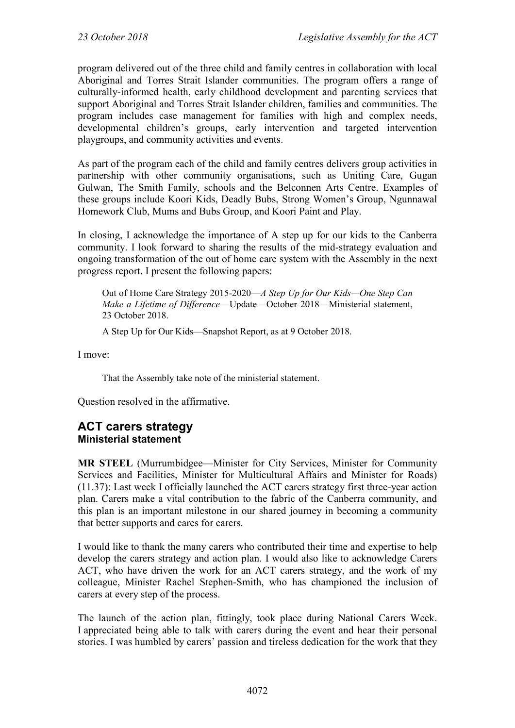program delivered out of the three child and family centres in collaboration with local Aboriginal and Torres Strait Islander communities. The program offers a range of culturally-informed health, early childhood development and parenting services that support Aboriginal and Torres Strait Islander children, families and communities. The program includes case management for families with high and complex needs, developmental children's groups, early intervention and targeted intervention playgroups, and community activities and events.

As part of the program each of the child and family centres delivers group activities in partnership with other community organisations, such as Uniting Care, Gugan Gulwan, The Smith Family, schools and the Belconnen Arts Centre. Examples of these groups include Koori Kids, Deadly Bubs, Strong Women's Group, Ngunnawal Homework Club, Mums and Bubs Group, and Koori Paint and Play.

In closing, I acknowledge the importance of A step up for our kids to the Canberra community. I look forward to sharing the results of the mid-strategy evaluation and ongoing transformation of the out of home care system with the Assembly in the next progress report. I present the following papers:

> Out of Home Care Strategy 2015-2020—*A Step Up for Our Kids—One Step Can Make a Lifetime of Difference*—Update—October 2018—Ministerial statement, 23 October 2018.
>
> A Step Up for Our Kids—Snapshot Report, as at 9 October 2018.

I move:

> That the Assembly take note of the ministerial statement.

Question resolved in the affirmative.

## ACT carers strategy
### Ministerial statement

**MR STEEL** (Murrumbidgee—Minister for City Services, Minister for Community Services and Facilities, Minister for Multicultural Affairs and Minister for Roads) (11.37): Last week I officially launched the ACT carers strategy first three-year action plan. Carers make a vital contribution to the fabric of the Canberra community, and this plan is an important milestone in our shared journey in becoming a community that better supports and cares for carers.

I would like to thank the many carers who contributed their time and expertise to help develop the carers strategy and action plan. I would also like to acknowledge Carers ACT, who have driven the work for an ACT carers strategy, and the work of my colleague, Minister Rachel Stephen-Smith, who has championed the inclusion of carers at every step of the process.

The launch of the action plan, fittingly, took place during National Carers Week. I appreciated being able to talk with carers during the event and hear their personal stories. I was humbled by carers' passion and tireless dedication for the work that they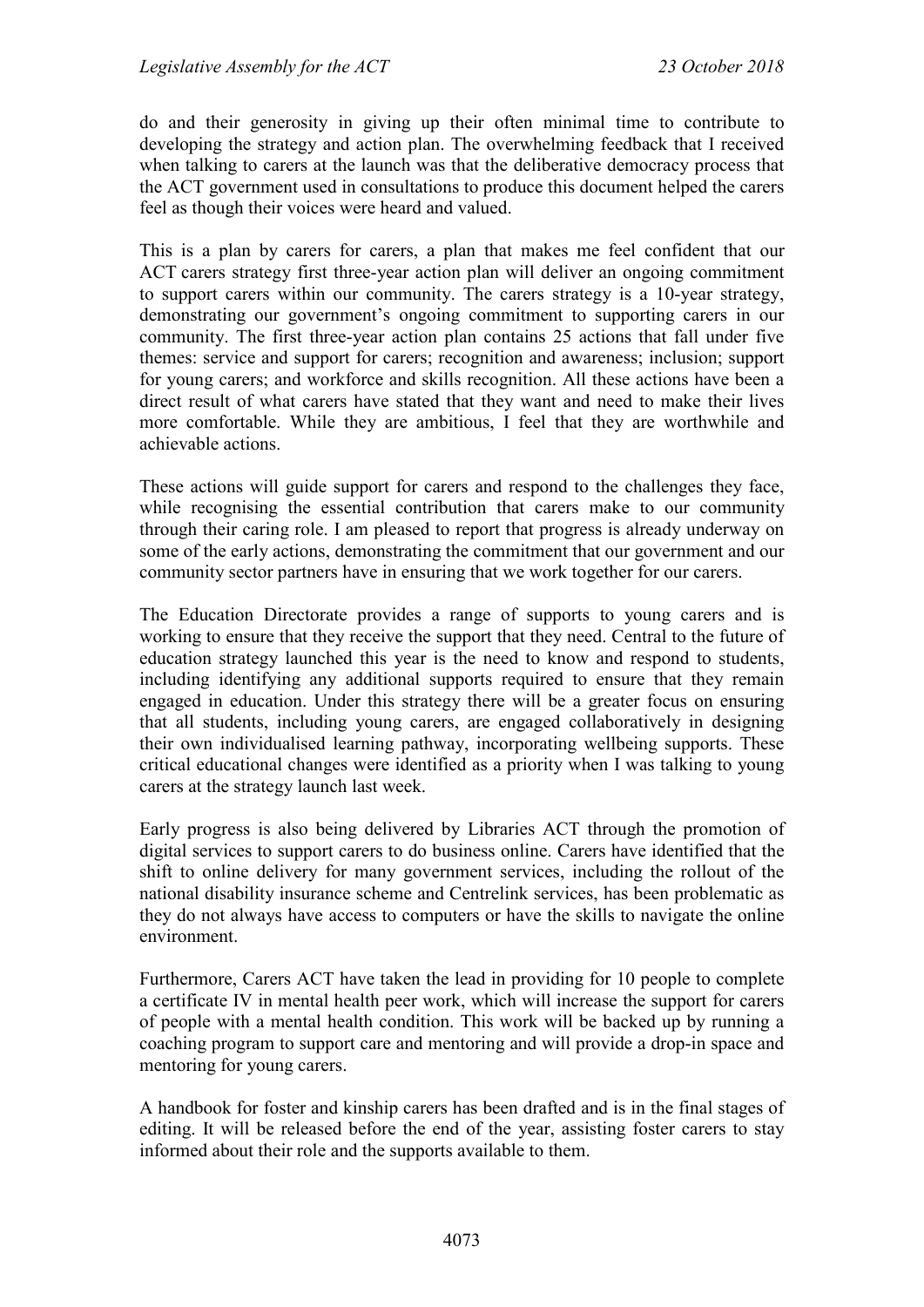do and their generosity in giving up their often minimal time to contribute to developing the strategy and action plan. The overwhelming feedback that I received when talking to carers at the launch was that the deliberative democracy process that the ACT government used in consultations to produce this document helped the carers feel as though their voices were heard and valued.

This is a plan by carers for carers, a plan that makes me feel confident that our ACT carers strategy first three-year action plan will deliver an ongoing commitment to support carers within our community. The carers strategy is a 10-year strategy, demonstrating our government's ongoing commitment to supporting carers in our community. The first three-year action plan contains 25 actions that fall under five themes: service and support for carers; recognition and awareness; inclusion; support for young carers; and workforce and skills recognition. All these actions have been a direct result of what carers have stated that they want and need to make their lives more comfortable. While they are ambitious, I feel that they are worthwhile and achievable actions.

These actions will guide support for carers and respond to the challenges they face, while recognising the essential contribution that carers make to our community through their caring role. I am pleased to report that progress is already underway on some of the early actions, demonstrating the commitment that our government and our community sector partners have in ensuring that we work together for our carers.

The Education Directorate provides a range of supports to young carers and is working to ensure that they receive the support that they need. Central to the future of education strategy launched this year is the need to know and respond to students, including identifying any additional supports required to ensure that they remain engaged in education. Under this strategy there will be a greater focus on ensuring that all students, including young carers, are engaged collaboratively in designing their own individualised learning pathway, incorporating wellbeing supports. These critical educational changes were identified as a priority when I was talking to young carers at the strategy launch last week.

Early progress is also being delivered by Libraries ACT through the promotion of digital services to support carers to do business online. Carers have identified that the shift to online delivery for many government services, including the rollout of the national disability insurance scheme and Centrelink services, has been problematic as they do not always have access to computers or have the skills to navigate the online environment.

Furthermore, Carers ACT have taken the lead in providing for 10 people to complete a certificate IV in mental health peer work, which will increase the support for carers of people with a mental health condition. This work will be backed up by running a coaching program to support care and mentoring and will provide a drop-in space and mentoring for young carers.

A handbook for foster and kinship carers has been drafted and is in the final stages of editing. It will be released before the end of the year, assisting foster carers to stay informed about their role and the supports available to them.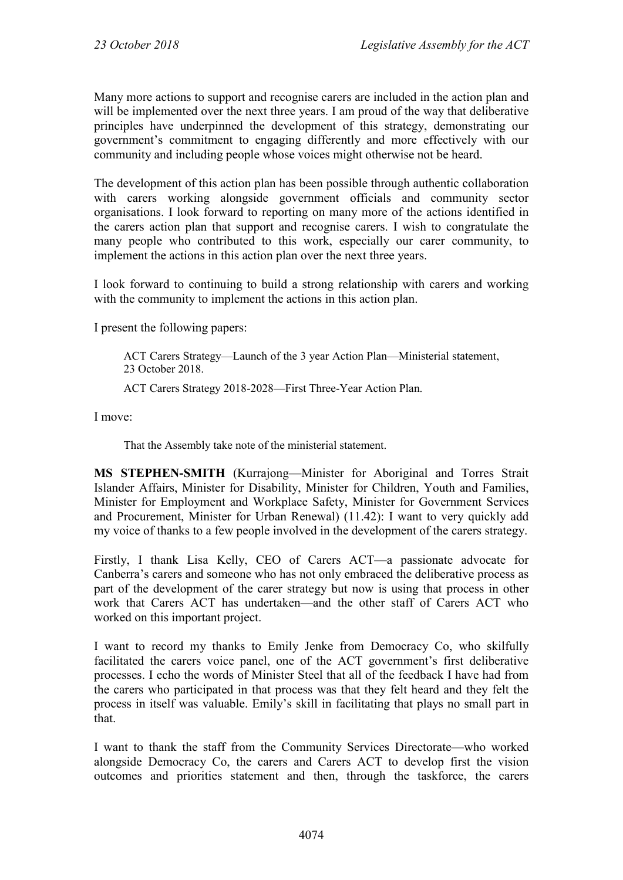Many more actions to support and recognise carers are included in the action plan and will be implemented over the next three years. I am proud of the way that deliberative principles have underpinned the development of this strategy, demonstrating our government's commitment to engaging differently and more effectively with our community and including people whose voices might otherwise not be heard.

The development of this action plan has been possible through authentic collaboration with carers working alongside government officials and community sector organisations. I look forward to reporting on many more of the actions identified in the carers action plan that support and recognise carers. I wish to congratulate the many people who contributed to this work, especially our carer community, to implement the actions in this action plan over the next three years.

I look forward to continuing to build a strong relationship with carers and working with the community to implement the actions in this action plan.

I present the following papers:

> ACT Carers Strategy—Launch of the 3 year Action Plan—Ministerial statement, 23 October 2018.
>
> ACT Carers Strategy 2018-2028—First Three-Year Action Plan.

I move:

> That the Assembly take note of the ministerial statement.

**MS STEPHEN-SMITH** (Kurrajong—Minister for Aboriginal and Torres Strait Islander Affairs, Minister for Disability, Minister for Children, Youth and Families, Minister for Employment and Workplace Safety, Minister for Government Services and Procurement, Minister for Urban Renewal) (11.42): I want to very quickly add my voice of thanks to a few people involved in the development of the carers strategy.

Firstly, I thank Lisa Kelly, CEO of Carers ACT—a passionate advocate for Canberra's carers and someone who has not only embraced the deliberative process as part of the development of the carer strategy but now is using that process in other work that Carers ACT has undertaken—and the other staff of Carers ACT who worked on this important project.

I want to record my thanks to Emily Jenke from Democracy Co, who skilfully facilitated the carers voice panel, one of the ACT government's first deliberative processes. I echo the words of Minister Steel that all of the feedback I have had from the carers who participated in that process was that they felt heard and they felt the process in itself was valuable. Emily's skill in facilitating that plays no small part in that.

I want to thank the staff from the Community Services Directorate—who worked alongside Democracy Co, the carers and Carers ACT to develop first the vision outcomes and priorities statement and then, through the taskforce, the carers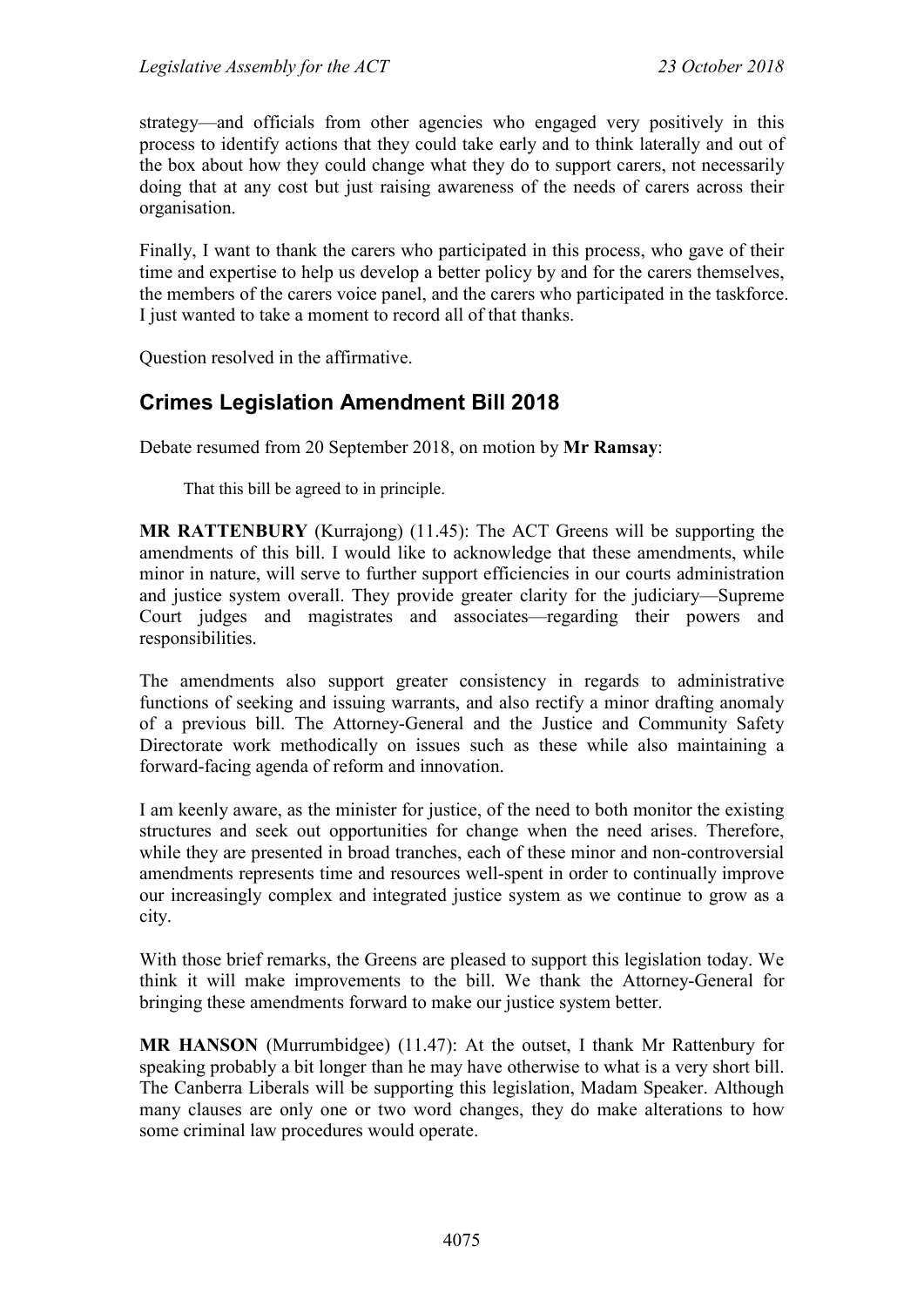strategy—and officials from other agencies who engaged very positively in this process to identify actions that they could take early and to think laterally and out of the box about how they could change what they do to support carers, not necessarily doing that at any cost but just raising awareness of the needs of carers across their organisation.

Finally, I want to thank the carers who participated in this process, who gave of their time and expertise to help us develop a better policy by and for the carers themselves, the members of the carers voice panel, and the carers who participated in the taskforce. I just wanted to take a moment to record all of that thanks.

Question resolved in the affirmative.

## Crimes Legislation Amendment Bill 2018

Debate resumed from 20 September 2018, on motion by **Mr Ramsay**:

> That this bill be agreed to in principle.

**MR RATTENBURY** (Kurrajong) (11.45): The ACT Greens will be supporting the amendments of this bill. I would like to acknowledge that these amendments, while minor in nature, will serve to further support efficiencies in our courts administration and justice system overall. They provide greater clarity for the judiciary—Supreme Court judges and magistrates and associates—regarding their powers and responsibilities.

The amendments also support greater consistency in regards to administrative functions of seeking and issuing warrants, and also rectify a minor drafting anomaly of a previous bill. The Attorney-General and the Justice and Community Safety Directorate work methodically on issues such as these while also maintaining a forward-facing agenda of reform and innovation.

I am keenly aware, as the minister for justice, of the need to both monitor the existing structures and seek out opportunities for change when the need arises. Therefore, while they are presented in broad tranches, each of these minor and non-controversial amendments represents time and resources well-spent in order to continually improve our increasingly complex and integrated justice system as we continue to grow as a city.

With those brief remarks, the Greens are pleased to support this legislation today. We think it will make improvements to the bill. We thank the Attorney-General for bringing these amendments forward to make our justice system better.

**MR HANSON** (Murrumbidgee) (11.47): At the outset, I thank Mr Rattenbury for speaking probably a bit longer than he may have otherwise to what is a very short bill. The Canberra Liberals will be supporting this legislation, Madam Speaker. Although many clauses are only one or two word changes, they do make alterations to how some criminal law procedures would operate.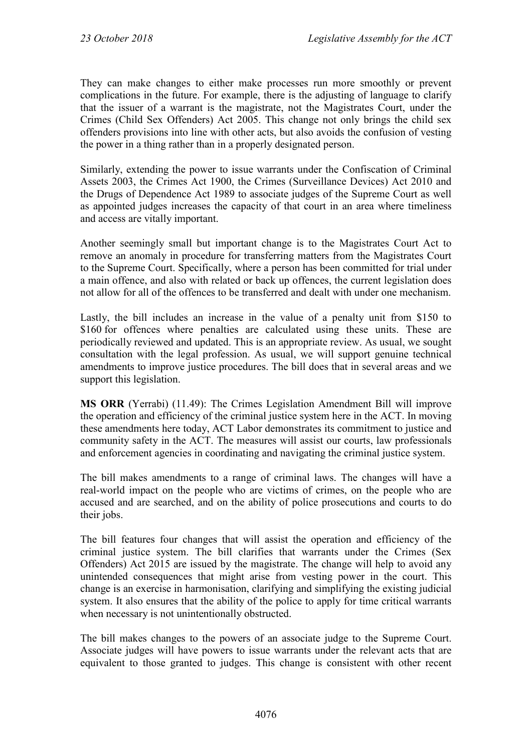They can make changes to either make processes run more smoothly or prevent complications in the future. For example, there is the adjusting of language to clarify that the issuer of a warrant is the magistrate, not the Magistrates Court, under the Crimes (Child Sex Offenders) Act 2005. This change not only brings the child sex offenders provisions into line with other acts, but also avoids the confusion of vesting the power in a thing rather than in a properly designated person.

Similarly, extending the power to issue warrants under the Confiscation of Criminal Assets 2003, the Crimes Act 1900, the Crimes (Surveillance Devices) Act 2010 and the Drugs of Dependence Act 1989 to associate judges of the Supreme Court as well as appointed judges increases the capacity of that court in an area where timeliness and access are vitally important.

Another seemingly small but important change is to the Magistrates Court Act to remove an anomaly in procedure for transferring matters from the Magistrates Court to the Supreme Court. Specifically, where a person has been committed for trial under a main offence, and also with related or back up offences, the current legislation does not allow for all of the offences to be transferred and dealt with under one mechanism.

Lastly, the bill includes an increase in the value of a penalty unit from $150 to $160 for offences where penalties are calculated using these units. These are periodically reviewed and updated. This is an appropriate review. As usual, we sought consultation with the legal profession. As usual, we will support genuine technical amendments to improve justice procedures. The bill does that in several areas and we support this legislation.

**MS ORR** (Yerrabi) (11.49): The Crimes Legislation Amendment Bill will improve the operation and efficiency of the criminal justice system here in the ACT. In moving these amendments here today, ACT Labor demonstrates its commitment to justice and community safety in the ACT. The measures will assist our courts, law professionals and enforcement agencies in coordinating and navigating the criminal justice system.

The bill makes amendments to a range of criminal laws. The changes will have a real-world impact on the people who are victims of crimes, on the people who are accused and are searched, and on the ability of police prosecutions and courts to do their jobs.

The bill features four changes that will assist the operation and efficiency of the criminal justice system. The bill clarifies that warrants under the Crimes (Sex Offenders) Act 2015 are issued by the magistrate. The change will help to avoid any unintended consequences that might arise from vesting power in the court. This change is an exercise in harmonisation, clarifying and simplifying the existing judicial system. It also ensures that the ability of the police to apply for time critical warrants when necessary is not unintentionally obstructed.

The bill makes changes to the powers of an associate judge to the Supreme Court. Associate judges will have powers to issue warrants under the relevant acts that are equivalent to those granted to judges. This change is consistent with other recent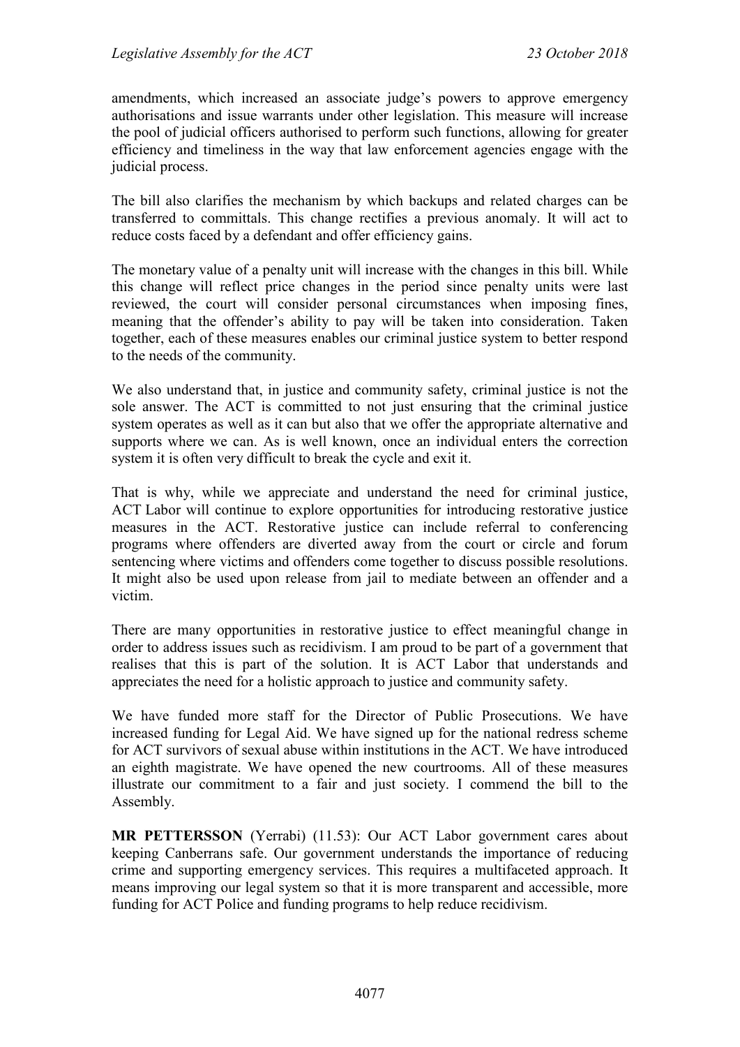amendments, which increased an associate judge's powers to approve emergency authorisations and issue warrants under other legislation. This measure will increase the pool of judicial officers authorised to perform such functions, allowing for greater efficiency and timeliness in the way that law enforcement agencies engage with the judicial process.

The bill also clarifies the mechanism by which backups and related charges can be transferred to committals. This change rectifies a previous anomaly. It will act to reduce costs faced by a defendant and offer efficiency gains.

The monetary value of a penalty unit will increase with the changes in this bill. While this change will reflect price changes in the period since penalty units were last reviewed, the court will consider personal circumstances when imposing fines, meaning that the offender's ability to pay will be taken into consideration. Taken together, each of these measures enables our criminal justice system to better respond to the needs of the community.

We also understand that, in justice and community safety, criminal justice is not the sole answer. The ACT is committed to not just ensuring that the criminal justice system operates as well as it can but also that we offer the appropriate alternative and supports where we can. As is well known, once an individual enters the correction system it is often very difficult to break the cycle and exit it.

That is why, while we appreciate and understand the need for criminal justice, ACT Labor will continue to explore opportunities for introducing restorative justice measures in the ACT. Restorative justice can include referral to conferencing programs where offenders are diverted away from the court or circle and forum sentencing where victims and offenders come together to discuss possible resolutions. It might also be used upon release from jail to mediate between an offender and a victim.

There are many opportunities in restorative justice to effect meaningful change in order to address issues such as recidivism. I am proud to be part of a government that realises that this is part of the solution. It is ACT Labor that understands and appreciates the need for a holistic approach to justice and community safety.

We have funded more staff for the Director of Public Prosecutions. We have increased funding for Legal Aid. We have signed up for the national redress scheme for ACT survivors of sexual abuse within institutions in the ACT. We have introduced an eighth magistrate. We have opened the new courtrooms. All of these measures illustrate our commitment to a fair and just society. I commend the bill to the Assembly.

**MR PETTERSSON** (Yerrabi) (11.53): Our ACT Labor government cares about keeping Canberrans safe. Our government understands the importance of reducing crime and supporting emergency services. This requires a multifaceted approach. It means improving our legal system so that it is more transparent and accessible, more funding for ACT Police and funding programs to help reduce recidivism.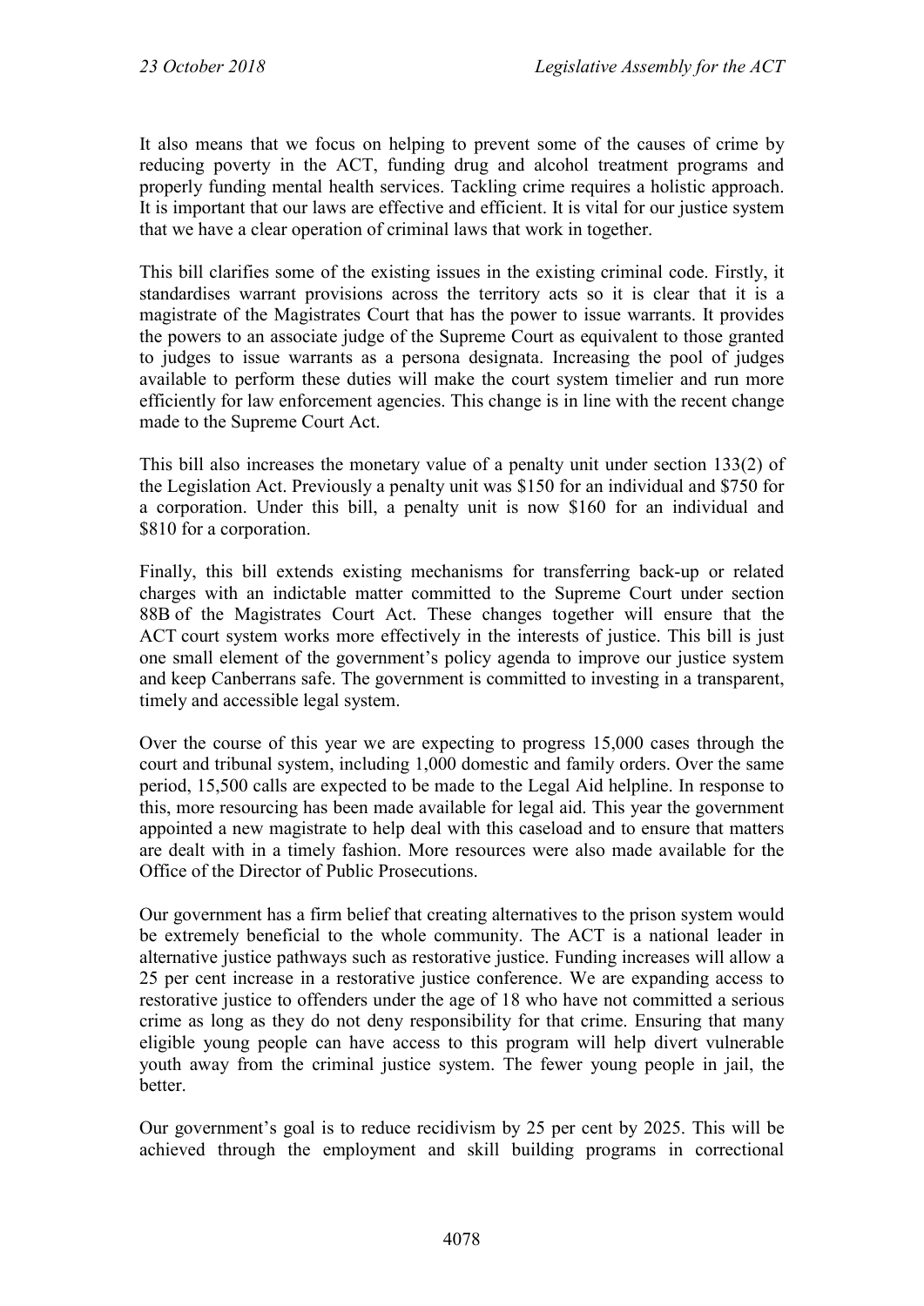It also means that we focus on helping to prevent some of the causes of crime by reducing poverty in the ACT, funding drug and alcohol treatment programs and properly funding mental health services. Tackling crime requires a holistic approach. It is important that our laws are effective and efficient. It is vital for our justice system that we have a clear operation of criminal laws that work in together.

This bill clarifies some of the existing issues in the existing criminal code. Firstly, it standardises warrant provisions across the territory acts so it is clear that it is a magistrate of the Magistrates Court that has the power to issue warrants. It provides the powers to an associate judge of the Supreme Court as equivalent to those granted to judges to issue warrants as a persona designata. Increasing the pool of judges available to perform these duties will make the court system timelier and run more efficiently for law enforcement agencies. This change is in line with the recent change made to the Supreme Court Act.

This bill also increases the monetary value of a penalty unit under section 133(2) of the Legislation Act. Previously a penalty unit was $150 for an individual and $750 for a corporation. Under this bill, a penalty unit is now $160 for an individual and $810 for a corporation.

Finally, this bill extends existing mechanisms for transferring back-up or related charges with an indictable matter committed to the Supreme Court under section 88B of the Magistrates Court Act. These changes together will ensure that the ACT court system works more effectively in the interests of justice. This bill is just one small element of the government's policy agenda to improve our justice system and keep Canberrans safe. The government is committed to investing in a transparent, timely and accessible legal system.

Over the course of this year we are expecting to progress 15,000 cases through the court and tribunal system, including 1,000 domestic and family orders. Over the same period, 15,500 calls are expected to be made to the Legal Aid helpline. In response to this, more resourcing has been made available for legal aid. This year the government appointed a new magistrate to help deal with this caseload and to ensure that matters are dealt with in a timely fashion. More resources were also made available for the Office of the Director of Public Prosecutions.

Our government has a firm belief that creating alternatives to the prison system would be extremely beneficial to the whole community. The ACT is a national leader in alternative justice pathways such as restorative justice. Funding increases will allow a 25 per cent increase in a restorative justice conference. We are expanding access to restorative justice to offenders under the age of 18 who have not committed a serious crime as long as they do not deny responsibility for that crime. Ensuring that many eligible young people can have access to this program will help divert vulnerable youth away from the criminal justice system. The fewer young people in jail, the better.

Our government's goal is to reduce recidivism by 25 per cent by 2025. This will be achieved through the employment and skill building programs in correctional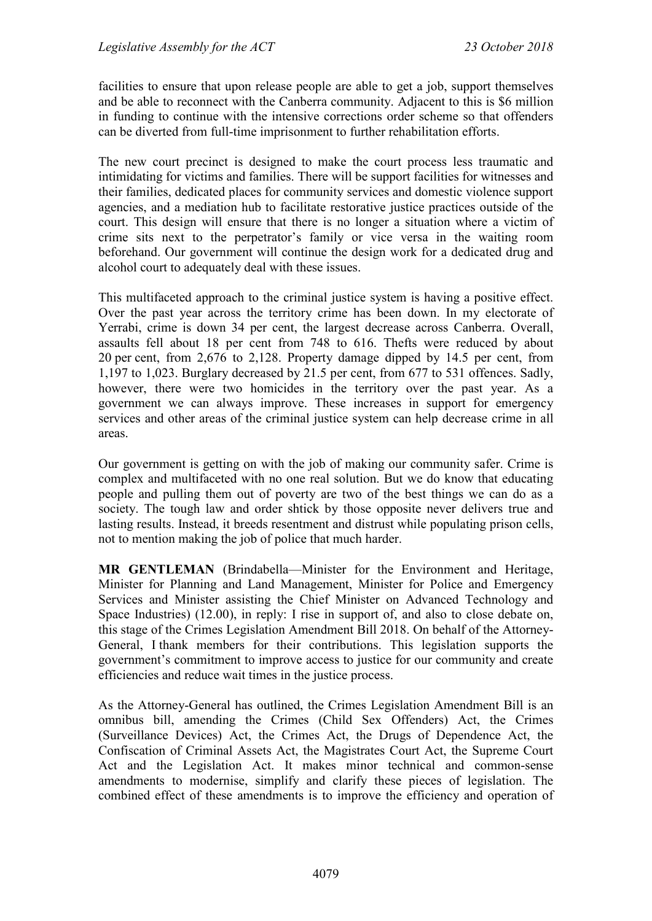facilities to ensure that upon release people are able to get a job, support themselves and be able to reconnect with the Canberra community. Adjacent to this is $6 million in funding to continue with the intensive corrections order scheme so that offenders can be diverted from full-time imprisonment to further rehabilitation efforts.

The new court precinct is designed to make the court process less traumatic and intimidating for victims and families. There will be support facilities for witnesses and their families, dedicated places for community services and domestic violence support agencies, and a mediation hub to facilitate restorative justice practices outside of the court. This design will ensure that there is no longer a situation where a victim of crime sits next to the perpetrator's family or vice versa in the waiting room beforehand. Our government will continue the design work for a dedicated drug and alcohol court to adequately deal with these issues.

This multifaceted approach to the criminal justice system is having a positive effect. Over the past year across the territory crime has been down. In my electorate of Yerrabi, crime is down 34 per cent, the largest decrease across Canberra. Overall, assaults fell about 18 per cent from 748 to 616. Thefts were reduced by about 20 per cent, from 2,676 to 2,128. Property damage dipped by 14.5 per cent, from 1,197 to 1,023. Burglary decreased by 21.5 per cent, from 677 to 531 offences. Sadly, however, there were two homicides in the territory over the past year. As a government we can always improve. These increases in support for emergency services and other areas of the criminal justice system can help decrease crime in all areas.

Our government is getting on with the job of making our community safer. Crime is complex and multifaceted with no one real solution. But we do know that educating people and pulling them out of poverty are two of the best things we can do as a society. The tough law and order shtick by those opposite never delivers true and lasting results. Instead, it breeds resentment and distrust while populating prison cells, not to mention making the job of police that much harder.

**MR GENTLEMAN** (Brindabella—Minister for the Environment and Heritage, Minister for Planning and Land Management, Minister for Police and Emergency Services and Minister assisting the Chief Minister on Advanced Technology and Space Industries) (12.00), in reply: I rise in support of, and also to close debate on, this stage of the Crimes Legislation Amendment Bill 2018. On behalf of the Attorney-General, I thank members for their contributions. This legislation supports the government's commitment to improve access to justice for our community and create efficiencies and reduce wait times in the justice process.

As the Attorney-General has outlined, the Crimes Legislation Amendment Bill is an omnibus bill, amending the Crimes (Child Sex Offenders) Act, the Crimes (Surveillance Devices) Act, the Crimes Act, the Drugs of Dependence Act, the Confiscation of Criminal Assets Act, the Magistrates Court Act, the Supreme Court Act and the Legislation Act. It makes minor technical and common-sense amendments to modernise, simplify and clarify these pieces of legislation. The combined effect of these amendments is to improve the efficiency and operation of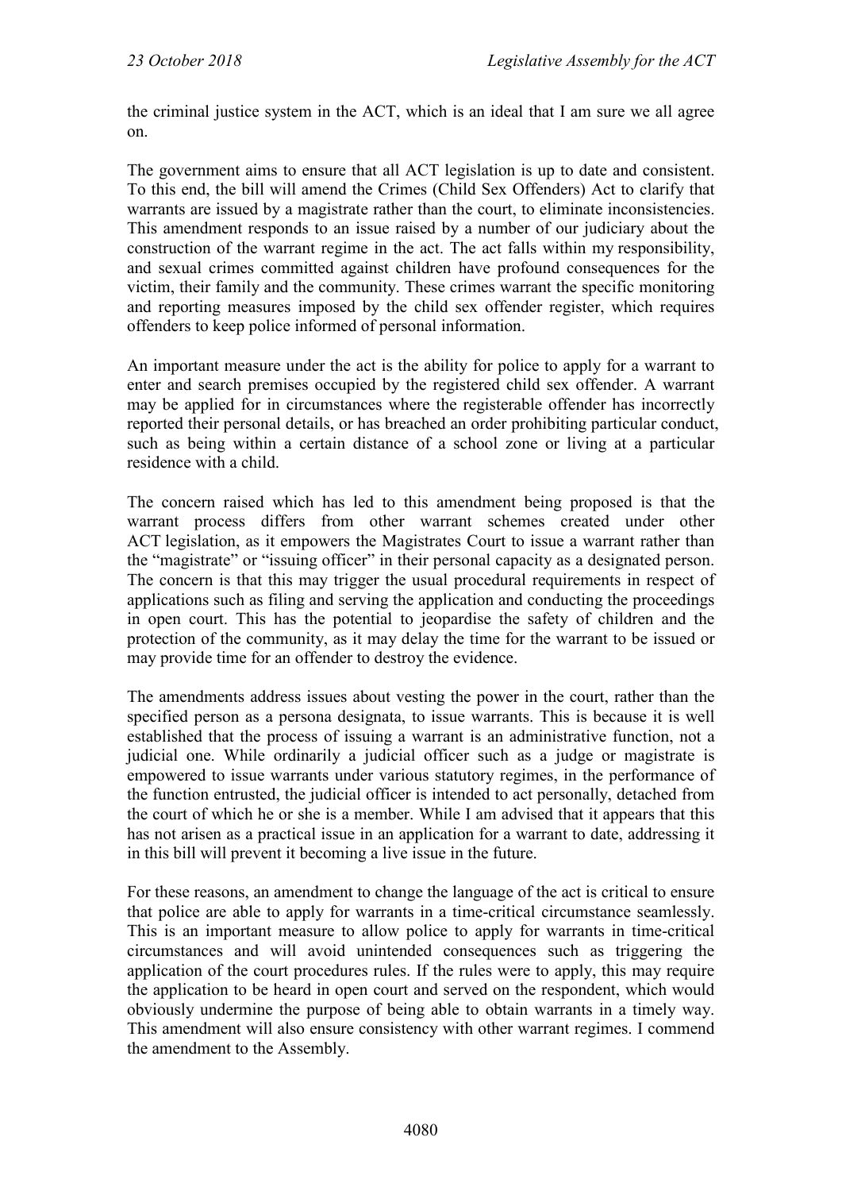the criminal justice system in the ACT, which is an ideal that I am sure we all agree on.

The government aims to ensure that all ACT legislation is up to date and consistent. To this end, the bill will amend the Crimes (Child Sex Offenders) Act to clarify that warrants are issued by a magistrate rather than the court, to eliminate inconsistencies. This amendment responds to an issue raised by a number of our judiciary about the construction of the warrant regime in the act. The act falls within my responsibility, and sexual crimes committed against children have profound consequences for the victim, their family and the community. These crimes warrant the specific monitoring and reporting measures imposed by the child sex offender register, which requires offenders to keep police informed of personal information.

An important measure under the act is the ability for police to apply for a warrant to enter and search premises occupied by the registered child sex offender. A warrant may be applied for in circumstances where the registerable offender has incorrectly reported their personal details, or has breached an order prohibiting particular conduct, such as being within a certain distance of a school zone or living at a particular residence with a child.

The concern raised which has led to this amendment being proposed is that the warrant process differs from other warrant schemes created under other ACT legislation, as it empowers the Magistrates Court to issue a warrant rather than the "magistrate" or "issuing officer" in their personal capacity as a designated person. The concern is that this may trigger the usual procedural requirements in respect of applications such as filing and serving the application and conducting the proceedings in open court. This has the potential to jeopardise the safety of children and the protection of the community, as it may delay the time for the warrant to be issued or may provide time for an offender to destroy the evidence.

The amendments address issues about vesting the power in the court, rather than the specified person as a persona designata, to issue warrants. This is because it is well established that the process of issuing a warrant is an administrative function, not a judicial one. While ordinarily a judicial officer such as a judge or magistrate is empowered to issue warrants under various statutory regimes, in the performance of the function entrusted, the judicial officer is intended to act personally, detached from the court of which he or she is a member. While I am advised that it appears that this has not arisen as a practical issue in an application for a warrant to date, addressing it in this bill will prevent it becoming a live issue in the future.

For these reasons, an amendment to change the language of the act is critical to ensure that police are able to apply for warrants in a time-critical circumstance seamlessly. This is an important measure to allow police to apply for warrants in time-critical circumstances and will avoid unintended consequences such as triggering the application of the court procedures rules. If the rules were to apply, this may require the application to be heard in open court and served on the respondent, which would obviously undermine the purpose of being able to obtain warrants in a timely way. This amendment will also ensure consistency with other warrant regimes. I commend the amendment to the Assembly.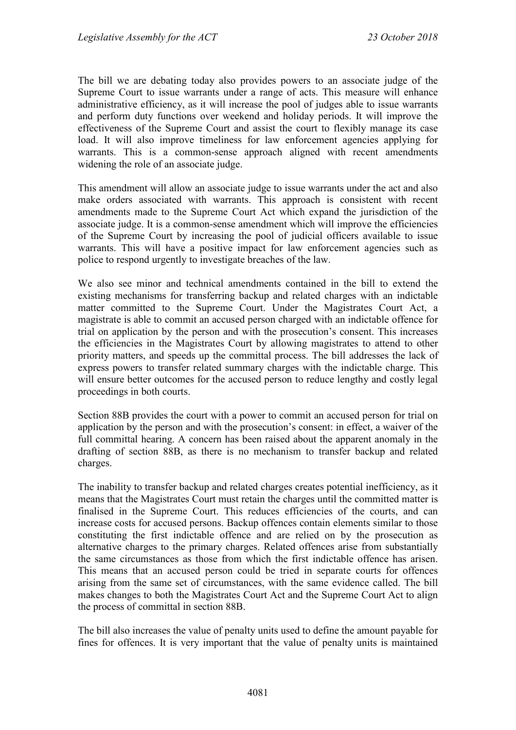The bill we are debating today also provides powers to an associate judge of the Supreme Court to issue warrants under a range of acts. This measure will enhance administrative efficiency, as it will increase the pool of judges able to issue warrants and perform duty functions over weekend and holiday periods. It will improve the effectiveness of the Supreme Court and assist the court to flexibly manage its case load. It will also improve timeliness for law enforcement agencies applying for warrants. This is a common-sense approach aligned with recent amendments widening the role of an associate judge.

This amendment will allow an associate judge to issue warrants under the act and also make orders associated with warrants. This approach is consistent with recent amendments made to the Supreme Court Act which expand the jurisdiction of the associate judge. It is a common-sense amendment which will improve the efficiencies of the Supreme Court by increasing the pool of judicial officers available to issue warrants. This will have a positive impact for law enforcement agencies such as police to respond urgently to investigate breaches of the law.

We also see minor and technical amendments contained in the bill to extend the existing mechanisms for transferring backup and related charges with an indictable matter committed to the Supreme Court. Under the Magistrates Court Act, a magistrate is able to commit an accused person charged with an indictable offence for trial on application by the person and with the prosecution's consent. This increases the efficiencies in the Magistrates Court by allowing magistrates to attend to other priority matters, and speeds up the committal process. The bill addresses the lack of express powers to transfer related summary charges with the indictable charge. This will ensure better outcomes for the accused person to reduce lengthy and costly legal proceedings in both courts.

Section 88B provides the court with a power to commit an accused person for trial on application by the person and with the prosecution's consent: in effect, a waiver of the full committal hearing. A concern has been raised about the apparent anomaly in the drafting of section 88B, as there is no mechanism to transfer backup and related charges.

The inability to transfer backup and related charges creates potential inefficiency, as it means that the Magistrates Court must retain the charges until the committed matter is finalised in the Supreme Court. This reduces efficiencies of the courts, and can increase costs for accused persons. Backup offences contain elements similar to those constituting the first indictable offence and are relied on by the prosecution as alternative charges to the primary charges. Related offences arise from substantially the same circumstances as those from which the first indictable offence has arisen. This means that an accused person could be tried in separate courts for offences arising from the same set of circumstances, with the same evidence called. The bill makes changes to both the Magistrates Court Act and the Supreme Court Act to align the process of committal in section 88B.

The bill also increases the value of penalty units used to define the amount payable for fines for offences. It is very important that the value of penalty units is maintained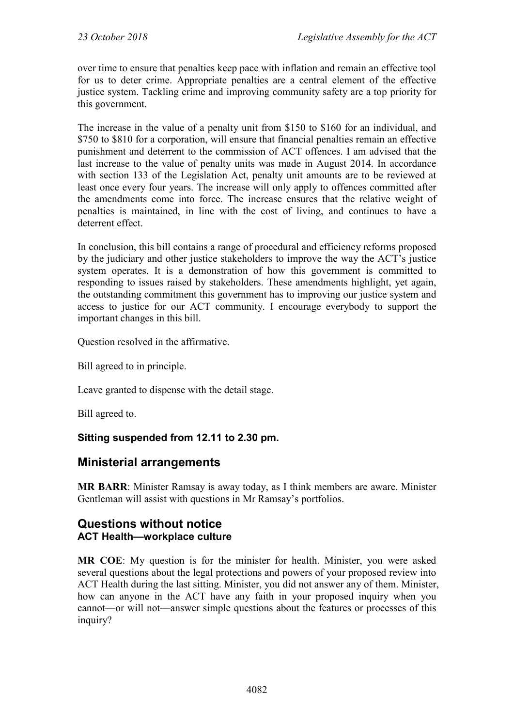over time to ensure that penalties keep pace with inflation and remain an effective tool for us to deter crime. Appropriate penalties are a central element of the effective justice system. Tackling crime and improving community safety are a top priority for this government.

The increase in the value of a penalty unit from $150 to $160 for an individual, and $750 to $810 for a corporation, will ensure that financial penalties remain an effective punishment and deterrent to the commission of ACT offences. I am advised that the last increase to the value of penalty units was made in August 2014. In accordance with section 133 of the Legislation Act, penalty unit amounts are to be reviewed at least once every four years. The increase will only apply to offences committed after the amendments come into force. The increase ensures that the relative weight of penalties is maintained, in line with the cost of living, and continues to have a deterrent effect.

In conclusion, this bill contains a range of procedural and efficiency reforms proposed by the judiciary and other justice stakeholders to improve the way the ACT's justice system operates. It is a demonstration of how this government is committed to responding to issues raised by stakeholders. These amendments highlight, yet again, the outstanding commitment this government has to improving our justice system and access to justice for our ACT community. I encourage everybody to support the important changes in this bill.

Question resolved in the affirmative.

Bill agreed to in principle.

Leave granted to dispense with the detail stage.

Bill agreed to.

**Sitting suspended from 12.11 to 2.30 pm.**

## Ministerial arrangements

**MR BARR**: Minister Ramsay is away today, as I think members are aware. Minister Gentleman will assist with questions in Mr Ramsay's portfolios.

## Questions without notice
### ACT Health—workplace culture

**MR COE**: My question is for the minister for health. Minister, you were asked several questions about the legal protections and powers of your proposed review into ACT Health during the last sitting. Minister, you did not answer any of them. Minister, how can anyone in the ACT have any faith in your proposed inquiry when you cannot—or will not—answer simple questions about the features or processes of this inquiry?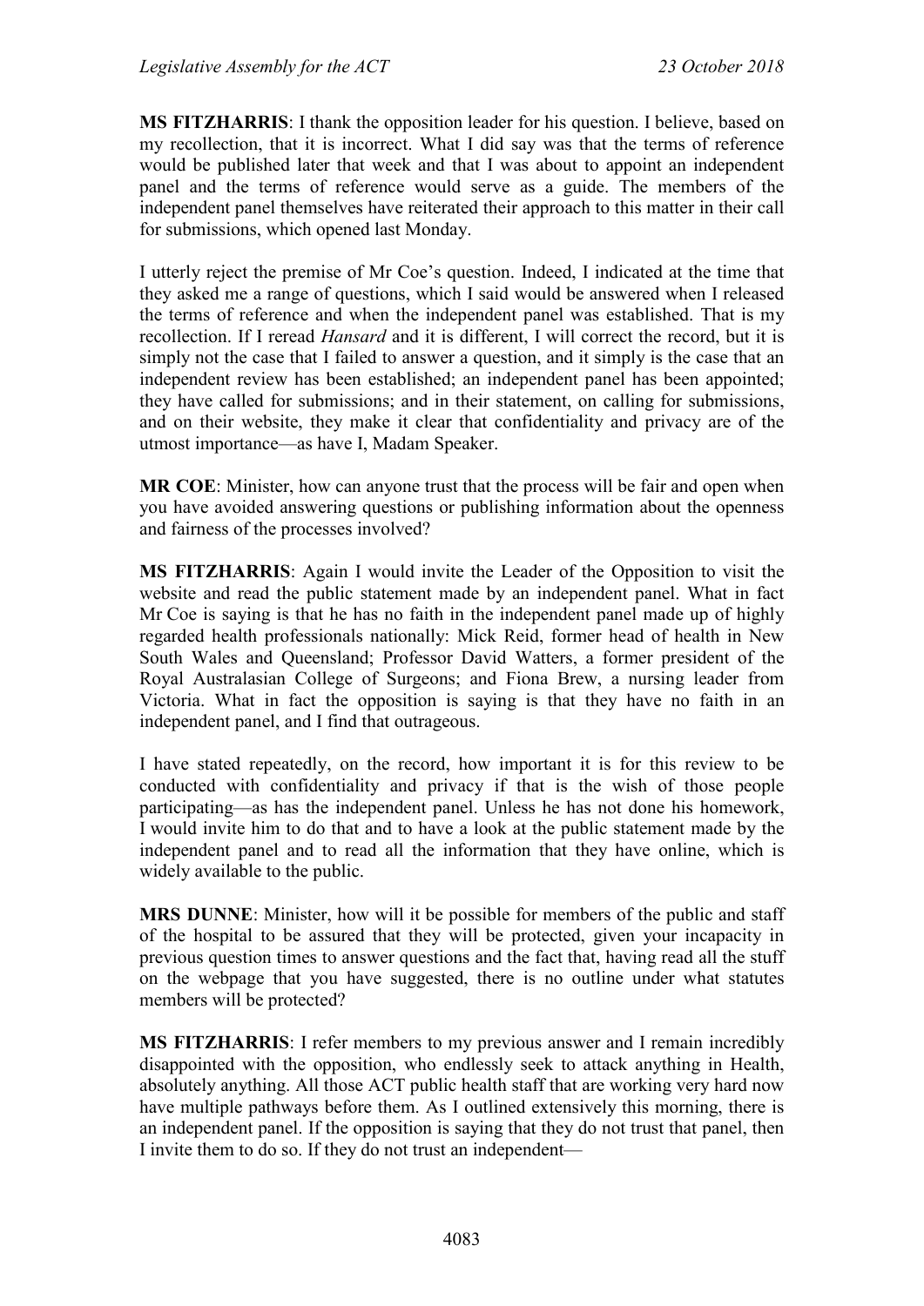**MS FITZHARRIS**: I thank the opposition leader for his question. I believe, based on my recollection, that it is incorrect. What I did say was that the terms of reference would be published later that week and that I was about to appoint an independent panel and the terms of reference would serve as a guide. The members of the independent panel themselves have reiterated their approach to this matter in their call for submissions, which opened last Monday.

I utterly reject the premise of Mr Coe's question. Indeed, I indicated at the time that they asked me a range of questions, which I said would be answered when I released the terms of reference and when the independent panel was established. That is my recollection. If I reread *Hansard* and it is different, I will correct the record, but it is simply not the case that I failed to answer a question, and it simply is the case that an independent review has been established; an independent panel has been appointed; they have called for submissions; and in their statement, on calling for submissions, and on their website, they make it clear that confidentiality and privacy are of the utmost importance—as have I, Madam Speaker.

**MR COE**: Minister, how can anyone trust that the process will be fair and open when you have avoided answering questions or publishing information about the openness and fairness of the processes involved?

**MS FITZHARRIS**: Again I would invite the Leader of the Opposition to visit the website and read the public statement made by an independent panel. What in fact Mr Coe is saying is that he has no faith in the independent panel made up of highly regarded health professionals nationally: Mick Reid, former head of health in New South Wales and Queensland; Professor David Watters, a former president of the Royal Australasian College of Surgeons; and Fiona Brew, a nursing leader from Victoria. What in fact the opposition is saying is that they have no faith in an independent panel, and I find that outrageous.

I have stated repeatedly, on the record, how important it is for this review to be conducted with confidentiality and privacy if that is the wish of those people participating—as has the independent panel. Unless he has not done his homework, I would invite him to do that and to have a look at the public statement made by the independent panel and to read all the information that they have online, which is widely available to the public.

**MRS DUNNE**: Minister, how will it be possible for members of the public and staff of the hospital to be assured that they will be protected, given your incapacity in previous question times to answer questions and the fact that, having read all the stuff on the webpage that you have suggested, there is no outline under what statutes members will be protected?

**MS FITZHARRIS**: I refer members to my previous answer and I remain incredibly disappointed with the opposition, who endlessly seek to attack anything in Health, absolutely anything. All those ACT public health staff that are working very hard now have multiple pathways before them. As I outlined extensively this morning, there is an independent panel. If the opposition is saying that they do not trust that panel, then I invite them to do so. If they do not trust an independent—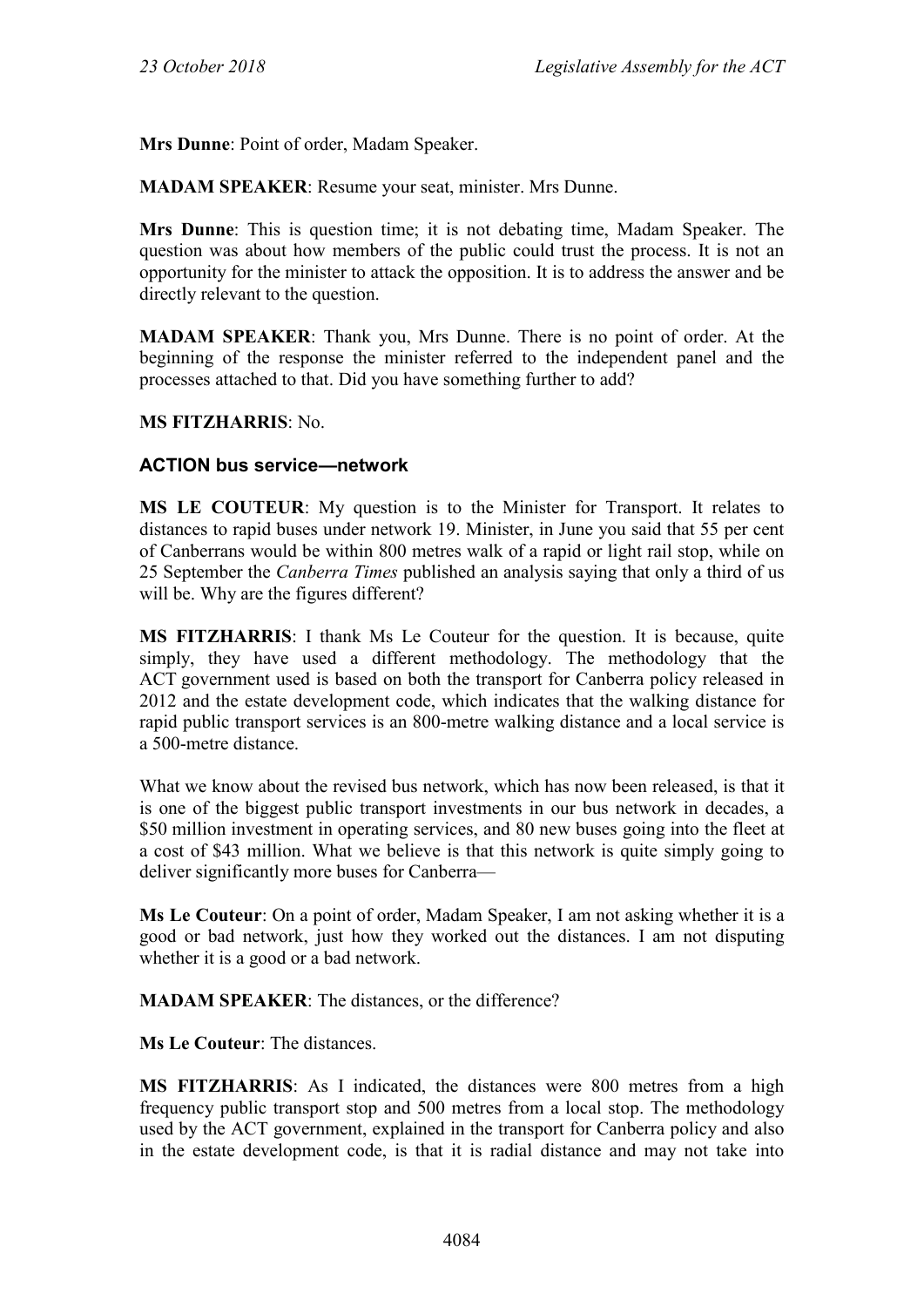**Mrs Dunne**: Point of order, Madam Speaker.

**MADAM SPEAKER**: Resume your seat, minister. Mrs Dunne.

**Mrs Dunne**: This is question time; it is not debating time, Madam Speaker. The question was about how members of the public could trust the process. It is not an opportunity for the minister to attack the opposition. It is to address the answer and be directly relevant to the question.

**MADAM SPEAKER**: Thank you, Mrs Dunne. There is no point of order. At the beginning of the response the minister referred to the independent panel and the processes attached to that. Did you have something further to add?

**MS FITZHARRIS**: No.

### ACTION bus service—network

**MS LE COUTEUR**: My question is to the Minister for Transport. It relates to distances to rapid buses under network 19. Minister, in June you said that 55 per cent of Canberrans would be within 800 metres walk of a rapid or light rail stop, while on 25 September the *Canberra Times* published an analysis saying that only a third of us will be. Why are the figures different?

**MS FITZHARRIS**: I thank Ms Le Couteur for the question. It is because, quite simply, they have used a different methodology. The methodology that the ACT government used is based on both the transport for Canberra policy released in 2012 and the estate development code, which indicates that the walking distance for rapid public transport services is an 800-metre walking distance and a local service is a 500-metre distance.

What we know about the revised bus network, which has now been released, is that it is one of the biggest public transport investments in our bus network in decades, a $50 million investment in operating services, and 80 new buses going into the fleet at a cost of $43 million. What we believe is that this network is quite simply going to deliver significantly more buses for Canberra—

**Ms Le Couteur**: On a point of order, Madam Speaker, I am not asking whether it is a good or bad network, just how they worked out the distances. I am not disputing whether it is a good or a bad network.

**MADAM SPEAKER**: The distances, or the difference?

**Ms Le Couteur**: The distances.

**MS FITZHARRIS**: As I indicated, the distances were 800 metres from a high frequency public transport stop and 500 metres from a local stop. The methodology used by the ACT government, explained in the transport for Canberra policy and also in the estate development code, is that it is radial distance and may not take into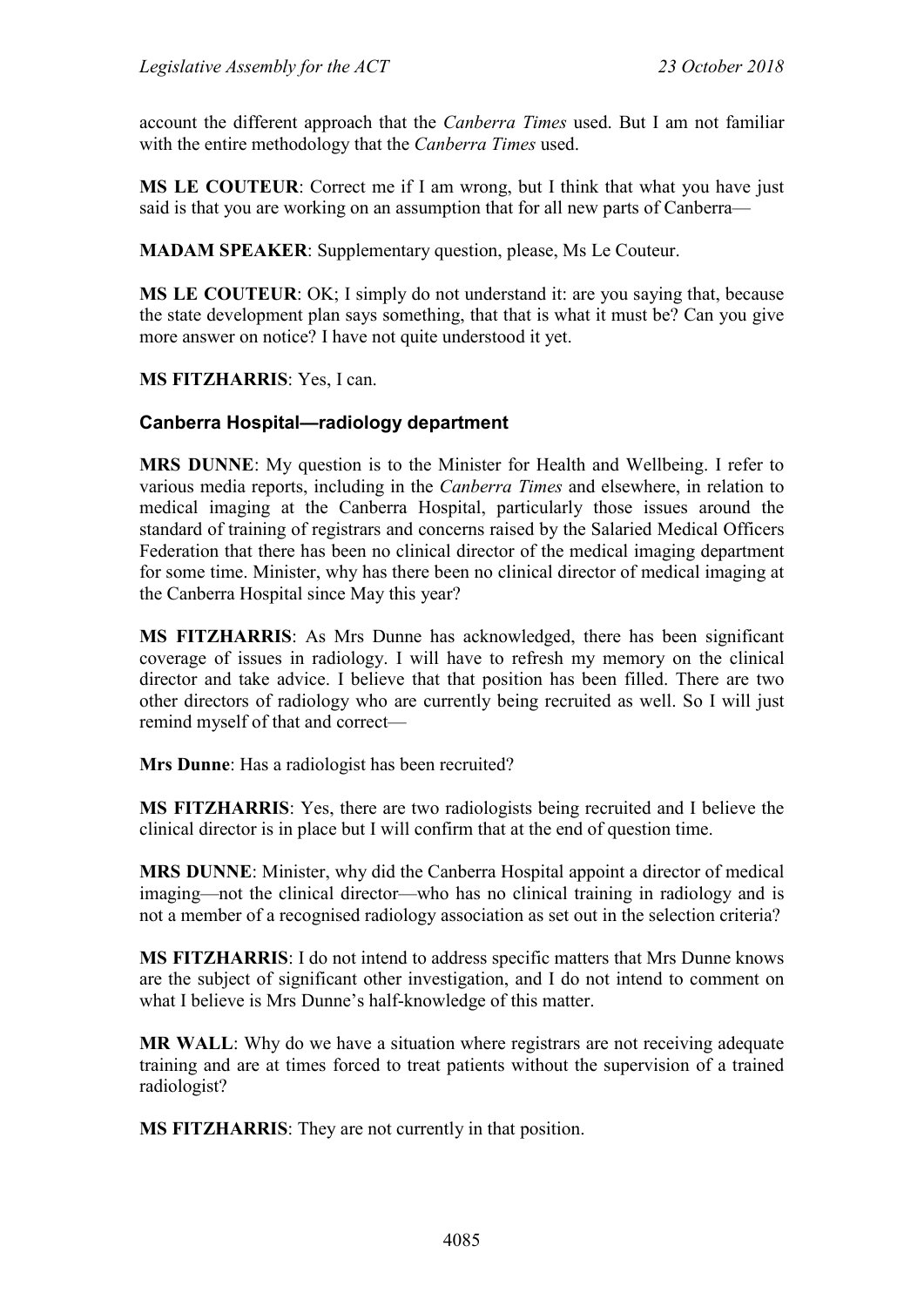account the different approach that the *Canberra Times* used. But I am not familiar with the entire methodology that the *Canberra Times* used.

**MS LE COUTEUR**: Correct me if I am wrong, but I think that what you have just said is that you are working on an assumption that for all new parts of Canberra—

**MADAM SPEAKER**: Supplementary question, please, Ms Le Couteur.

**MS LE COUTEUR**: OK; I simply do not understand it: are you saying that, because the state development plan says something, that that is what it must be? Can you give more answer on notice? I have not quite understood it yet.

**MS FITZHARRIS**: Yes, I can.

### Canberra Hospital—radiology department

**MRS DUNNE**: My question is to the Minister for Health and Wellbeing. I refer to various media reports, including in the *Canberra Times* and elsewhere, in relation to medical imaging at the Canberra Hospital, particularly those issues around the standard of training of registrars and concerns raised by the Salaried Medical Officers Federation that there has been no clinical director of the medical imaging department for some time. Minister, why has there been no clinical director of medical imaging at the Canberra Hospital since May this year?

**MS FITZHARRIS**: As Mrs Dunne has acknowledged, there has been significant coverage of issues in radiology. I will have to refresh my memory on the clinical director and take advice. I believe that that position has been filled. There are two other directors of radiology who are currently being recruited as well. So I will just remind myself of that and correct—

**Mrs Dunne**: Has a radiologist has been recruited?

**MS FITZHARRIS**: Yes, there are two radiologists being recruited and I believe the clinical director is in place but I will confirm that at the end of question time.

**MRS DUNNE**: Minister, why did the Canberra Hospital appoint a director of medical imaging—not the clinical director—who has no clinical training in radiology and is not a member of a recognised radiology association as set out in the selection criteria?

**MS FITZHARRIS**: I do not intend to address specific matters that Mrs Dunne knows are the subject of significant other investigation, and I do not intend to comment on what I believe is Mrs Dunne's half-knowledge of this matter.

**MR WALL**: Why do we have a situation where registrars are not receiving adequate training and are at times forced to treat patients without the supervision of a trained radiologist?

**MS FITZHARRIS**: They are not currently in that position.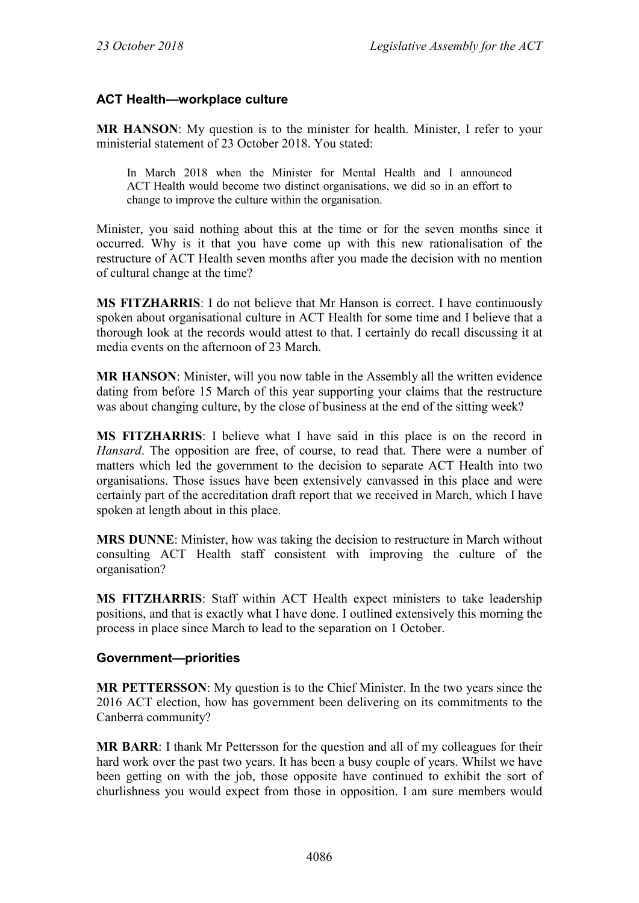### ACT Health—workplace culture

**MR HANSON**: My question is to the minister for health. Minister, I refer to your ministerial statement of 23 October 2018. You stated:

> In March 2018 when the Minister for Mental Health and I announced ACT Health would become two distinct organisations, we did so in an effort to change to improve the culture within the organisation.

Minister, you said nothing about this at the time or for the seven months since it occurred. Why is it that you have come up with this new rationalisation of the restructure of ACT Health seven months after you made the decision with no mention of cultural change at the time?

**MS FITZHARRIS**: I do not believe that Mr Hanson is correct. I have continuously spoken about organisational culture in ACT Health for some time and I believe that a thorough look at the records would attest to that. I certainly do recall discussing it at media events on the afternoon of 23 March.

**MR HANSON**: Minister, will you now table in the Assembly all the written evidence dating from before 15 March of this year supporting your claims that the restructure was about changing culture, by the close of business at the end of the sitting week?

**MS FITZHARRIS**: I believe what I have said in this place is on the record in *Hansard*. The opposition are free, of course, to read that. There were a number of matters which led the government to the decision to separate ACT Health into two organisations. Those issues have been extensively canvassed in this place and were certainly part of the accreditation draft report that we received in March, which I have spoken at length about in this place.

**MRS DUNNE**: Minister, how was taking the decision to restructure in March without consulting ACT Health staff consistent with improving the culture of the organisation?

**MS FITZHARRIS**: Staff within ACT Health expect ministers to take leadership positions, and that is exactly what I have done. I outlined extensively this morning the process in place since March to lead to the separation on 1 October.

### Government—priorities

**MR PETTERSSON**: My question is to the Chief Minister. In the two years since the 2016 ACT election, how has government been delivering on its commitments to the Canberra community?

**MR BARR**: I thank Mr Pettersson for the question and all of my colleagues for their hard work over the past two years. It has been a busy couple of years. Whilst we have been getting on with the job, those opposite have continued to exhibit the sort of churlishness you would expect from those in opposition. I am sure members would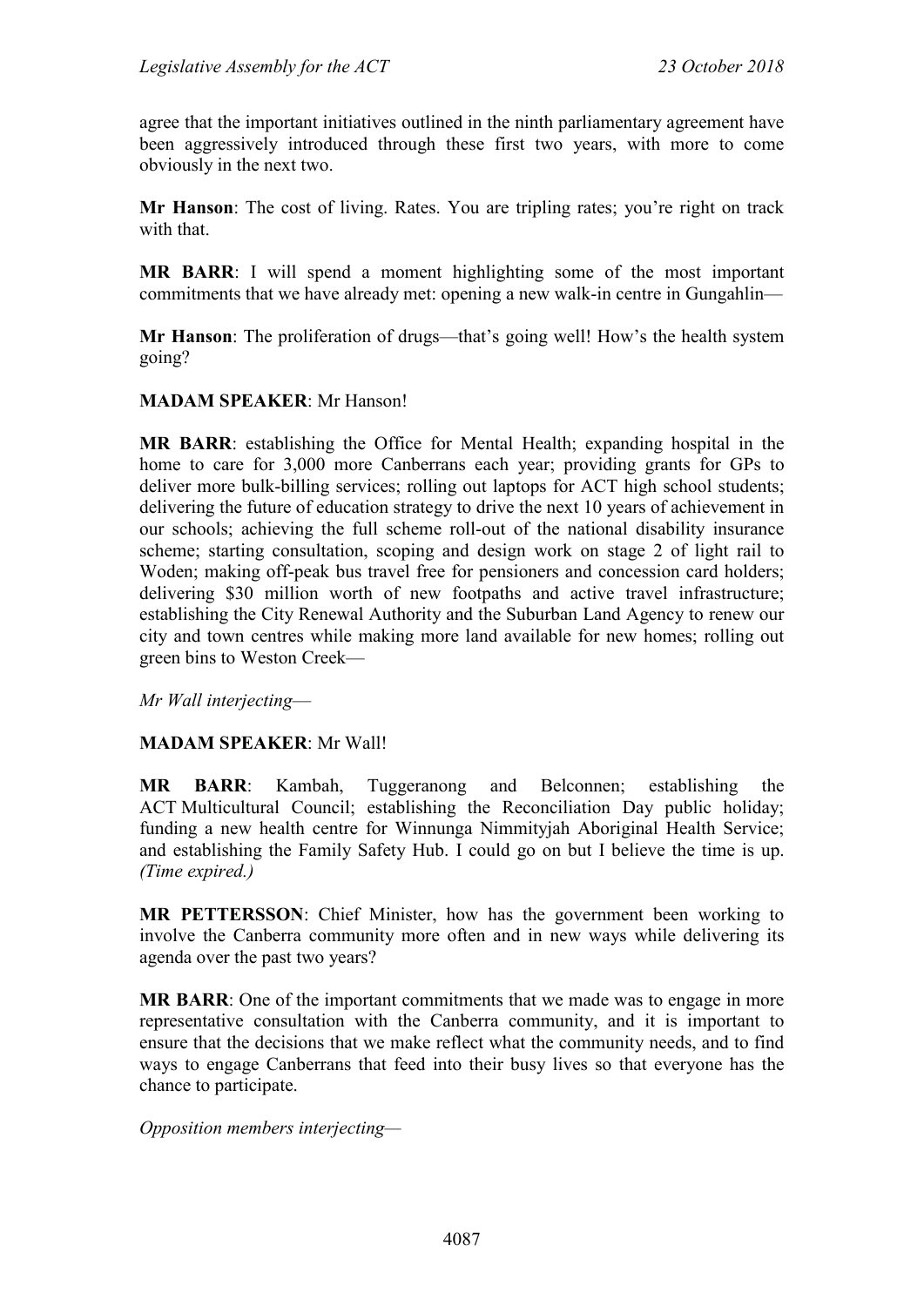agree that the important initiatives outlined in the ninth parliamentary agreement have been aggressively introduced through these first two years, with more to come obviously in the next two.

**Mr Hanson**: The cost of living. Rates. You are tripling rates; you're right on track with that.

**MR BARR**: I will spend a moment highlighting some of the most important commitments that we have already met: opening a new walk-in centre in Gungahlin—

**Mr Hanson**: The proliferation of drugs—that's going well! How's the health system going?

**MADAM SPEAKER**: Mr Hanson!

**MR BARR**: establishing the Office for Mental Health; expanding hospital in the home to care for 3,000 more Canberrans each year; providing grants for GPs to deliver more bulk-billing services; rolling out laptops for ACT high school students; delivering the future of education strategy to drive the next 10 years of achievement in our schools; achieving the full scheme roll-out of the national disability insurance scheme; starting consultation, scoping and design work on stage 2 of light rail to Woden; making off-peak bus travel free for pensioners and concession card holders; delivering $30 million worth of new footpaths and active travel infrastructure; establishing the City Renewal Authority and the Suburban Land Agency to renew our city and town centres while making more land available for new homes; rolling out green bins to Weston Creek—

*Mr Wall interjecting*—

**MADAM SPEAKER**: Mr Wall!

**MR BARR**: Kambah, Tuggeranong and Belconnen; establishing the ACT Multicultural Council; establishing the Reconciliation Day public holiday; funding a new health centre for Winnunga Nimmityjah Aboriginal Health Service; and establishing the Family Safety Hub. I could go on but I believe the time is up. *(Time expired.)*

**MR PETTERSSON**: Chief Minister, how has the government been working to involve the Canberra community more often and in new ways while delivering its agenda over the past two years?

**MR BARR**: One of the important commitments that we made was to engage in more representative consultation with the Canberra community, and it is important to ensure that the decisions that we make reflect what the community needs, and to find ways to engage Canberrans that feed into their busy lives so that everyone has the chance to participate.

*Opposition members interjecting*—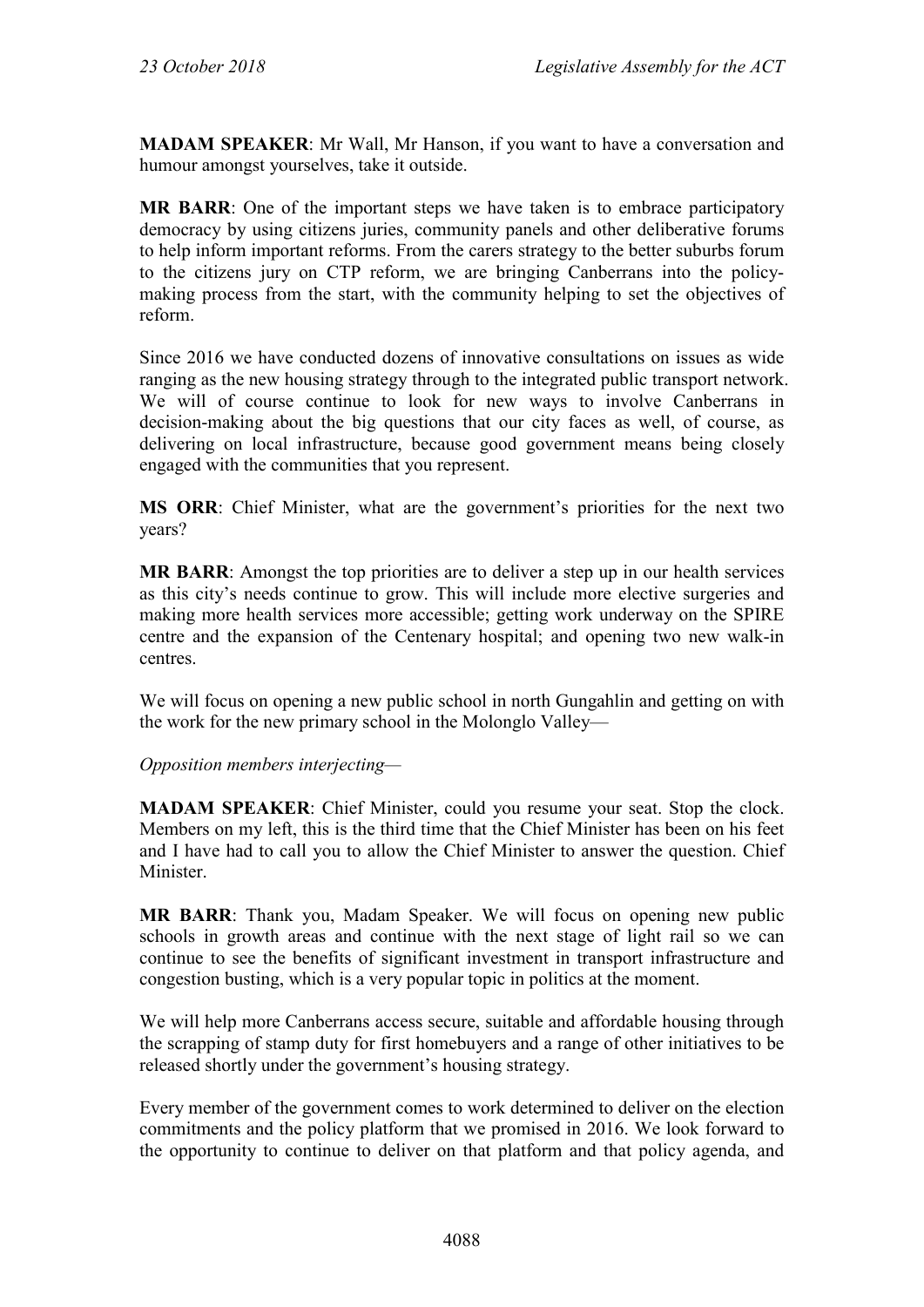**MADAM SPEAKER**: Mr Wall, Mr Hanson, if you want to have a conversation and humour amongst yourselves, take it outside.

**MR BARR**: One of the important steps we have taken is to embrace participatory democracy by using citizens juries, community panels and other deliberative forums to help inform important reforms. From the carers strategy to the better suburbs forum to the citizens jury on CTP reform, we are bringing Canberrans into the policy-making process from the start, with the community helping to set the objectives of reform.

Since 2016 we have conducted dozens of innovative consultations on issues as wide ranging as the new housing strategy through to the integrated public transport network. We will of course continue to look for new ways to involve Canberrans in decision-making about the big questions that our city faces as well, of course, as delivering on local infrastructure, because good government means being closely engaged with the communities that you represent.

**MS ORR**: Chief Minister, what are the government's priorities for the next two years?

**MR BARR**: Amongst the top priorities are to deliver a step up in our health services as this city's needs continue to grow. This will include more elective surgeries and making more health services more accessible; getting work underway on the SPIRE centre and the expansion of the Centenary hospital; and opening two new walk-in centres.

We will focus on opening a new public school in north Gungahlin and getting on with the work for the new primary school in the Molonglo Valley—

*Opposition members interjecting*—

**MADAM SPEAKER**: Chief Minister, could you resume your seat. Stop the clock. Members on my left, this is the third time that the Chief Minister has been on his feet and I have had to call you to allow the Chief Minister to answer the question. Chief Minister.

**MR BARR**: Thank you, Madam Speaker. We will focus on opening new public schools in growth areas and continue with the next stage of light rail so we can continue to see the benefits of significant investment in transport infrastructure and congestion busting, which is a very popular topic in politics at the moment.

We will help more Canberrans access secure, suitable and affordable housing through the scrapping of stamp duty for first homebuyers and a range of other initiatives to be released shortly under the government's housing strategy.

Every member of the government comes to work determined to deliver on the election commitments and the policy platform that we promised in 2016. We look forward to the opportunity to continue to deliver on that platform and that policy agenda, and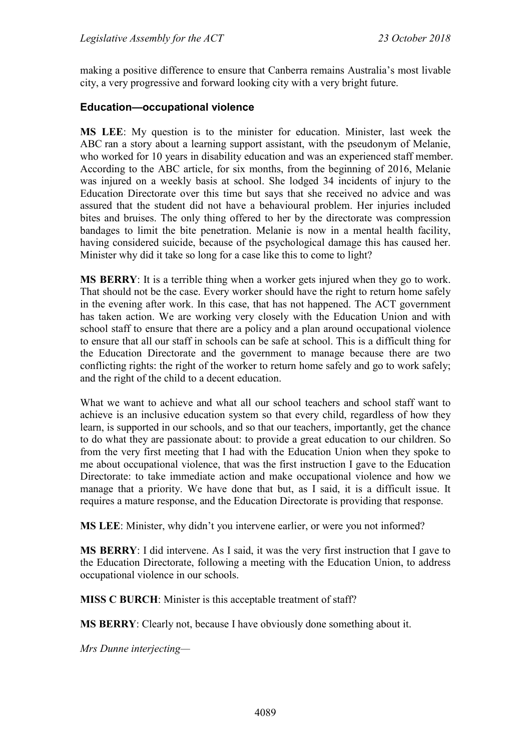making a positive difference to ensure that Canberra remains Australia's most livable city, a very progressive and forward looking city with a very bright future.

### Education—occupational violence

**MS LEE**: My question is to the minister for education. Minister, last week the ABC ran a story about a learning support assistant, with the pseudonym of Melanie, who worked for 10 years in disability education and was an experienced staff member. According to the ABC article, for six months, from the beginning of 2016, Melanie was injured on a weekly basis at school. She lodged 34 incidents of injury to the Education Directorate over this time but says that she received no advice and was assured that the student did not have a behavioural problem. Her injuries included bites and bruises. The only thing offered to her by the directorate was compression bandages to limit the bite penetration. Melanie is now in a mental health facility, having considered suicide, because of the psychological damage this has caused her. Minister why did it take so long for a case like this to come to light?

**MS BERRY**: It is a terrible thing when a worker gets injured when they go to work. That should not be the case. Every worker should have the right to return home safely in the evening after work. In this case, that has not happened. The ACT government has taken action. We are working very closely with the Education Union and with school staff to ensure that there are a policy and a plan around occupational violence to ensure that all our staff in schools can be safe at school. This is a difficult thing for the Education Directorate and the government to manage because there are two conflicting rights: the right of the worker to return home safely and go to work safely; and the right of the child to a decent education.

What we want to achieve and what all our school teachers and school staff want to achieve is an inclusive education system so that every child, regardless of how they learn, is supported in our schools, and so that our teachers, importantly, get the chance to do what they are passionate about: to provide a great education to our children. So from the very first meeting that I had with the Education Union when they spoke to me about occupational violence, that was the first instruction I gave to the Education Directorate: to take immediate action and make occupational violence and how we manage that a priority. We have done that but, as I said, it is a difficult issue. It requires a mature response, and the Education Directorate is providing that response.

**MS LEE**: Minister, why didn't you intervene earlier, or were you not informed?

**MS BERRY**: I did intervene. As I said, it was the very first instruction that I gave to the Education Directorate, following a meeting with the Education Union, to address occupational violence in our schools.

**MISS C BURCH**: Minister is this acceptable treatment of staff?

**MS BERRY**: Clearly not, because I have obviously done something about it.

*Mrs Dunne interjecting—*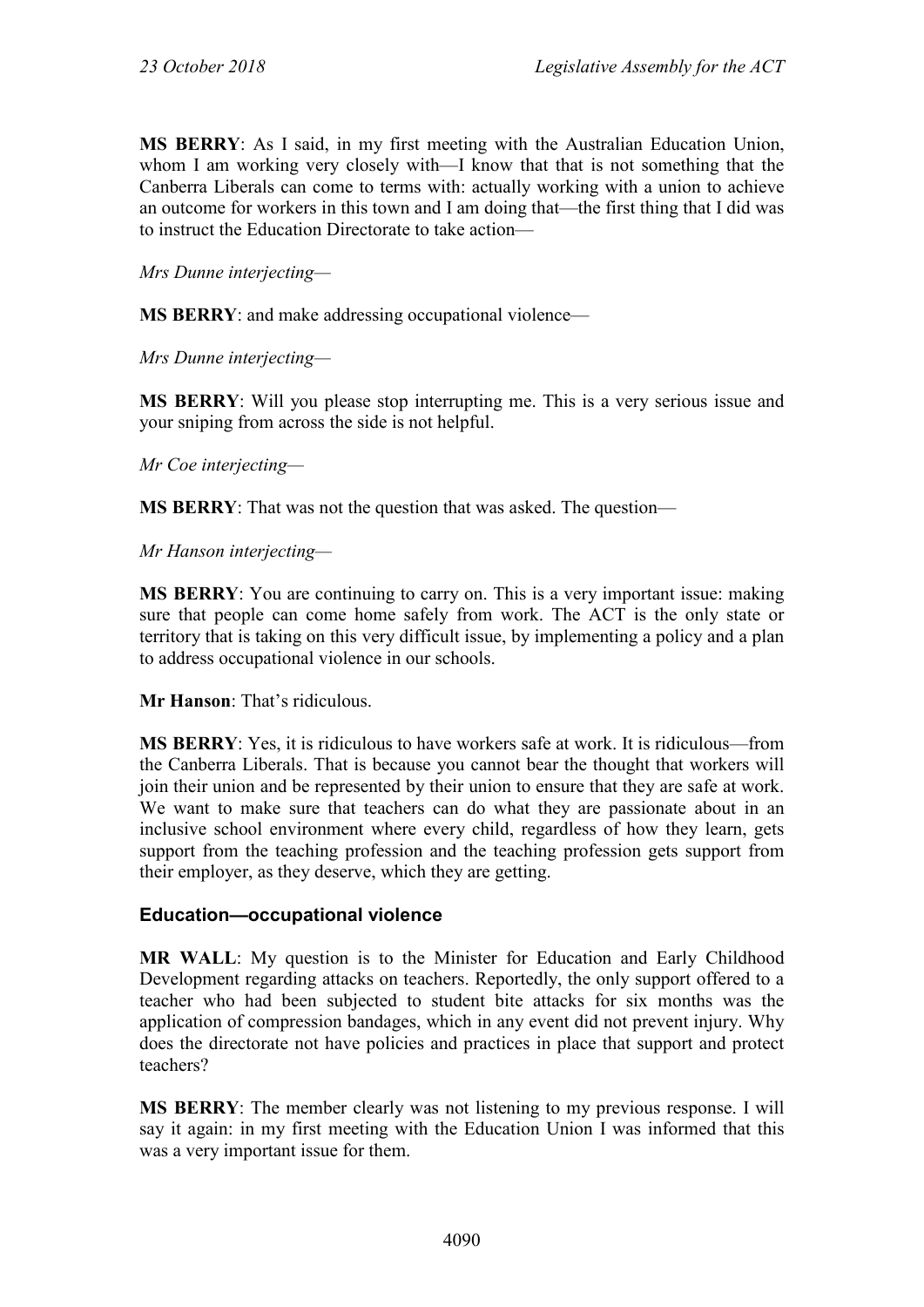**MS BERRY**: As I said, in my first meeting with the Australian Education Union, whom I am working very closely with—I know that that is not something that the Canberra Liberals can come to terms with: actually working with a union to achieve an outcome for workers in this town and I am doing that—the first thing that I did was to instruct the Education Directorate to take action—

*Mrs Dunne interjecting*—

**MS BERRY**: and make addressing occupational violence—

*Mrs Dunne interjecting*—

**MS BERRY**: Will you please stop interrupting me. This is a very serious issue and your sniping from across the side is not helpful.

*Mr Coe interjecting*—

**MS BERRY**: That was not the question that was asked. The question—

*Mr Hanson interjecting*—

**MS BERRY**: You are continuing to carry on. This is a very important issue: making sure that people can come home safely from work. The ACT is the only state or territory that is taking on this very difficult issue, by implementing a policy and a plan to address occupational violence in our schools.

**Mr Hanson**: That's ridiculous.

**MS BERRY**: Yes, it is ridiculous to have workers safe at work. It is ridiculous—from the Canberra Liberals. That is because you cannot bear the thought that workers will join their union and be represented by their union to ensure that they are safe at work. We want to make sure that teachers can do what they are passionate about in an inclusive school environment where every child, regardless of how they learn, gets support from the teaching profession and the teaching profession gets support from their employer, as they deserve, which they are getting.

### Education—occupational violence

**MR WALL**: My question is to the Minister for Education and Early Childhood Development regarding attacks on teachers. Reportedly, the only support offered to a teacher who had been subjected to student bite attacks for six months was the application of compression bandages, which in any event did not prevent injury. Why does the directorate not have policies and practices in place that support and protect teachers?

**MS BERRY**: The member clearly was not listening to my previous response. I will say it again: in my first meeting with the Education Union I was informed that this was a very important issue for them.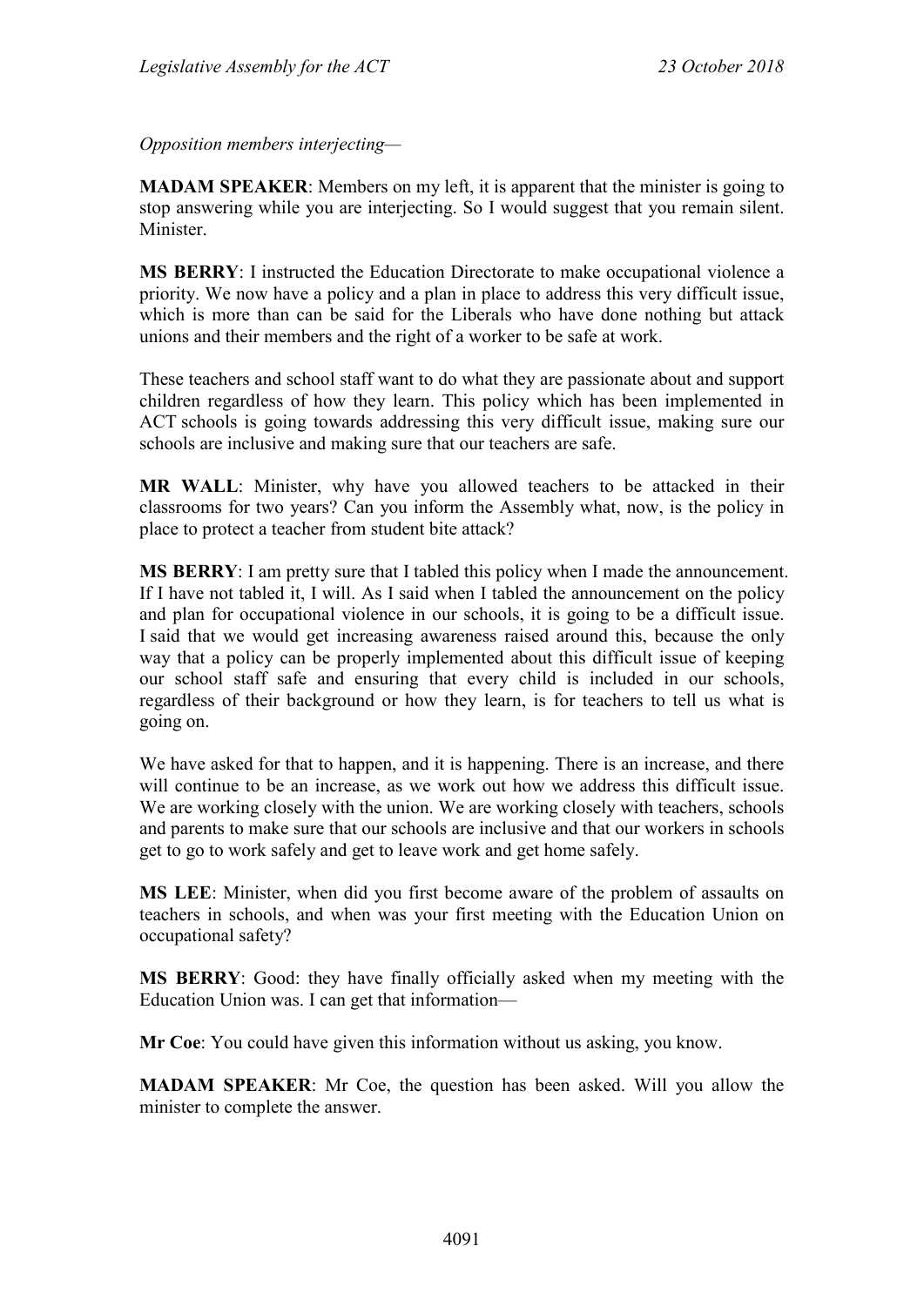*Opposition members interjecting*—

**MADAM SPEAKER**: Members on my left, it is apparent that the minister is going to stop answering while you are interjecting. So I would suggest that you remain silent. Minister.

**MS BERRY**: I instructed the Education Directorate to make occupational violence a priority. We now have a policy and a plan in place to address this very difficult issue, which is more than can be said for the Liberals who have done nothing but attack unions and their members and the right of a worker to be safe at work.

These teachers and school staff want to do what they are passionate about and support children regardless of how they learn. This policy which has been implemented in ACT schools is going towards addressing this very difficult issue, making sure our schools are inclusive and making sure that our teachers are safe.

**MR WALL**: Minister, why have you allowed teachers to be attacked in their classrooms for two years? Can you inform the Assembly what, now, is the policy in place to protect a teacher from student bite attack?

**MS BERRY**: I am pretty sure that I tabled this policy when I made the announcement. If I have not tabled it, I will. As I said when I tabled the announcement on the policy and plan for occupational violence in our schools, it is going to be a difficult issue. I said that we would get increasing awareness raised around this, because the only way that a policy can be properly implemented about this difficult issue of keeping our school staff safe and ensuring that every child is included in our schools, regardless of their background or how they learn, is for teachers to tell us what is going on.

We have asked for that to happen, and it is happening. There is an increase, and there will continue to be an increase, as we work out how we address this difficult issue. We are working closely with the union. We are working closely with teachers, schools and parents to make sure that our schools are inclusive and that our workers in schools get to go to work safely and get to leave work and get home safely.

**MS LEE**: Minister, when did you first become aware of the problem of assaults on teachers in schools, and when was your first meeting with the Education Union on occupational safety?

**MS BERRY**: Good: they have finally officially asked when my meeting with the Education Union was. I can get that information—

**Mr Coe**: You could have given this information without us asking, you know.

**MADAM SPEAKER**: Mr Coe, the question has been asked. Will you allow the minister to complete the answer.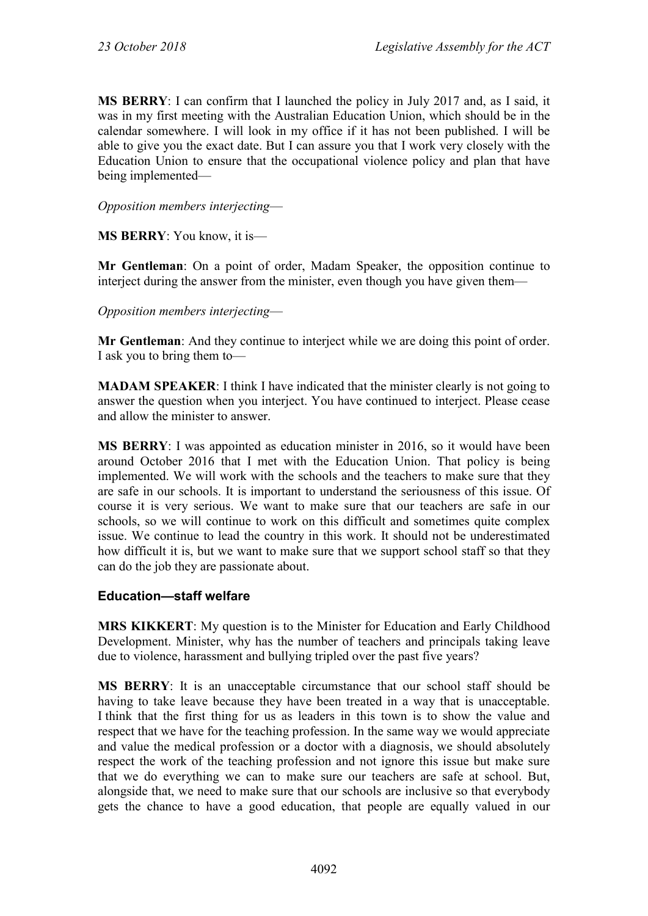**MS BERRY**: I can confirm that I launched the policy in July 2017 and, as I said, it was in my first meeting with the Australian Education Union, which should be in the calendar somewhere. I will look in my office if it has not been published. I will be able to give you the exact date. But I can assure you that I work very closely with the Education Union to ensure that the occupational violence policy and plan that have being implemented—

*Opposition members interjecting*—

**MS BERRY**: You know, it is—

**Mr Gentleman**: On a point of order, Madam Speaker, the opposition continue to interject during the answer from the minister, even though you have given them—

*Opposition members interjecting*—

**Mr Gentleman**: And they continue to interject while we are doing this point of order. I ask you to bring them to—

**MADAM SPEAKER**: I think I have indicated that the minister clearly is not going to answer the question when you interject. You have continued to interject. Please cease and allow the minister to answer.

**MS BERRY**: I was appointed as education minister in 2016, so it would have been around October 2016 that I met with the Education Union. That policy is being implemented. We will work with the schools and the teachers to make sure that they are safe in our schools. It is important to understand the seriousness of this issue. Of course it is very serious. We want to make sure that our teachers are safe in our schools, so we will continue to work on this difficult and sometimes quite complex issue. We continue to lead the country in this work. It should not be underestimated how difficult it is, but we want to make sure that we support school staff so that they can do the job they are passionate about.

### Education—staff welfare

**MRS KIKKERT**: My question is to the Minister for Education and Early Childhood Development. Minister, why has the number of teachers and principals taking leave due to violence, harassment and bullying tripled over the past five years?

**MS BERRY**: It is an unacceptable circumstance that our school staff should be having to take leave because they have been treated in a way that is unacceptable. I think that the first thing for us as leaders in this town is to show the value and respect that we have for the teaching profession. In the same way we would appreciate and value the medical profession or a doctor with a diagnosis, we should absolutely respect the work of the teaching profession and not ignore this issue but make sure that we do everything we can to make sure our teachers are safe at school. But, alongside that, we need to make sure that our schools are inclusive so that everybody gets the chance to have a good education, that people are equally valued in our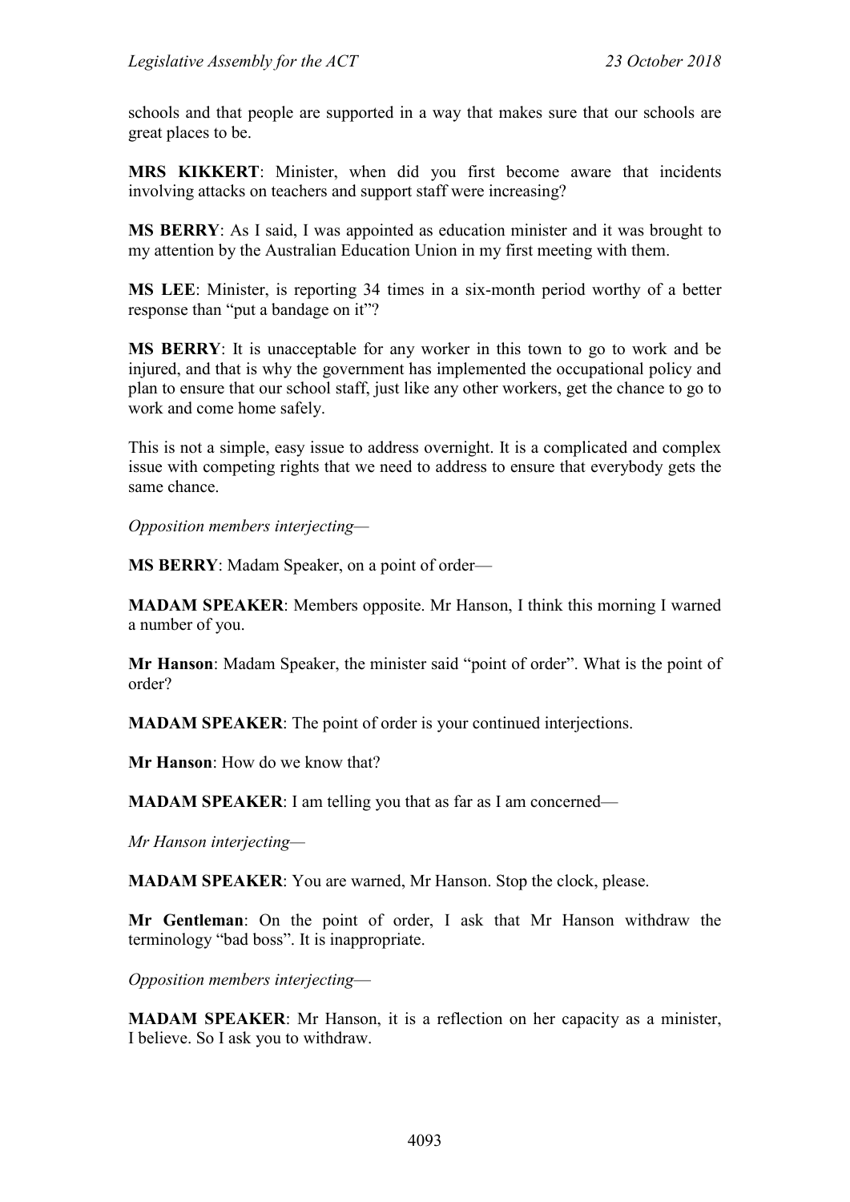schools and that people are supported in a way that makes sure that our schools are great places to be.

**MRS KIKKERT**: Minister, when did you first become aware that incidents involving attacks on teachers and support staff were increasing?

**MS BERRY**: As I said, I was appointed as education minister and it was brought to my attention by the Australian Education Union in my first meeting with them.

**MS LEE**: Minister, is reporting 34 times in a six-month period worthy of a better response than "put a bandage on it"?

**MS BERRY**: It is unacceptable for any worker in this town to go to work and be injured, and that is why the government has implemented the occupational policy and plan to ensure that our school staff, just like any other workers, get the chance to go to work and come home safely.

This is not a simple, easy issue to address overnight. It is a complicated and complex issue with competing rights that we need to address to ensure that everybody gets the same chance.

*Opposition members interjecting*—

**MS BERRY**: Madam Speaker, on a point of order—

**MADAM SPEAKER**: Members opposite. Mr Hanson, I think this morning I warned a number of you.

**Mr Hanson**: Madam Speaker, the minister said "point of order". What is the point of order?

**MADAM SPEAKER**: The point of order is your continued interjections.

**Mr Hanson**: How do we know that?

**MADAM SPEAKER**: I am telling you that as far as I am concerned—

*Mr Hanson interjecting*—

**MADAM SPEAKER**: You are warned, Mr Hanson. Stop the clock, please.

**Mr Gentleman**: On the point of order, I ask that Mr Hanson withdraw the terminology "bad boss". It is inappropriate.

*Opposition members interjecting*—

**MADAM SPEAKER**: Mr Hanson, it is a reflection on her capacity as a minister, I believe. So I ask you to withdraw.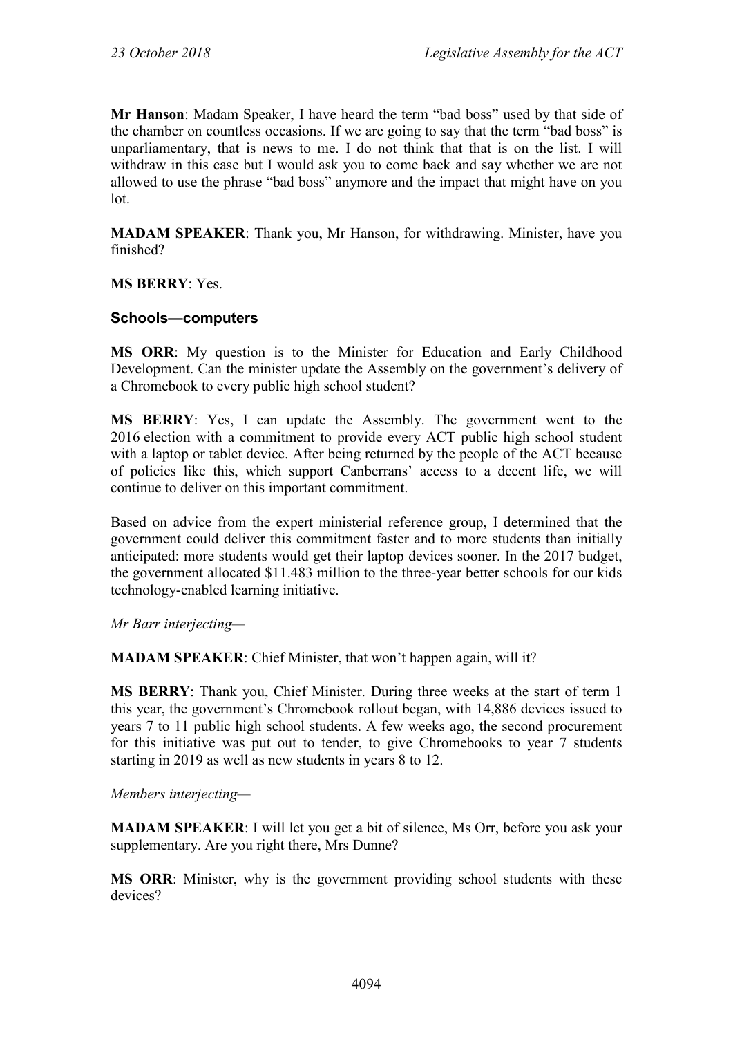**Mr Hanson**: Madam Speaker, I have heard the term "bad boss" used by that side of the chamber on countless occasions. If we are going to say that the term "bad boss" is unparliamentary, that is news to me. I do not think that that is on the list. I will withdraw in this case but I would ask you to come back and say whether we are not allowed to use the phrase "bad boss" anymore and the impact that might have on you lot.

**MADAM SPEAKER**: Thank you, Mr Hanson, for withdrawing. Minister, have you finished?

**MS BERRY**: Yes.

### Schools—computers

**MS ORR**: My question is to the Minister for Education and Early Childhood Development. Can the minister update the Assembly on the government's delivery of a Chromebook to every public high school student?

**MS BERRY**: Yes, I can update the Assembly. The government went to the 2016 election with a commitment to provide every ACT public high school student with a laptop or tablet device. After being returned by the people of the ACT because of policies like this, which support Canberrans' access to a decent life, we will continue to deliver on this important commitment.

Based on advice from the expert ministerial reference group, I determined that the government could deliver this commitment faster and to more students than initially anticipated: more students would get their laptop devices sooner. In the 2017 budget, the government allocated $11.483 million to the three-year better schools for our kids technology-enabled learning initiative.

*Mr Barr interjecting*—

**MADAM SPEAKER**: Chief Minister, that won't happen again, will it?

**MS BERRY**: Thank you, Chief Minister. During three weeks at the start of term 1 this year, the government's Chromebook rollout began, with 14,886 devices issued to years 7 to 11 public high school students. A few weeks ago, the second procurement for this initiative was put out to tender, to give Chromebooks to year 7 students starting in 2019 as well as new students in years 8 to 12.

*Members interjecting*—

**MADAM SPEAKER**: I will let you get a bit of silence, Ms Orr, before you ask your supplementary. Are you right there, Mrs Dunne?

**MS ORR**: Minister, why is the government providing school students with these devices?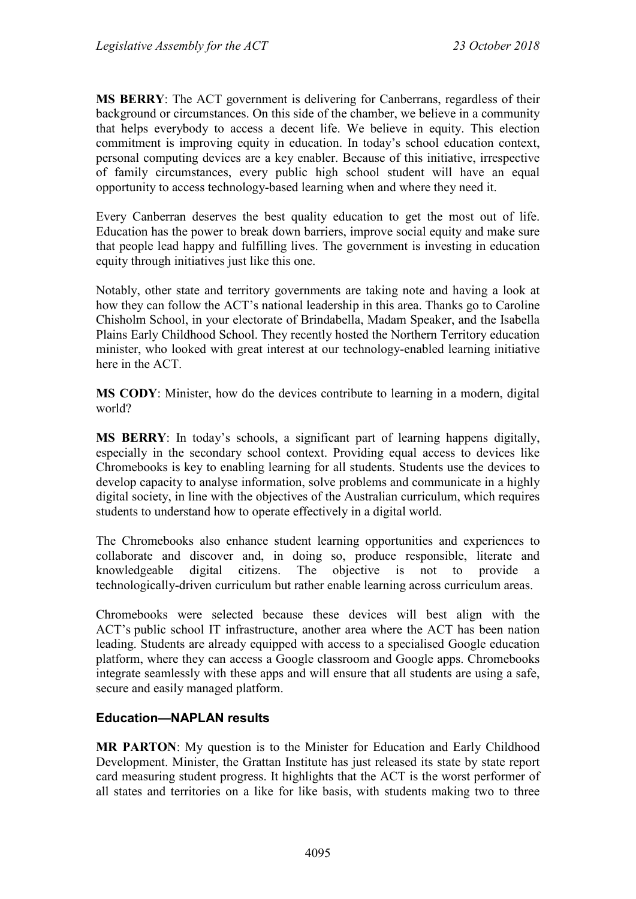**MS BERRY**: The ACT government is delivering for Canberrans, regardless of their background or circumstances. On this side of the chamber, we believe in a community that helps everybody to access a decent life. We believe in equity. This election commitment is improving equity in education. In today's school education context, personal computing devices are a key enabler. Because of this initiative, irrespective of family circumstances, every public high school student will have an equal opportunity to access technology-based learning when and where they need it.

Every Canberran deserves the best quality education to get the most out of life. Education has the power to break down barriers, improve social equity and make sure that people lead happy and fulfilling lives. The government is investing in education equity through initiatives just like this one.

Notably, other state and territory governments are taking note and having a look at how they can follow the ACT's national leadership in this area. Thanks go to Caroline Chisholm School, in your electorate of Brindabella, Madam Speaker, and the Isabella Plains Early Childhood School. They recently hosted the Northern Territory education minister, who looked with great interest at our technology-enabled learning initiative here in the ACT.

**MS CODY**: Minister, how do the devices contribute to learning in a modern, digital world?

**MS BERRY**: In today's schools, a significant part of learning happens digitally, especially in the secondary school context. Providing equal access to devices like Chromebooks is key to enabling learning for all students. Students use the devices to develop capacity to analyse information, solve problems and communicate in a highly digital society, in line with the objectives of the Australian curriculum, which requires students to understand how to operate effectively in a digital world.

The Chromebooks also enhance student learning opportunities and experiences to collaborate and discover and, in doing so, produce responsible, literate and knowledgeable digital citizens. The objective is not to provide a technologically-driven curriculum but rather enable learning across curriculum areas.

Chromebooks were selected because these devices will best align with the ACT's public school IT infrastructure, another area where the ACT has been nation leading. Students are already equipped with access to a specialised Google education platform, where they can access a Google classroom and Google apps. Chromebooks integrate seamlessly with these apps and will ensure that all students are using a safe, secure and easily managed platform.

### Education—NAPLAN results

**MR PARTON**: My question is to the Minister for Education and Early Childhood Development. Minister, the Grattan Institute has just released its state by state report card measuring student progress. It highlights that the ACT is the worst performer of all states and territories on a like for like basis, with students making two to three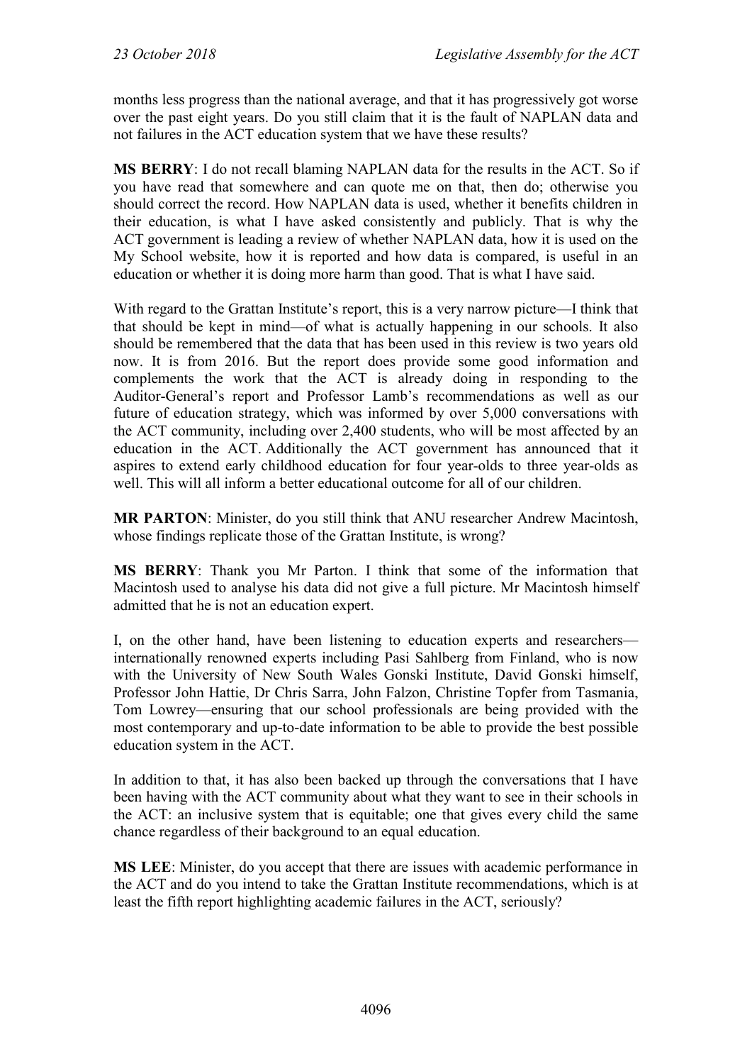months less progress than the national average, and that it has progressively got worse over the past eight years. Do you still claim that it is the fault of NAPLAN data and not failures in the ACT education system that we have these results?

**MS BERRY**: I do not recall blaming NAPLAN data for the results in the ACT. So if you have read that somewhere and can quote me on that, then do; otherwise you should correct the record. How NAPLAN data is used, whether it benefits children in their education, is what I have asked consistently and publicly. That is why the ACT government is leading a review of whether NAPLAN data, how it is used on the My School website, how it is reported and how data is compared, is useful in an education or whether it is doing more harm than good. That is what I have said.

With regard to the Grattan Institute's report, this is a very narrow picture—I think that that should be kept in mind—of what is actually happening in our schools. It also should be remembered that the data that has been used in this review is two years old now. It is from 2016. But the report does provide some good information and complements the work that the ACT is already doing in responding to the Auditor-General's report and Professor Lamb's recommendations as well as our future of education strategy, which was informed by over 5,000 conversations with the ACT community, including over 2,400 students, who will be most affected by an education in the ACT. Additionally the ACT government has announced that it aspires to extend early childhood education for four year-olds to three year-olds as well. This will all inform a better educational outcome for all of our children.

**MR PARTON**: Minister, do you still think that ANU researcher Andrew Macintosh, whose findings replicate those of the Grattan Institute, is wrong?

**MS BERRY**: Thank you Mr Parton. I think that some of the information that Macintosh used to analyse his data did not give a full picture. Mr Macintosh himself admitted that he is not an education expert.

I, on the other hand, have been listening to education experts and researchers—internationally renowned experts including Pasi Sahlberg from Finland, who is now with the University of New South Wales Gonski Institute, David Gonski himself, Professor John Hattie, Dr Chris Sarra, John Falzon, Christine Topfer from Tasmania, Tom Lowrey—ensuring that our school professionals are being provided with the most contemporary and up-to-date information to be able to provide the best possible education system in the ACT.

In addition to that, it has also been backed up through the conversations that I have been having with the ACT community about what they want to see in their schools in the ACT: an inclusive system that is equitable; one that gives every child the same chance regardless of their background to an equal education.

**MS LEE**: Minister, do you accept that there are issues with academic performance in the ACT and do you intend to take the Grattan Institute recommendations, which is at least the fifth report highlighting academic failures in the ACT, seriously?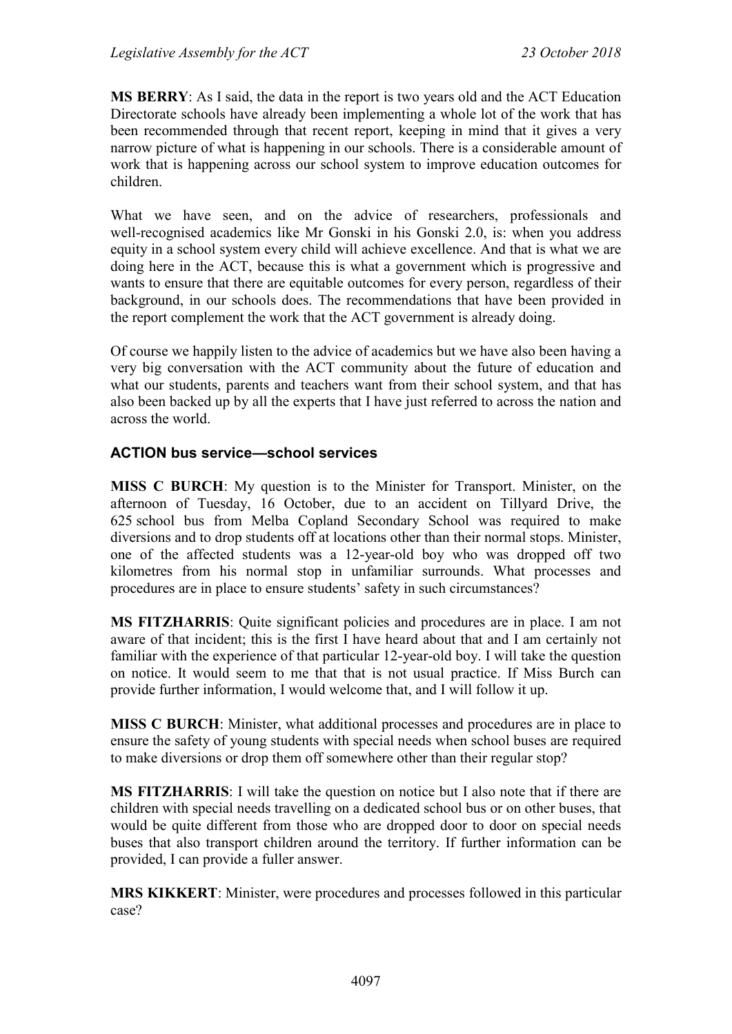**MS BERRY**: As I said, the data in the report is two years old and the ACT Education Directorate schools have already been implementing a whole lot of the work that has been recommended through that recent report, keeping in mind that it gives a very narrow picture of what is happening in our schools. There is a considerable amount of work that is happening across our school system to improve education outcomes for children.

What we have seen, and on the advice of researchers, professionals and well-recognised academics like Mr Gonski in his Gonski 2.0, is: when you address equity in a school system every child will achieve excellence. And that is what we are doing here in the ACT, because this is what a government which is progressive and wants to ensure that there are equitable outcomes for every person, regardless of their background, in our schools does. The recommendations that have been provided in the report complement the work that the ACT government is already doing.

Of course we happily listen to the advice of academics but we have also been having a very big conversation with the ACT community about the future of education and what our students, parents and teachers want from their school system, and that has also been backed up by all the experts that I have just referred to across the nation and across the world.

### ACTION bus service—school services

**MISS C BURCH**: My question is to the Minister for Transport. Minister, on the afternoon of Tuesday, 16 October, due to an accident on Tillyard Drive, the 625 school bus from Melba Copland Secondary School was required to make diversions and to drop students off at locations other than their normal stops. Minister, one of the affected students was a 12-year-old boy who was dropped off two kilometres from his normal stop in unfamiliar surrounds. What processes and procedures are in place to ensure students' safety in such circumstances?

**MS FITZHARRIS**: Quite significant policies and procedures are in place. I am not aware of that incident; this is the first I have heard about that and I am certainly not familiar with the experience of that particular 12-year-old boy. I will take the question on notice. It would seem to me that that is not usual practice. If Miss Burch can provide further information, I would welcome that, and I will follow it up.

**MISS C BURCH**: Minister, what additional processes and procedures are in place to ensure the safety of young students with special needs when school buses are required to make diversions or drop them off somewhere other than their regular stop?

**MS FITZHARRIS**: I will take the question on notice but I also note that if there are children with special needs travelling on a dedicated school bus or on other buses, that would be quite different from those who are dropped door to door on special needs buses that also transport children around the territory. If further information can be provided, I can provide a fuller answer.

**MRS KIKKERT**: Minister, were procedures and processes followed in this particular case?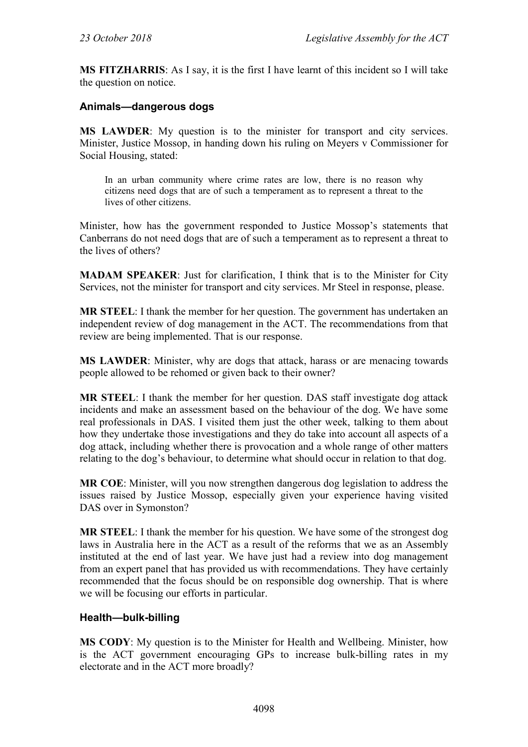**MS FITZHARRIS**: As I say, it is the first I have learnt of this incident so I will take the question on notice.

### Animals—dangerous dogs

**MS LAWDER**: My question is to the minister for transport and city services. Minister, Justice Mossop, in handing down his ruling on Meyers v Commissioner for Social Housing, stated:

> In an urban community where crime rates are low, there is no reason why citizens need dogs that are of such a temperament as to represent a threat to the lives of other citizens.

Minister, how has the government responded to Justice Mossop's statements that Canberrans do not need dogs that are of such a temperament as to represent a threat to the lives of others?

**MADAM SPEAKER**: Just for clarification, I think that is to the Minister for City Services, not the minister for transport and city services. Mr Steel in response, please.

**MR STEEL**: I thank the member for her question. The government has undertaken an independent review of dog management in the ACT. The recommendations from that review are being implemented. That is our response.

**MS LAWDER**: Minister, why are dogs that attack, harass or are menacing towards people allowed to be rehomed or given back to their owner?

**MR STEEL**: I thank the member for her question. DAS staff investigate dog attack incidents and make an assessment based on the behaviour of the dog. We have some real professionals in DAS. I visited them just the other week, talking to them about how they undertake those investigations and they do take into account all aspects of a dog attack, including whether there is provocation and a whole range of other matters relating to the dog's behaviour, to determine what should occur in relation to that dog.

**MR COE**: Minister, will you now strengthen dangerous dog legislation to address the issues raised by Justice Mossop, especially given your experience having visited DAS over in Symonston?

**MR STEEL**: I thank the member for his question. We have some of the strongest dog laws in Australia here in the ACT as a result of the reforms that we as an Assembly instituted at the end of last year. We have just had a review into dog management from an expert panel that has provided us with recommendations. They have certainly recommended that the focus should be on responsible dog ownership. That is where we will be focusing our efforts in particular.

### Health—bulk-billing

**MS CODY**: My question is to the Minister for Health and Wellbeing. Minister, how is the ACT government encouraging GPs to increase bulk-billing rates in my electorate and in the ACT more broadly?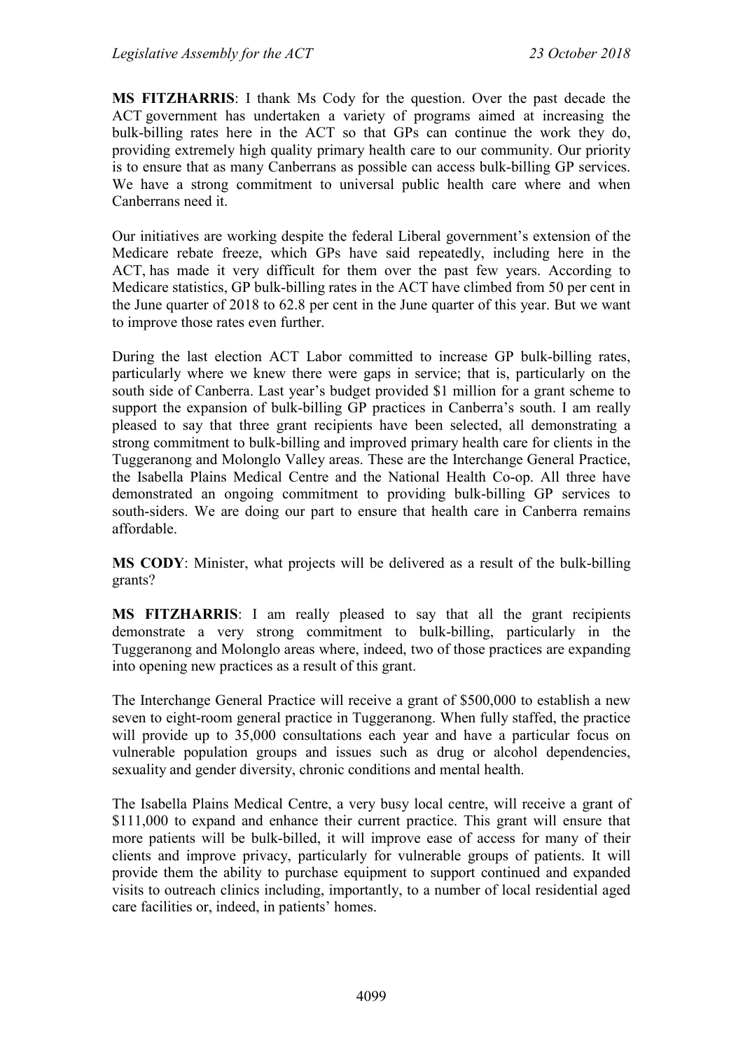**MS FITZHARRIS**: I thank Ms Cody for the question. Over the past decade the ACT government has undertaken a variety of programs aimed at increasing the bulk-billing rates here in the ACT so that GPs can continue the work they do, providing extremely high quality primary health care to our community. Our priority is to ensure that as many Canberrans as possible can access bulk-billing GP services. We have a strong commitment to universal public health care where and when Canberrans need it.

Our initiatives are working despite the federal Liberal government's extension of the Medicare rebate freeze, which GPs have said repeatedly, including here in the ACT, has made it very difficult for them over the past few years. According to Medicare statistics, GP bulk-billing rates in the ACT have climbed from 50 per cent in the June quarter of 2018 to 62.8 per cent in the June quarter of this year. But we want to improve those rates even further.

During the last election ACT Labor committed to increase GP bulk-billing rates, particularly where we knew there were gaps in service; that is, particularly on the south side of Canberra. Last year's budget provided $1 million for a grant scheme to support the expansion of bulk-billing GP practices in Canberra's south. I am really pleased to say that three grant recipients have been selected, all demonstrating a strong commitment to bulk-billing and improved primary health care for clients in the Tuggeranong and Molonglo Valley areas. These are the Interchange General Practice, the Isabella Plains Medical Centre and the National Health Co-op. All three have demonstrated an ongoing commitment to providing bulk-billing GP services to south-siders. We are doing our part to ensure that health care in Canberra remains affordable.

**MS CODY**: Minister, what projects will be delivered as a result of the bulk-billing grants?

**MS FITZHARRIS**: I am really pleased to say that all the grant recipients demonstrate a very strong commitment to bulk-billing, particularly in the Tuggeranong and Molonglo areas where, indeed, two of those practices are expanding into opening new practices as a result of this grant.

The Interchange General Practice will receive a grant of $500,000 to establish a new seven to eight-room general practice in Tuggeranong. When fully staffed, the practice will provide up to 35,000 consultations each year and have a particular focus on vulnerable population groups and issues such as drug or alcohol dependencies, sexuality and gender diversity, chronic conditions and mental health.

The Isabella Plains Medical Centre, a very busy local centre, will receive a grant of $111,000 to expand and enhance their current practice. This grant will ensure that more patients will be bulk-billed, it will improve ease of access for many of their clients and improve privacy, particularly for vulnerable groups of patients. It will provide them the ability to purchase equipment to support continued and expanded visits to outreach clinics including, importantly, to a number of local residential aged care facilities or, indeed, in patients' homes.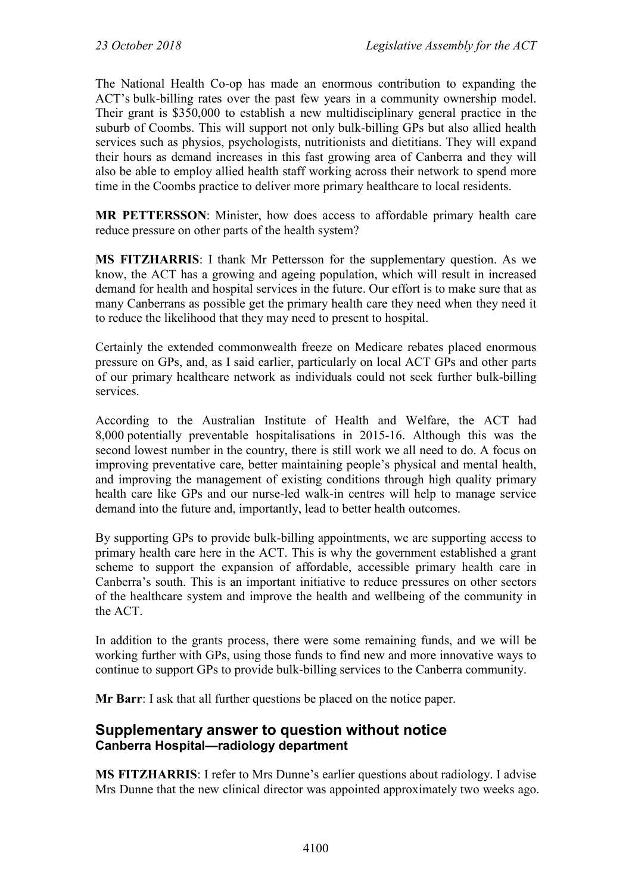The National Health Co-op has made an enormous contribution to expanding the ACT's bulk-billing rates over the past few years in a community ownership model. Their grant is $350,000 to establish a new multidisciplinary general practice in the suburb of Coombs. This will support not only bulk-billing GPs but also allied health services such as physios, psychologists, nutritionists and dietitians. They will expand their hours as demand increases in this fast growing area of Canberra and they will also be able to employ allied health staff working across their network to spend more time in the Coombs practice to deliver more primary healthcare to local residents.

**MR PETTERSSON**: Minister, how does access to affordable primary health care reduce pressure on other parts of the health system?

**MS FITZHARRIS**: I thank Mr Pettersson for the supplementary question. As we know, the ACT has a growing and ageing population, which will result in increased demand for health and hospital services in the future. Our effort is to make sure that as many Canberrans as possible get the primary health care they need when they need it to reduce the likelihood that they may need to present to hospital.

Certainly the extended commonwealth freeze on Medicare rebates placed enormous pressure on GPs, and, as I said earlier, particularly on local ACT GPs and other parts of our primary healthcare network as individuals could not seek further bulk-billing services.

According to the Australian Institute of Health and Welfare, the ACT had 8,000 potentially preventable hospitalisations in 2015-16. Although this was the second lowest number in the country, there is still work we all need to do. A focus on improving preventative care, better maintaining people's physical and mental health, and improving the management of existing conditions through high quality primary health care like GPs and our nurse-led walk-in centres will help to manage service demand into the future and, importantly, lead to better health outcomes.

By supporting GPs to provide bulk-billing appointments, we are supporting access to primary health care here in the ACT. This is why the government established a grant scheme to support the expansion of affordable, accessible primary health care in Canberra's south. This is an important initiative to reduce pressures on other sectors of the healthcare system and improve the health and wellbeing of the community in the ACT.

In addition to the grants process, there were some remaining funds, and we will be working further with GPs, using those funds to find new and more innovative ways to continue to support GPs to provide bulk-billing services to the Canberra community.

**Mr Barr**: I ask that all further questions be placed on the notice paper.

## Supplementary answer to question without notice
### Canberra Hospital—radiology department

**MS FITZHARRIS**: I refer to Mrs Dunne's earlier questions about radiology. I advise Mrs Dunne that the new clinical director was appointed approximately two weeks ago.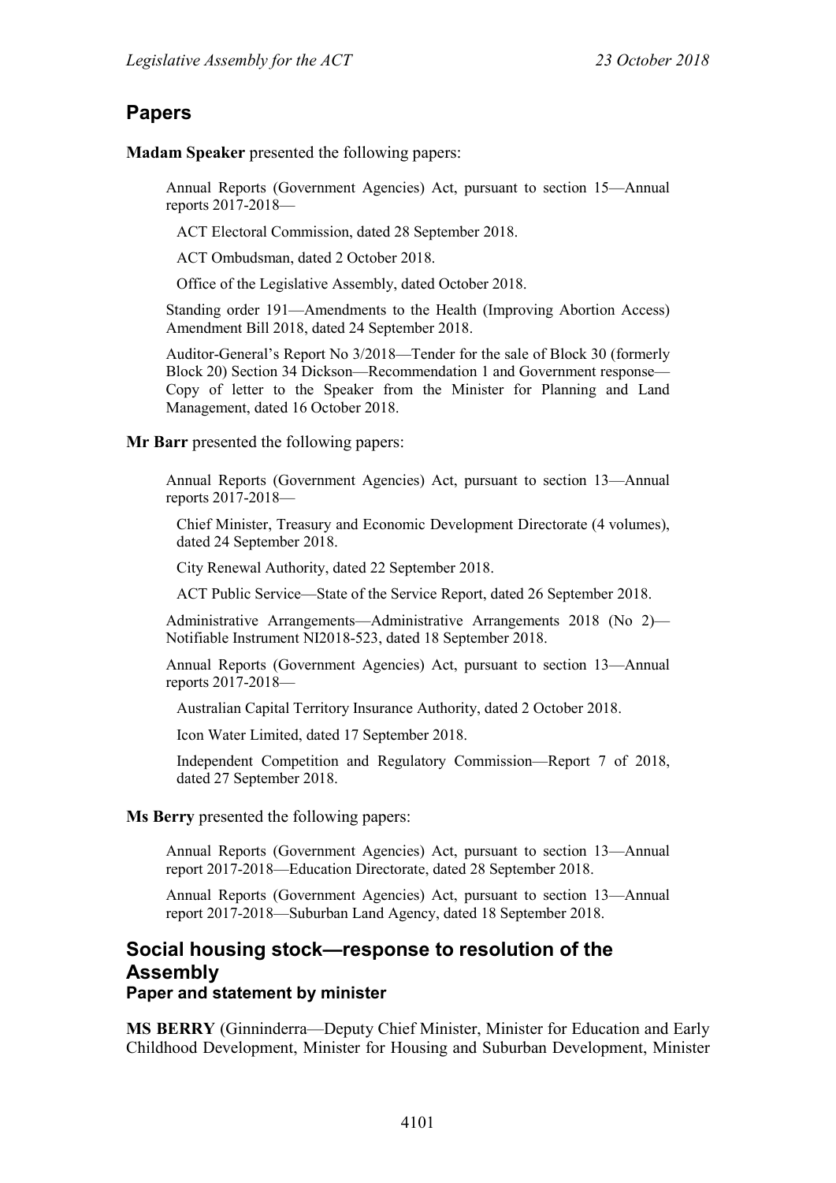## Papers

**Madam Speaker** presented the following papers:

> Annual Reports (Government Agencies) Act, pursuant to section 15—Annual reports 2017-2018—
>
> ACT Electoral Commission, dated 28 September 2018.
>
> ACT Ombudsman, dated 2 October 2018.
>
> Office of the Legislative Assembly, dated October 2018.
>
> Standing order 191—Amendments to the Health (Improving Abortion Access) Amendment Bill 2018, dated 24 September 2018.
>
> Auditor-General's Report No 3/2018—Tender for the sale of Block 30 (formerly Block 20) Section 34 Dickson—Recommendation 1 and Government response—Copy of letter to the Speaker from the Minister for Planning and Land Management, dated 16 October 2018.

**Mr Barr** presented the following papers:

> Annual Reports (Government Agencies) Act, pursuant to section 13—Annual reports 2017-2018—
>
> Chief Minister, Treasury and Economic Development Directorate (4 volumes), dated 24 September 2018.
>
> City Renewal Authority, dated 22 September 2018.
>
> ACT Public Service—State of the Service Report, dated 26 September 2018.
>
> Administrative Arrangements—Administrative Arrangements 2018 (No 2)—Notifiable Instrument NI2018-523, dated 18 September 2018.
>
> Annual Reports (Government Agencies) Act, pursuant to section 13—Annual reports 2017-2018—
>
> Australian Capital Territory Insurance Authority, dated 2 October 2018.
>
> Icon Water Limited, dated 17 September 2018.
>
> Independent Competition and Regulatory Commission—Report 7 of 2018, dated 27 September 2018.

**Ms Berry** presented the following papers:

> Annual Reports (Government Agencies) Act, pursuant to section 13—Annual report 2017-2018—Education Directorate, dated 28 September 2018.
>
> Annual Reports (Government Agencies) Act, pursuant to section 13—Annual report 2017-2018—Suburban Land Agency, dated 18 September 2018.

## Social housing stock—response to resolution of the Assembly

### Paper and statement by minister

**MS BERRY** (Ginninderra—Deputy Chief Minister, Minister for Education and Early Childhood Development, Minister for Housing and Suburban Development, Minister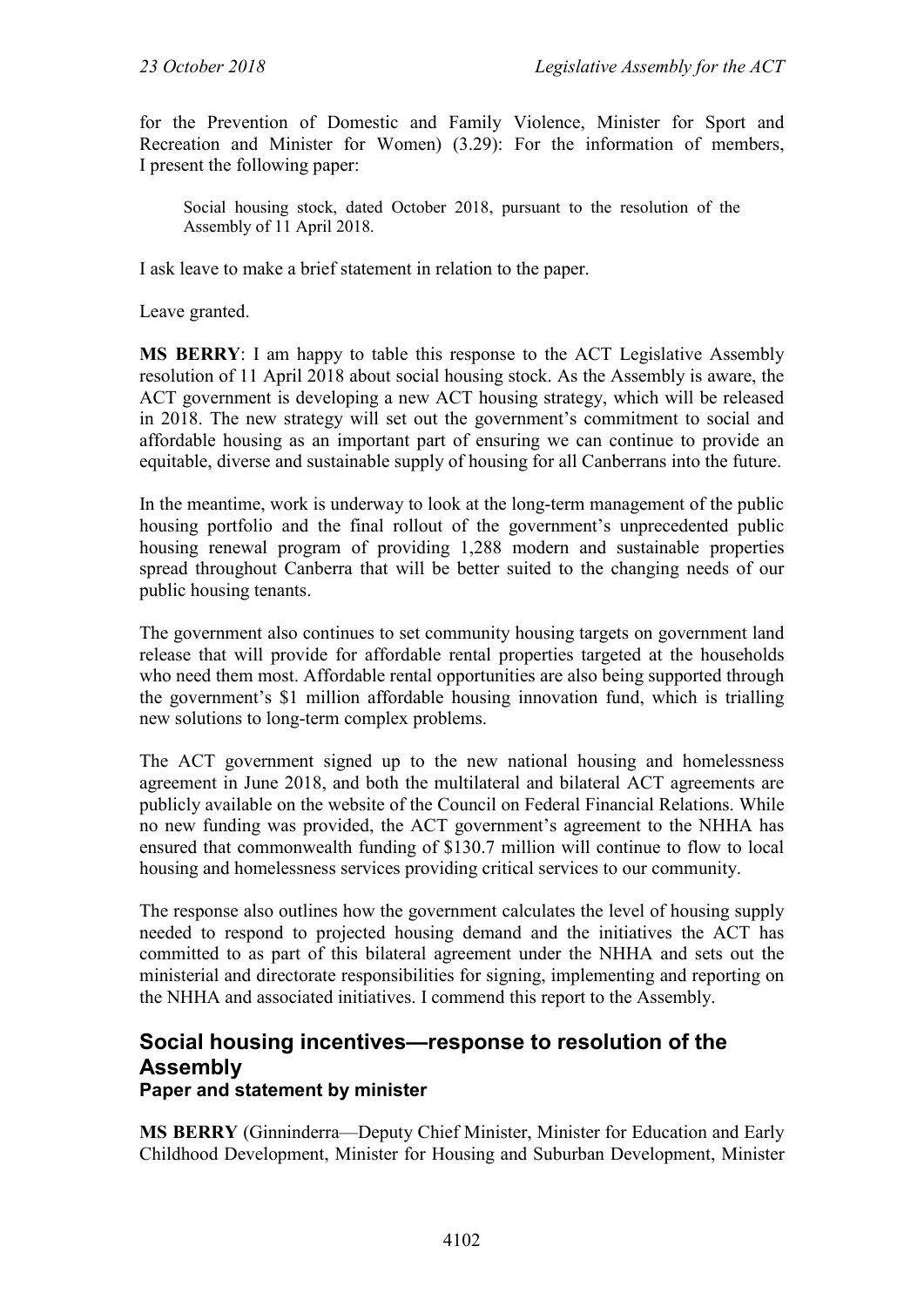for the Prevention of Domestic and Family Violence, Minister for Sport and Recreation and Minister for Women) (3.29): For the information of members, I present the following paper:

> Social housing stock, dated October 2018, pursuant to the resolution of the Assembly of 11 April 2018.

I ask leave to make a brief statement in relation to the paper.

Leave granted.

**MS BERRY**: I am happy to table this response to the ACT Legislative Assembly resolution of 11 April 2018 about social housing stock. As the Assembly is aware, the ACT government is developing a new ACT housing strategy, which will be released in 2018. The new strategy will set out the government's commitment to social and affordable housing as an important part of ensuring we can continue to provide an equitable, diverse and sustainable supply of housing for all Canberrans into the future.

In the meantime, work is underway to look at the long-term management of the public housing portfolio and the final rollout of the government's unprecedented public housing renewal program of providing 1,288 modern and sustainable properties spread throughout Canberra that will be better suited to the changing needs of our public housing tenants.

The government also continues to set community housing targets on government land release that will provide for affordable rental properties targeted at the households who need them most. Affordable rental opportunities are also being supported through the government's $1 million affordable housing innovation fund, which is trialling new solutions to long-term complex problems.

The ACT government signed up to the new national housing and homelessness agreement in June 2018, and both the multilateral and bilateral ACT agreements are publicly available on the website of the Council on Federal Financial Relations. While no new funding was provided, the ACT government's agreement to the NHHA has ensured that commonwealth funding of $130.7 million will continue to flow to local housing and homelessness services providing critical services to our community.

The response also outlines how the government calculates the level of housing supply needed to respond to projected housing demand and the initiatives the ACT has committed to as part of this bilateral agreement under the NHHA and sets out the ministerial and directorate responsibilities for signing, implementing and reporting on the NHHA and associated initiatives. I commend this report to the Assembly.

## Social housing incentives—response to resolution of the Assembly

### Paper and statement by minister

**MS BERRY** (Ginninderra—Deputy Chief Minister, Minister for Education and Early Childhood Development, Minister for Housing and Suburban Development, Minister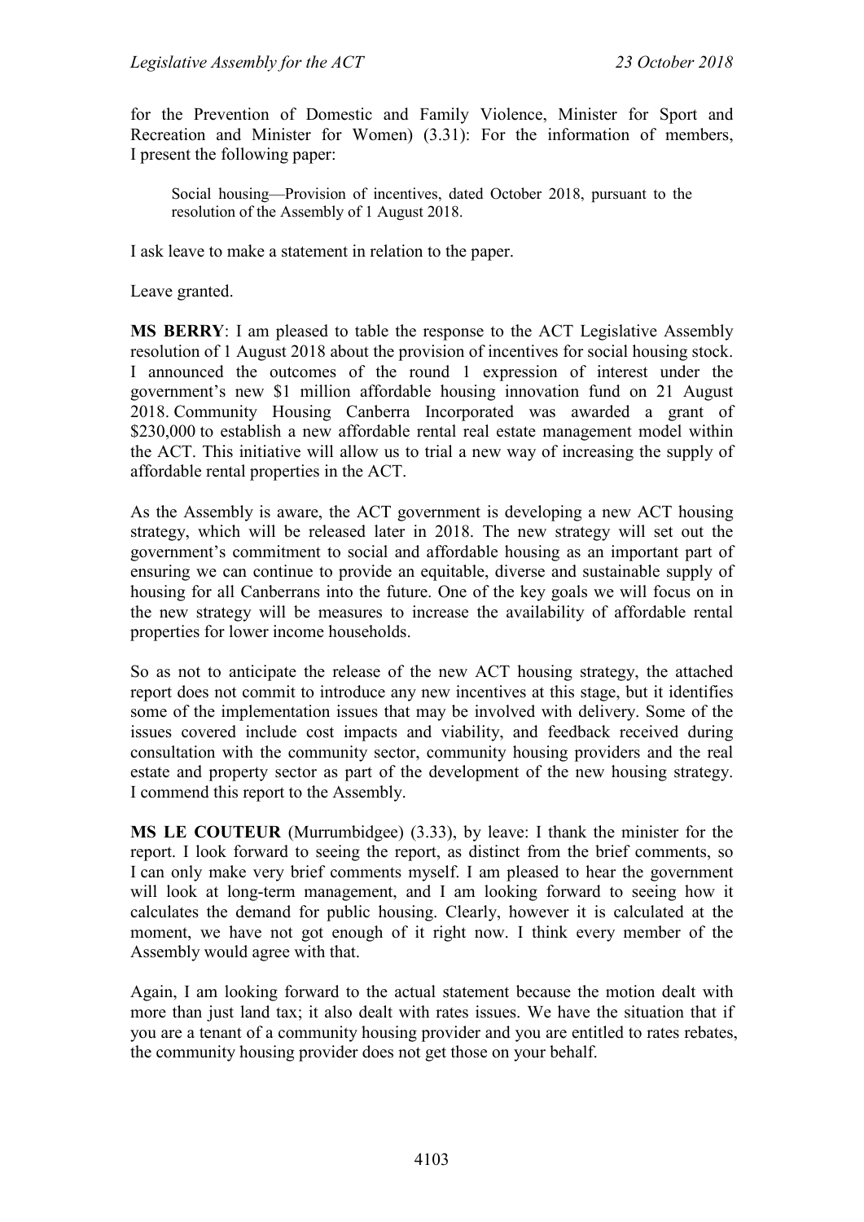for the Prevention of Domestic and Family Violence, Minister for Sport and Recreation and Minister for Women) (3.31): For the information of members, I present the following paper:

> Social housing—Provision of incentives, dated October 2018, pursuant to the resolution of the Assembly of 1 August 2018.

I ask leave to make a statement in relation to the paper.

Leave granted.

**MS BERRY**: I am pleased to table the response to the ACT Legislative Assembly resolution of 1 August 2018 about the provision of incentives for social housing stock. I announced the outcomes of the round 1 expression of interest under the government's new $1 million affordable housing innovation fund on 21 August 2018. Community Housing Canberra Incorporated was awarded a grant of $230,000 to establish a new affordable rental real estate management model within the ACT. This initiative will allow us to trial a new way of increasing the supply of affordable rental properties in the ACT.

As the Assembly is aware, the ACT government is developing a new ACT housing strategy, which will be released later in 2018. The new strategy will set out the government's commitment to social and affordable housing as an important part of ensuring we can continue to provide an equitable, diverse and sustainable supply of housing for all Canberrans into the future. One of the key goals we will focus on in the new strategy will be measures to increase the availability of affordable rental properties for lower income households.

So as not to anticipate the release of the new ACT housing strategy, the attached report does not commit to introduce any new incentives at this stage, but it identifies some of the implementation issues that may be involved with delivery. Some of the issues covered include cost impacts and viability, and feedback received during consultation with the community sector, community housing providers and the real estate and property sector as part of the development of the new housing strategy. I commend this report to the Assembly.

**MS LE COUTEUR** (Murrumbidgee) (3.33), by leave: I thank the minister for the report. I look forward to seeing the report, as distinct from the brief comments, so I can only make very brief comments myself. I am pleased to hear the government will look at long-term management, and I am looking forward to seeing how it calculates the demand for public housing. Clearly, however it is calculated at the moment, we have not got enough of it right now. I think every member of the Assembly would agree with that.

Again, I am looking forward to the actual statement because the motion dealt with more than just land tax; it also dealt with rates issues. We have the situation that if you are a tenant of a community housing provider and you are entitled to rates rebates, the community housing provider does not get those on your behalf.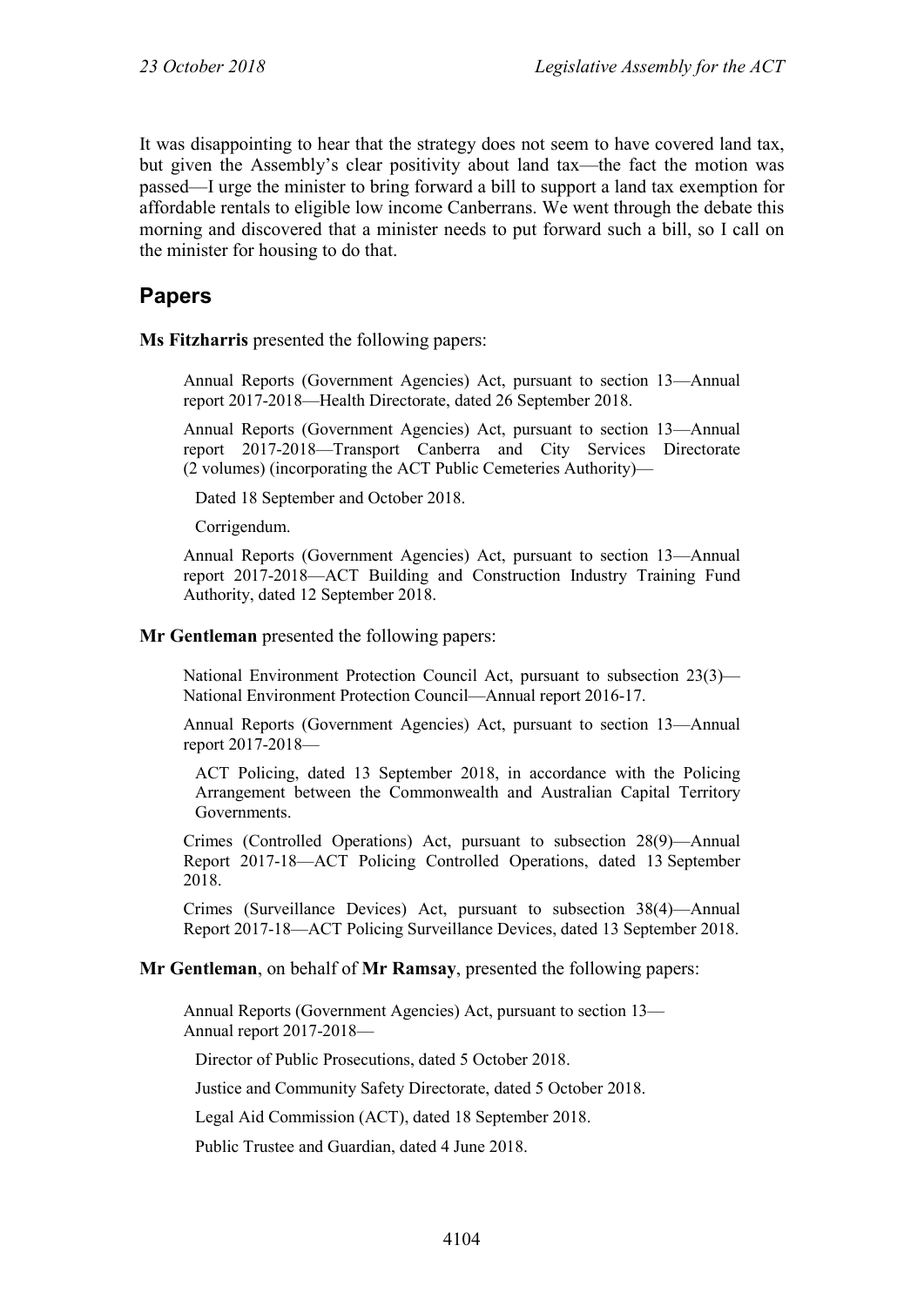It was disappointing to hear that the strategy does not seem to have covered land tax, but given the Assembly's clear positivity about land tax—the fact the motion was passed—I urge the minister to bring forward a bill to support a land tax exemption for affordable rentals to eligible low income Canberrans. We went through the debate this morning and discovered that a minister needs to put forward such a bill, so I call on the minister for housing to do that.

## Papers

**Ms Fitzharris** presented the following papers:

> Annual Reports (Government Agencies) Act, pursuant to section 13—Annual report 2017-2018—Health Directorate, dated 26 September 2018.
>
> Annual Reports (Government Agencies) Act, pursuant to section 13—Annual report 2017-2018—Transport Canberra and City Services Directorate (2 volumes) (incorporating the ACT Public Cemeteries Authority)—
>
> Dated 18 September and October 2018.
>
> Corrigendum.
>
> Annual Reports (Government Agencies) Act, pursuant to section 13—Annual report 2017-2018—ACT Building and Construction Industry Training Fund Authority, dated 12 September 2018.

**Mr Gentleman** presented the following papers:

> National Environment Protection Council Act, pursuant to subsection 23(3)—National Environment Protection Council—Annual report 2016-17.
>
> Annual Reports (Government Agencies) Act, pursuant to section 13—Annual report 2017-2018—
>
> ACT Policing, dated 13 September 2018, in accordance with the Policing Arrangement between the Commonwealth and Australian Capital Territory Governments.
>
> Crimes (Controlled Operations) Act, pursuant to subsection 28(9)—Annual Report 2017-18—ACT Policing Controlled Operations, dated 13 September 2018.
>
> Crimes (Surveillance Devices) Act, pursuant to subsection 38(4)—Annual Report 2017-18—ACT Policing Surveillance Devices, dated 13 September 2018.

**Mr Gentleman**, on behalf of **Mr Ramsay**, presented the following papers:

> Annual Reports (Government Agencies) Act, pursuant to section 13—
> Annual report 2017-2018—
>
> Director of Public Prosecutions, dated 5 October 2018.
>
> Justice and Community Safety Directorate, dated 5 October 2018.
>
> Legal Aid Commission (ACT), dated 18 September 2018.
>
> Public Trustee and Guardian, dated 4 June 2018.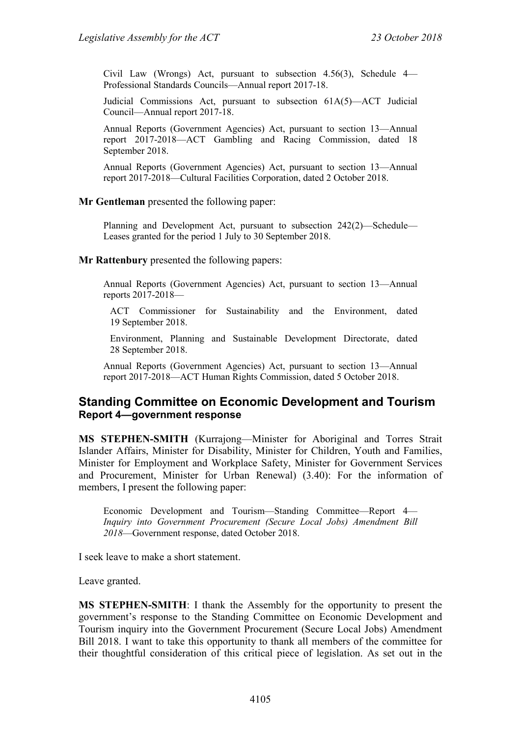Civil Law (Wrongs) Act, pursuant to subsection 4.56(3), Schedule 4—Professional Standards Councils—Annual report 2017-18.

Judicial Commissions Act, pursuant to subsection 61A(5)—ACT Judicial Council—Annual report 2017-18.

Annual Reports (Government Agencies) Act, pursuant to section 13—Annual report 2017-2018—ACT Gambling and Racing Commission, dated 18 September 2018.

Annual Reports (Government Agencies) Act, pursuant to section 13—Annual report 2017-2018—Cultural Facilities Corporation, dated 2 October 2018.

**Mr Gentleman** presented the following paper:

Planning and Development Act, pursuant to subsection 242(2)—Schedule—Leases granted for the period 1 July to 30 September 2018.

**Mr Rattenbury** presented the following papers:

Annual Reports (Government Agencies) Act, pursuant to section 13—Annual reports 2017-2018—

ACT Commissioner for Sustainability and the Environment, dated 19 September 2018.

Environment, Planning and Sustainable Development Directorate, dated 28 September 2018.

Annual Reports (Government Agencies) Act, pursuant to section 13—Annual report 2017-2018—ACT Human Rights Commission, dated 5 October 2018.

## Standing Committee on Economic Development and Tourism

### Report 4—government response

**MS STEPHEN-SMITH** (Kurrajong—Minister for Aboriginal and Torres Strait Islander Affairs, Minister for Disability, Minister for Children, Youth and Families, Minister for Employment and Workplace Safety, Minister for Government Services and Procurement, Minister for Urban Renewal) (3.40): For the information of members, I present the following paper:

Economic Development and Tourism—Standing Committee—Report 4—*Inquiry into Government Procurement (Secure Local Jobs) Amendment Bill 2018*—Government response, dated October 2018.

I seek leave to make a short statement.

Leave granted.

**MS STEPHEN-SMITH**: I thank the Assembly for the opportunity to present the government's response to the Standing Committee on Economic Development and Tourism inquiry into the Government Procurement (Secure Local Jobs) Amendment Bill 2018. I want to take this opportunity to thank all members of the committee for their thoughtful consideration of this critical piece of legislation. As set out in the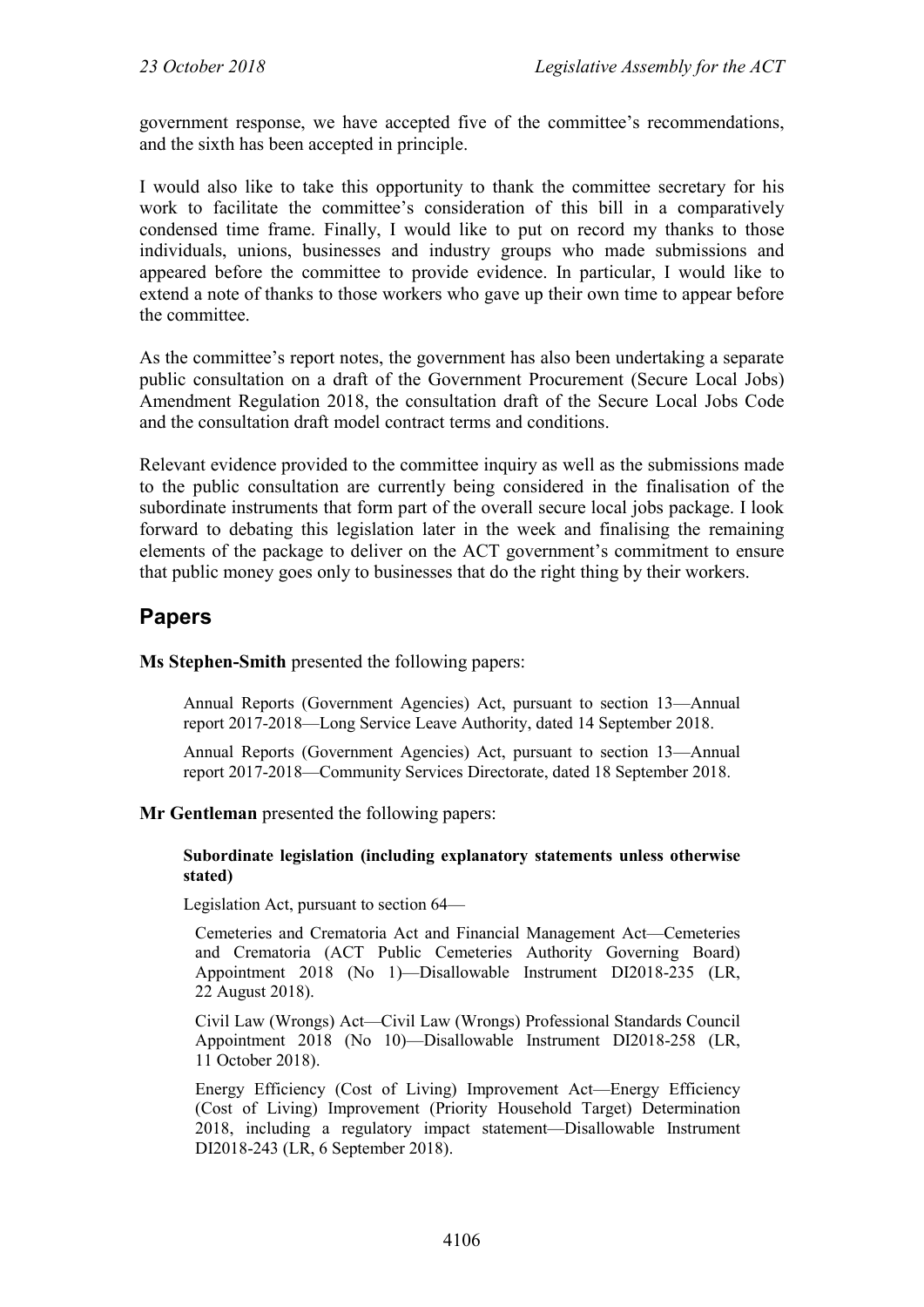government response, we have accepted five of the committee's recommendations, and the sixth has been accepted in principle.

I would also like to take this opportunity to thank the committee secretary for his work to facilitate the committee's consideration of this bill in a comparatively condensed time frame. Finally, I would like to put on record my thanks to those individuals, unions, businesses and industry groups who made submissions and appeared before the committee to provide evidence. In particular, I would like to extend a note of thanks to those workers who gave up their own time to appear before the committee.

As the committee's report notes, the government has also been undertaking a separate public consultation on a draft of the Government Procurement (Secure Local Jobs) Amendment Regulation 2018, the consultation draft of the Secure Local Jobs Code and the consultation draft model contract terms and conditions.

Relevant evidence provided to the committee inquiry as well as the submissions made to the public consultation are currently being considered in the finalisation of the subordinate instruments that form part of the overall secure local jobs package. I look forward to debating this legislation later in the week and finalising the remaining elements of the package to deliver on the ACT government's commitment to ensure that public money goes only to businesses that do the right thing by their workers.

## Papers

**Ms Stephen-Smith** presented the following papers:

> Annual Reports (Government Agencies) Act, pursuant to section 13—Annual report 2017-2018—Long Service Leave Authority, dated 14 September 2018.
>
> Annual Reports (Government Agencies) Act, pursuant to section 13—Annual report 2017-2018—Community Services Directorate, dated 18 September 2018.

**Mr Gentleman** presented the following papers:

> **Subordinate legislation (including explanatory statements unless otherwise stated)**
>
> Legislation Act, pursuant to section 64—
>
> > Cemeteries and Crematoria Act and Financial Management Act—Cemeteries and Crematoria (ACT Public Cemeteries Authority Governing Board) Appointment 2018 (No 1)—Disallowable Instrument DI2018-235 (LR, 22 August 2018).
> >
> > Civil Law (Wrongs) Act—Civil Law (Wrongs) Professional Standards Council Appointment 2018 (No 10)—Disallowable Instrument DI2018-258 (LR, 11 October 2018).
> >
> > Energy Efficiency (Cost of Living) Improvement Act—Energy Efficiency (Cost of Living) Improvement (Priority Household Target) Determination 2018, including a regulatory impact statement—Disallowable Instrument DI2018-243 (LR, 6 September 2018).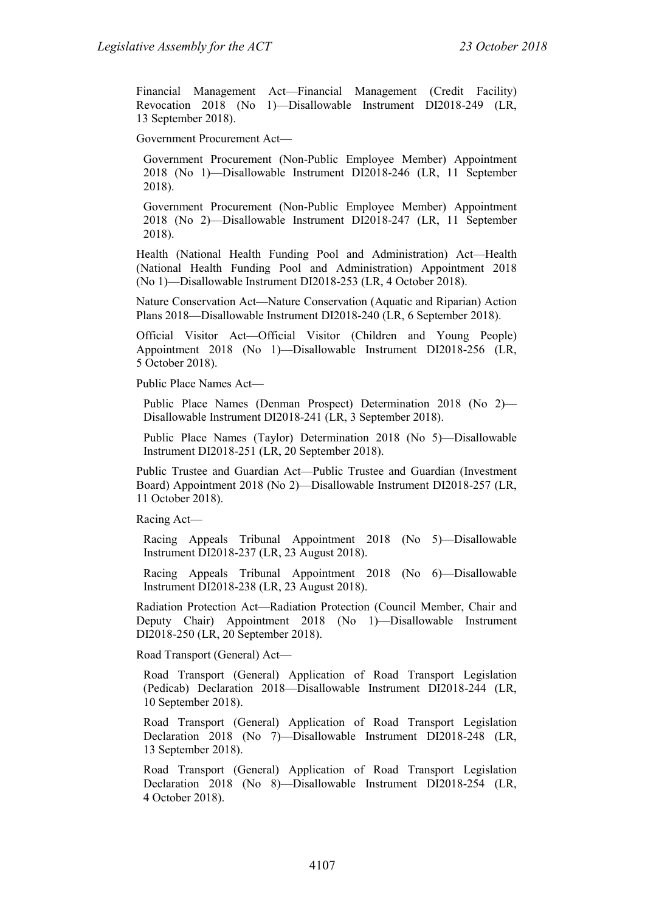Financial Management Act—Financial Management (Credit Facility) Revocation 2018 (No 1)—Disallowable Instrument DI2018-249 (LR, 13 September 2018).

Government Procurement Act—

Government Procurement (Non-Public Employee Member) Appointment 2018 (No 1)—Disallowable Instrument DI2018-246 (LR, 11 September 2018).

Government Procurement (Non-Public Employee Member) Appointment 2018 (No 2)—Disallowable Instrument DI2018-247 (LR, 11 September 2018).

Health (National Health Funding Pool and Administration) Act—Health (National Health Funding Pool and Administration) Appointment 2018 (No 1)—Disallowable Instrument DI2018-253 (LR, 4 October 2018).

Nature Conservation Act—Nature Conservation (Aquatic and Riparian) Action Plans 2018—Disallowable Instrument DI2018-240 (LR, 6 September 2018).

Official Visitor Act—Official Visitor (Children and Young People) Appointment 2018 (No 1)—Disallowable Instrument DI2018-256 (LR, 5 October 2018).

Public Place Names Act—

Public Place Names (Denman Prospect) Determination 2018 (No 2)—Disallowable Instrument DI2018-241 (LR, 3 September 2018).

Public Place Names (Taylor) Determination 2018 (No 5)—Disallowable Instrument DI2018-251 (LR, 20 September 2018).

Public Trustee and Guardian Act—Public Trustee and Guardian (Investment Board) Appointment 2018 (No 2)—Disallowable Instrument DI2018-257 (LR, 11 October 2018).

Racing Act—

Racing Appeals Tribunal Appointment 2018 (No 5)—Disallowable Instrument DI2018-237 (LR, 23 August 2018).

Racing Appeals Tribunal Appointment 2018 (No 6)—Disallowable Instrument DI2018-238 (LR, 23 August 2018).

Radiation Protection Act—Radiation Protection (Council Member, Chair and Deputy Chair) Appointment 2018 (No 1)—Disallowable Instrument DI2018-250 (LR, 20 September 2018).

Road Transport (General) Act—

Road Transport (General) Application of Road Transport Legislation (Pedicab) Declaration 2018—Disallowable Instrument DI2018-244 (LR, 10 September 2018).

Road Transport (General) Application of Road Transport Legislation Declaration 2018 (No 7)—Disallowable Instrument DI2018-248 (LR, 13 September 2018).

Road Transport (General) Application of Road Transport Legislation Declaration 2018 (No 8)—Disallowable Instrument DI2018-254 (LR, 4 October 2018).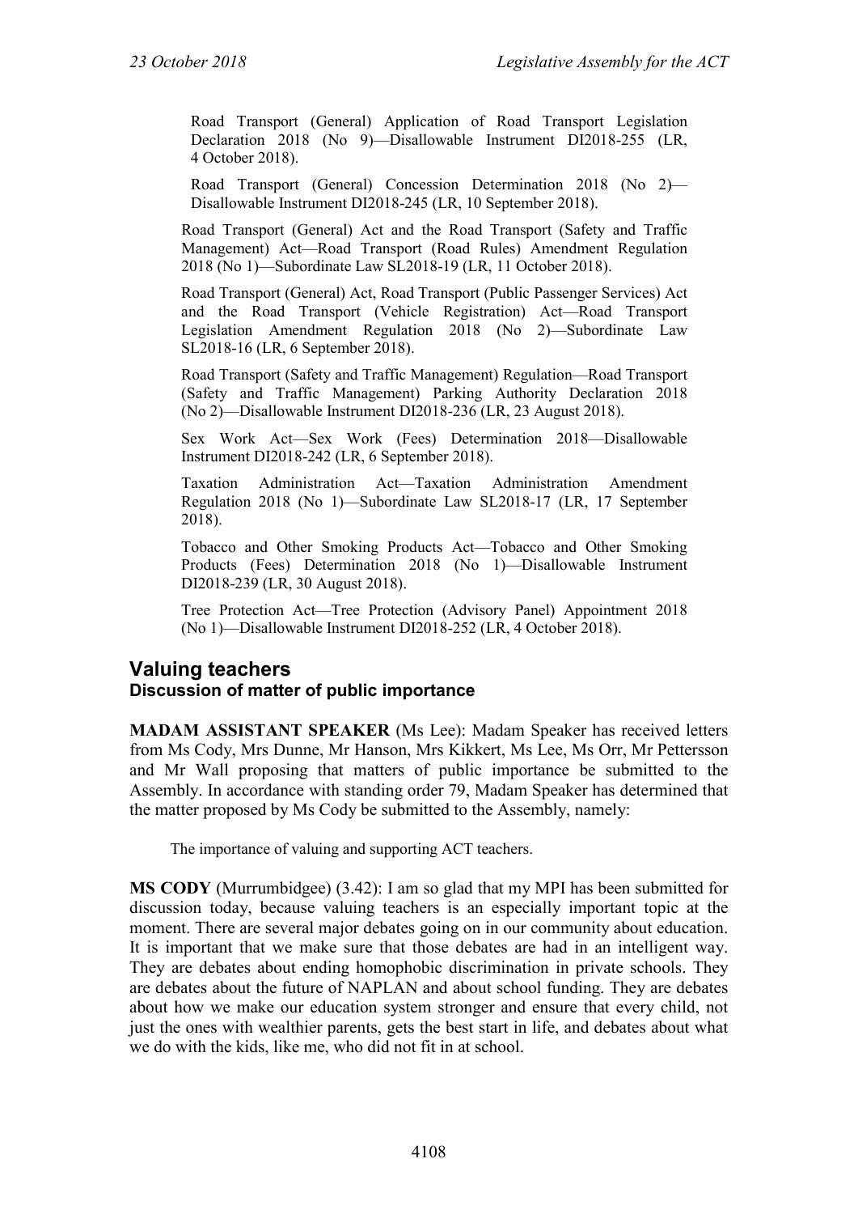Road Transport (General) Application of Road Transport Legislation Declaration 2018 (No 9)—Disallowable Instrument DI2018-255 (LR, 4 October 2018).

Road Transport (General) Concession Determination 2018 (No 2)—Disallowable Instrument DI2018-245 (LR, 10 September 2018).

Road Transport (General) Act and the Road Transport (Safety and Traffic Management) Act—Road Transport (Road Rules) Amendment Regulation 2018 (No 1)—Subordinate Law SL2018-19 (LR, 11 October 2018).

Road Transport (General) Act, Road Transport (Public Passenger Services) Act and the Road Transport (Vehicle Registration) Act—Road Transport Legislation Amendment Regulation 2018 (No 2)—Subordinate Law SL2018-16 (LR, 6 September 2018).

Road Transport (Safety and Traffic Management) Regulation—Road Transport (Safety and Traffic Management) Parking Authority Declaration 2018 (No 2)—Disallowable Instrument DI2018-236 (LR, 23 August 2018).

Sex Work Act—Sex Work (Fees) Determination 2018—Disallowable Instrument DI2018-242 (LR, 6 September 2018).

Taxation Administration Act—Taxation Administration Amendment Regulation 2018 (No 1)—Subordinate Law SL2018-17 (LR, 17 September 2018).

Tobacco and Other Smoking Products Act—Tobacco and Other Smoking Products (Fees) Determination 2018 (No 1)—Disallowable Instrument DI2018-239 (LR, 30 August 2018).

Tree Protection Act—Tree Protection (Advisory Panel) Appointment 2018 (No 1)—Disallowable Instrument DI2018-252 (LR, 4 October 2018).

## Valuing teachers

### Discussion of matter of public importance

**MADAM ASSISTANT SPEAKER** (Ms Lee): Madam Speaker has received letters from Ms Cody, Mrs Dunne, Mr Hanson, Mrs Kikkert, Ms Lee, Ms Orr, Mr Pettersson and Mr Wall proposing that matters of public importance be submitted to the Assembly. In accordance with standing order 79, Madam Speaker has determined that the matter proposed by Ms Cody be submitted to the Assembly, namely:

The importance of valuing and supporting ACT teachers.

**MS CODY** (Murrumbidgee) (3.42): I am so glad that my MPI has been submitted for discussion today, because valuing teachers is an especially important topic at the moment. There are several major debates going on in our community about education. It is important that we make sure that those debates are had in an intelligent way. They are debates about ending homophobic discrimination in private schools. They are debates about the future of NAPLAN and about school funding. They are debates about how we make our education system stronger and ensure that every child, not just the ones with wealthier parents, gets the best start in life, and debates about what we do with the kids, like me, who did not fit in at school.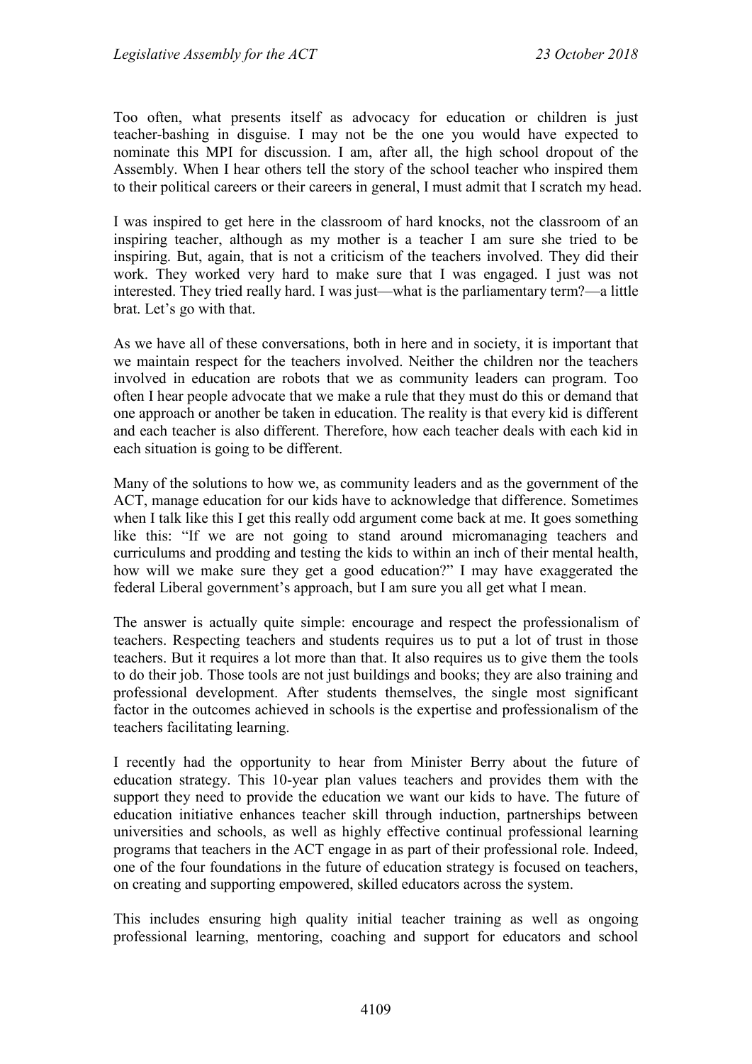Too often, what presents itself as advocacy for education or children is just teacher-bashing in disguise. I may not be the one you would have expected to nominate this MPI for discussion. I am, after all, the high school dropout of the Assembly. When I hear others tell the story of the school teacher who inspired them to their political careers or their careers in general, I must admit that I scratch my head.

I was inspired to get here in the classroom of hard knocks, not the classroom of an inspiring teacher, although as my mother is a teacher I am sure she tried to be inspiring. But, again, that is not a criticism of the teachers involved. They did their work. They worked very hard to make sure that I was engaged. I just was not interested. They tried really hard. I was just—what is the parliamentary term?—a little brat. Let's go with that.

As we have all of these conversations, both in here and in society, it is important that we maintain respect for the teachers involved. Neither the children nor the teachers involved in education are robots that we as community leaders can program. Too often I hear people advocate that we make a rule that they must do this or demand that one approach or another be taken in education. The reality is that every kid is different and each teacher is also different. Therefore, how each teacher deals with each kid in each situation is going to be different.

Many of the solutions to how we, as community leaders and as the government of the ACT, manage education for our kids have to acknowledge that difference. Sometimes when I talk like this I get this really odd argument come back at me. It goes something like this: "If we are not going to stand around micromanaging teachers and curriculums and prodding and testing the kids to within an inch of their mental health, how will we make sure they get a good education?" I may have exaggerated the federal Liberal government's approach, but I am sure you all get what I mean.

The answer is actually quite simple: encourage and respect the professionalism of teachers. Respecting teachers and students requires us to put a lot of trust in those teachers. But it requires a lot more than that. It also requires us to give them the tools to do their job. Those tools are not just buildings and books; they are also training and professional development. After students themselves, the single most significant factor in the outcomes achieved in schools is the expertise and professionalism of the teachers facilitating learning.

I recently had the opportunity to hear from Minister Berry about the future of education strategy. This 10-year plan values teachers and provides them with the support they need to provide the education we want our kids to have. The future of education initiative enhances teacher skill through induction, partnerships between universities and schools, as well as highly effective continual professional learning programs that teachers in the ACT engage in as part of their professional role. Indeed, one of the four foundations in the future of education strategy is focused on teachers, on creating and supporting empowered, skilled educators across the system.

This includes ensuring high quality initial teacher training as well as ongoing professional learning, mentoring, coaching and support for educators and school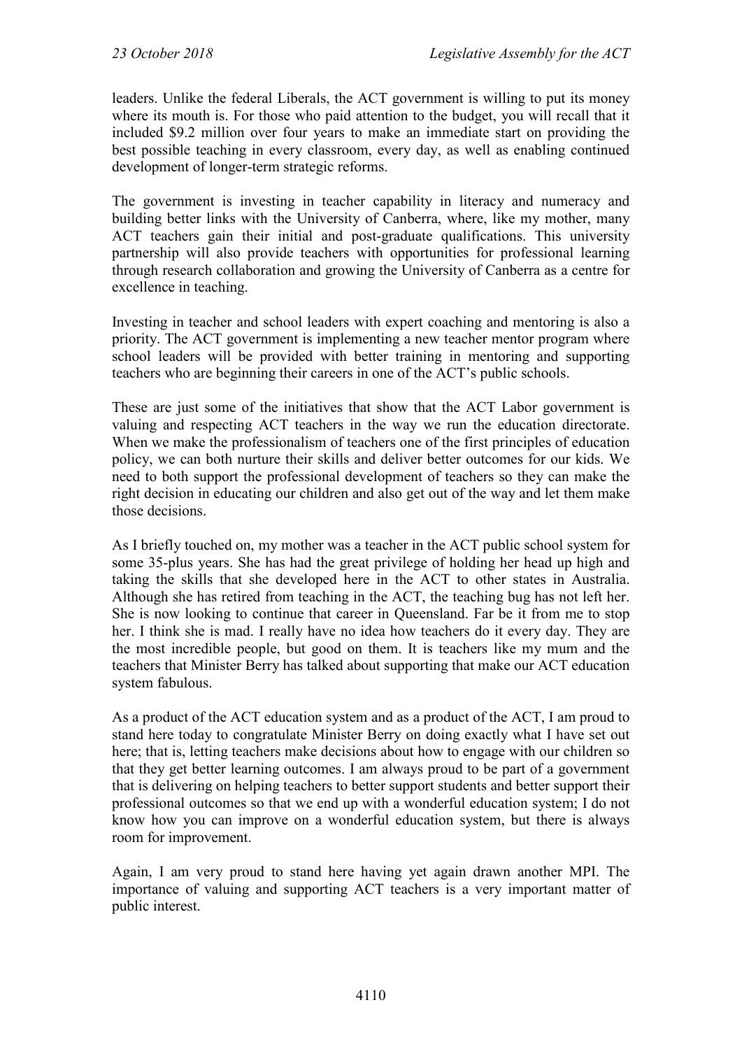leaders. Unlike the federal Liberals, the ACT government is willing to put its money where its mouth is. For those who paid attention to the budget, you will recall that it included $9.2 million over four years to make an immediate start on providing the best possible teaching in every classroom, every day, as well as enabling continued development of longer-term strategic reforms.

The government is investing in teacher capability in literacy and numeracy and building better links with the University of Canberra, where, like my mother, many ACT teachers gain their initial and post-graduate qualifications. This university partnership will also provide teachers with opportunities for professional learning through research collaboration and growing the University of Canberra as a centre for excellence in teaching.

Investing in teacher and school leaders with expert coaching and mentoring is also a priority. The ACT government is implementing a new teacher mentor program where school leaders will be provided with better training in mentoring and supporting teachers who are beginning their careers in one of the ACT's public schools.

These are just some of the initiatives that show that the ACT Labor government is valuing and respecting ACT teachers in the way we run the education directorate. When we make the professionalism of teachers one of the first principles of education policy, we can both nurture their skills and deliver better outcomes for our kids. We need to both support the professional development of teachers so they can make the right decision in educating our children and also get out of the way and let them make those decisions.

As I briefly touched on, my mother was a teacher in the ACT public school system for some 35-plus years. She has had the great privilege of holding her head up high and taking the skills that she developed here in the ACT to other states in Australia. Although she has retired from teaching in the ACT, the teaching bug has not left her. She is now looking to continue that career in Queensland. Far be it from me to stop her. I think she is mad. I really have no idea how teachers do it every day. They are the most incredible people, but good on them. It is teachers like my mum and the teachers that Minister Berry has talked about supporting that make our ACT education system fabulous.

As a product of the ACT education system and as a product of the ACT, I am proud to stand here today to congratulate Minister Berry on doing exactly what I have set out here; that is, letting teachers make decisions about how to engage with our children so that they get better learning outcomes. I am always proud to be part of a government that is delivering on helping teachers to better support students and better support their professional outcomes so that we end up with a wonderful education system; I do not know how you can improve on a wonderful education system, but there is always room for improvement.

Again, I am very proud to stand here having yet again drawn another MPI. The importance of valuing and supporting ACT teachers is a very important matter of public interest.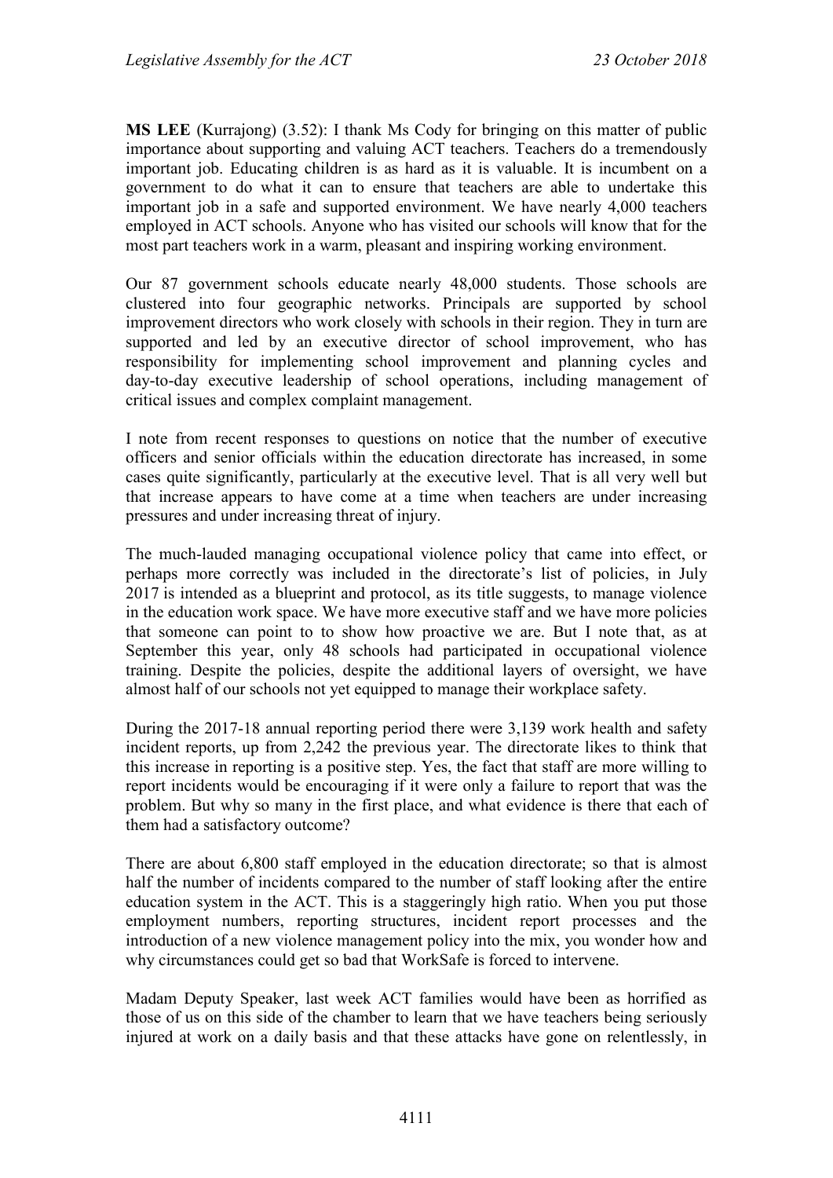**MS LEE** (Kurrajong) (3.52): I thank Ms Cody for bringing on this matter of public importance about supporting and valuing ACT teachers. Teachers do a tremendously important job. Educating children is as hard as it is valuable. It is incumbent on a government to do what it can to ensure that teachers are able to undertake this important job in a safe and supported environment. We have nearly 4,000 teachers employed in ACT schools. Anyone who has visited our schools will know that for the most part teachers work in a warm, pleasant and inspiring working environment.

Our 87 government schools educate nearly 48,000 students. Those schools are clustered into four geographic networks. Principals are supported by school improvement directors who work closely with schools in their region. They in turn are supported and led by an executive director of school improvement, who has responsibility for implementing school improvement and planning cycles and day-to-day executive leadership of school operations, including management of critical issues and complex complaint management.

I note from recent responses to questions on notice that the number of executive officers and senior officials within the education directorate has increased, in some cases quite significantly, particularly at the executive level. That is all very well but that increase appears to have come at a time when teachers are under increasing pressures and under increasing threat of injury.

The much-lauded managing occupational violence policy that came into effect, or perhaps more correctly was included in the directorate's list of policies, in July 2017 is intended as a blueprint and protocol, as its title suggests, to manage violence in the education work space. We have more executive staff and we have more policies that someone can point to to show how proactive we are. But I note that, as at September this year, only 48 schools had participated in occupational violence training. Despite the policies, despite the additional layers of oversight, we have almost half of our schools not yet equipped to manage their workplace safety.

During the 2017-18 annual reporting period there were 3,139 work health and safety incident reports, up from 2,242 the previous year. The directorate likes to think that this increase in reporting is a positive step. Yes, the fact that staff are more willing to report incidents would be encouraging if it were only a failure to report that was the problem. But why so many in the first place, and what evidence is there that each of them had a satisfactory outcome?

There are about 6,800 staff employed in the education directorate; so that is almost half the number of incidents compared to the number of staff looking after the entire education system in the ACT. This is a staggeringly high ratio. When you put those employment numbers, reporting structures, incident report processes and the introduction of a new violence management policy into the mix, you wonder how and why circumstances could get so bad that WorkSafe is forced to intervene.

Madam Deputy Speaker, last week ACT families would have been as horrified as those of us on this side of the chamber to learn that we have teachers being seriously injured at work on a daily basis and that these attacks have gone on relentlessly, in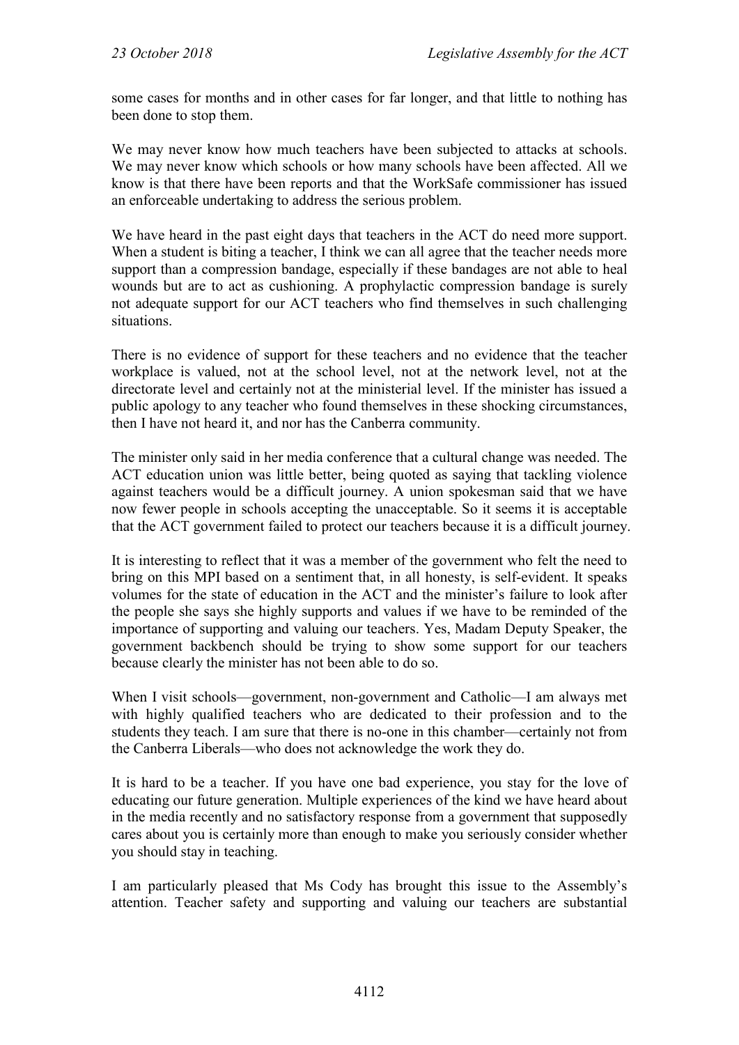some cases for months and in other cases for far longer, and that little to nothing has been done to stop them.

We may never know how much teachers have been subjected to attacks at schools. We may never know which schools or how many schools have been affected. All we know is that there have been reports and that the WorkSafe commissioner has issued an enforceable undertaking to address the serious problem.

We have heard in the past eight days that teachers in the ACT do need more support. When a student is biting a teacher, I think we can all agree that the teacher needs more support than a compression bandage, especially if these bandages are not able to heal wounds but are to act as cushioning. A prophylactic compression bandage is surely not adequate support for our ACT teachers who find themselves in such challenging situations.

There is no evidence of support for these teachers and no evidence that the teacher workplace is valued, not at the school level, not at the network level, not at the directorate level and certainly not at the ministerial level. If the minister has issued a public apology to any teacher who found themselves in these shocking circumstances, then I have not heard it, and nor has the Canberra community.

The minister only said in her media conference that a cultural change was needed. The ACT education union was little better, being quoted as saying that tackling violence against teachers would be a difficult journey. A union spokesman said that we have now fewer people in schools accepting the unacceptable. So it seems it is acceptable that the ACT government failed to protect our teachers because it is a difficult journey.

It is interesting to reflect that it was a member of the government who felt the need to bring on this MPI based on a sentiment that, in all honesty, is self-evident. It speaks volumes for the state of education in the ACT and the minister's failure to look after the people she says she highly supports and values if we have to be reminded of the importance of supporting and valuing our teachers. Yes, Madam Deputy Speaker, the government backbench should be trying to show some support for our teachers because clearly the minister has not been able to do so.

When I visit schools—government, non-government and Catholic—I am always met with highly qualified teachers who are dedicated to their profession and to the students they teach. I am sure that there is no-one in this chamber—certainly not from the Canberra Liberals—who does not acknowledge the work they do.

It is hard to be a teacher. If you have one bad experience, you stay for the love of educating our future generation. Multiple experiences of the kind we have heard about in the media recently and no satisfactory response from a government that supposedly cares about you is certainly more than enough to make you seriously consider whether you should stay in teaching.

I am particularly pleased that Ms Cody has brought this issue to the Assembly's attention. Teacher safety and supporting and valuing our teachers are substantial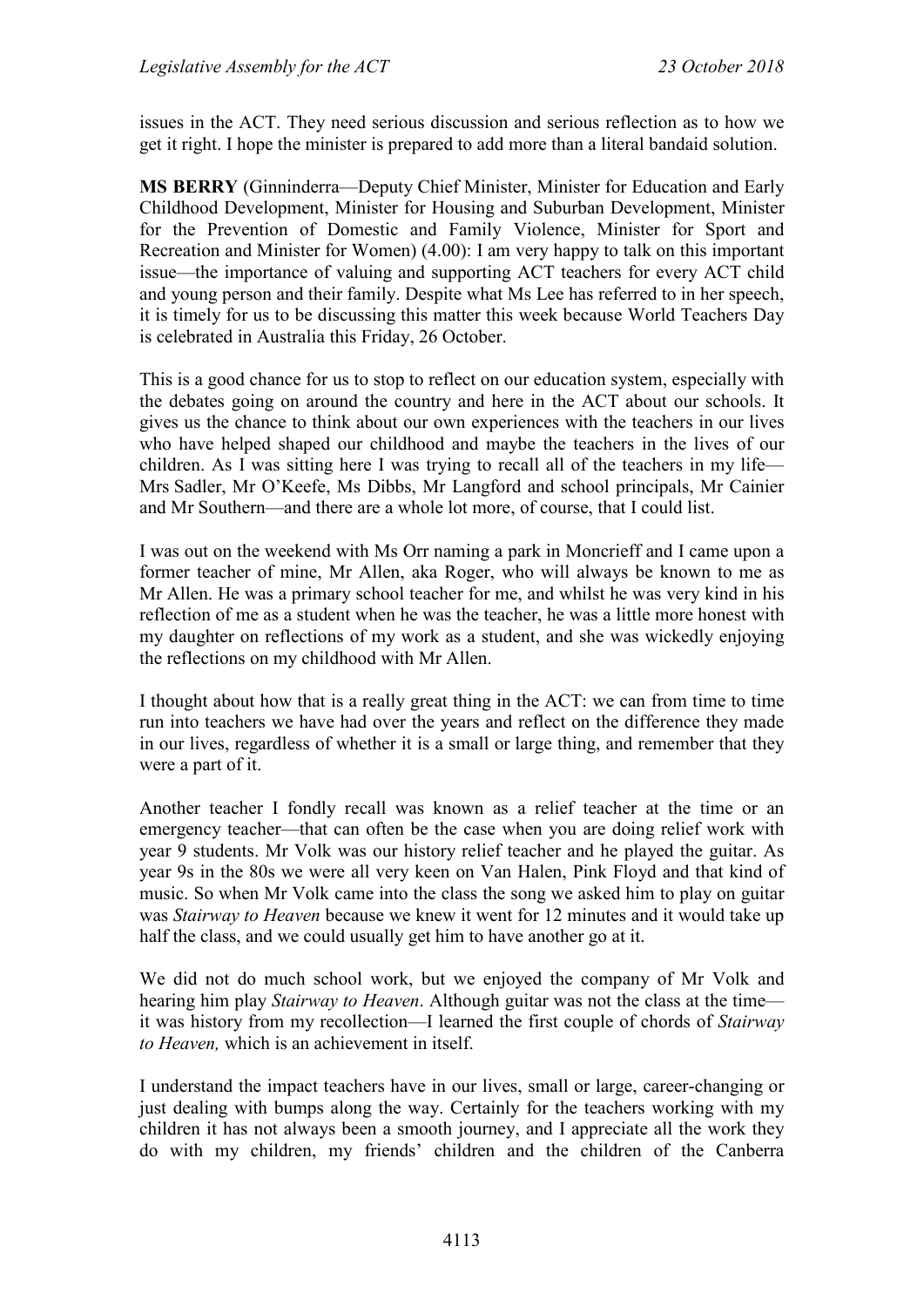issues in the ACT. They need serious discussion and serious reflection as to how we get it right. I hope the minister is prepared to add more than a literal bandaid solution.

**MS BERRY** (Ginninderra—Deputy Chief Minister, Minister for Education and Early Childhood Development, Minister for Housing and Suburban Development, Minister for the Prevention of Domestic and Family Violence, Minister for Sport and Recreation and Minister for Women) (4.00): I am very happy to talk on this important issue—the importance of valuing and supporting ACT teachers for every ACT child and young person and their family. Despite what Ms Lee has referred to in her speech, it is timely for us to be discussing this matter this week because World Teachers Day is celebrated in Australia this Friday, 26 October.

This is a good chance for us to stop to reflect on our education system, especially with the debates going on around the country and here in the ACT about our schools. It gives us the chance to think about our own experiences with the teachers in our lives who have helped shaped our childhood and maybe the teachers in the lives of our children. As I was sitting here I was trying to recall all of the teachers in my life—Mrs Sadler, Mr O'Keefe, Ms Dibbs, Mr Langford and school principals, Mr Cainier and Mr Southern—and there are a whole lot more, of course, that I could list.

I was out on the weekend with Ms Orr naming a park in Moncrieff and I came upon a former teacher of mine, Mr Allen, aka Roger, who will always be known to me as Mr Allen. He was a primary school teacher for me, and whilst he was very kind in his reflection of me as a student when he was the teacher, he was a little more honest with my daughter on reflections of my work as a student, and she was wickedly enjoying the reflections on my childhood with Mr Allen.

I thought about how that is a really great thing in the ACT: we can from time to time run into teachers we have had over the years and reflect on the difference they made in our lives, regardless of whether it is a small or large thing, and remember that they were a part of it.

Another teacher I fondly recall was known as a relief teacher at the time or an emergency teacher—that can often be the case when you are doing relief work with year 9 students. Mr Volk was our history relief teacher and he played the guitar. As year 9s in the 80s we were all very keen on Van Halen, Pink Floyd and that kind of music. So when Mr Volk came into the class the song we asked him to play on guitar was *Stairway to Heaven* because we knew it went for 12 minutes and it would take up half the class, and we could usually get him to have another go at it.

We did not do much school work, but we enjoyed the company of Mr Volk and hearing him play *Stairway to Heaven*. Although guitar was not the class at the time—it was history from my recollection—I learned the first couple of chords of *Stairway to Heaven,* which is an achievement in itself.

I understand the impact teachers have in our lives, small or large, career-changing or just dealing with bumps along the way. Certainly for the teachers working with my children it has not always been a smooth journey, and I appreciate all the work they do with my children, my friends' children and the children of the Canberra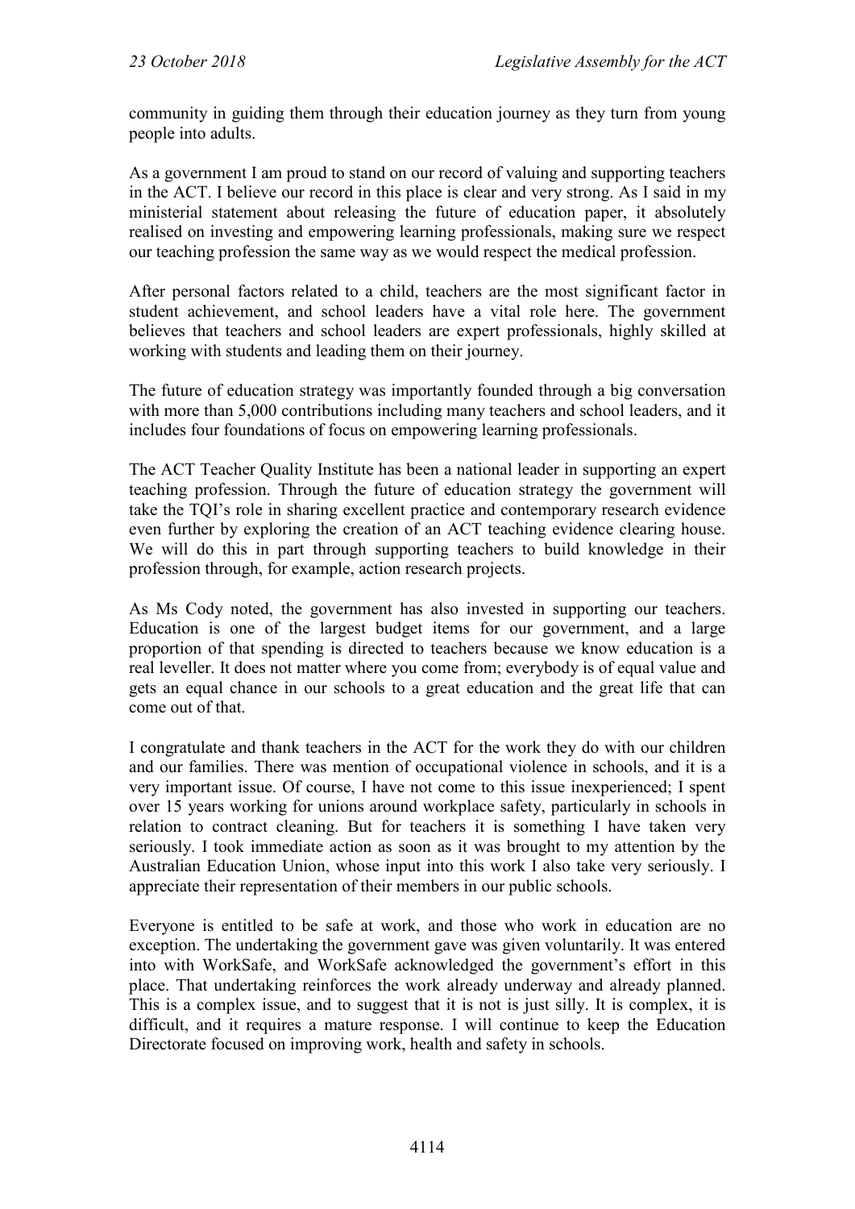community in guiding them through their education journey as they turn from young people into adults.

As a government I am proud to stand on our record of valuing and supporting teachers in the ACT. I believe our record in this place is clear and very strong. As I said in my ministerial statement about releasing the future of education paper, it absolutely realised on investing and empowering learning professionals, making sure we respect our teaching profession the same way as we would respect the medical profession.

After personal factors related to a child, teachers are the most significant factor in student achievement, and school leaders have a vital role here. The government believes that teachers and school leaders are expert professionals, highly skilled at working with students and leading them on their journey.

The future of education strategy was importantly founded through a big conversation with more than 5,000 contributions including many teachers and school leaders, and it includes four foundations of focus on empowering learning professionals.

The ACT Teacher Quality Institute has been a national leader in supporting an expert teaching profession. Through the future of education strategy the government will take the TQI's role in sharing excellent practice and contemporary research evidence even further by exploring the creation of an ACT teaching evidence clearing house. We will do this in part through supporting teachers to build knowledge in their profession through, for example, action research projects.

As Ms Cody noted, the government has also invested in supporting our teachers. Education is one of the largest budget items for our government, and a large proportion of that spending is directed to teachers because we know education is a real leveller. It does not matter where you come from; everybody is of equal value and gets an equal chance in our schools to a great education and the great life that can come out of that.

I congratulate and thank teachers in the ACT for the work they do with our children and our families. There was mention of occupational violence in schools, and it is a very important issue. Of course, I have not come to this issue inexperienced; I spent over 15 years working for unions around workplace safety, particularly in schools in relation to contract cleaning. But for teachers it is something I have taken very seriously. I took immediate action as soon as it was brought to my attention by the Australian Education Union, whose input into this work I also take very seriously. I appreciate their representation of their members in our public schools.

Everyone is entitled to be safe at work, and those who work in education are no exception. The undertaking the government gave was given voluntarily. It was entered into with WorkSafe, and WorkSafe acknowledged the government's effort in this place. That undertaking reinforces the work already underway and already planned. This is a complex issue, and to suggest that it is not is just silly. It is complex, it is difficult, and it requires a mature response. I will continue to keep the Education Directorate focused on improving work, health and safety in schools.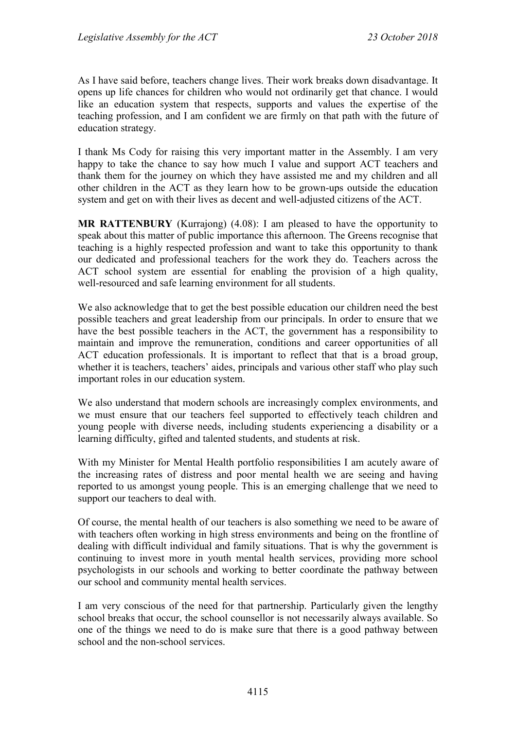As I have said before, teachers change lives. Their work breaks down disadvantage. It opens up life chances for children who would not ordinarily get that chance. I would like an education system that respects, supports and values the expertise of the teaching profession, and I am confident we are firmly on that path with the future of education strategy.

I thank Ms Cody for raising this very important matter in the Assembly. I am very happy to take the chance to say how much I value and support ACT teachers and thank them for the journey on which they have assisted me and my children and all other children in the ACT as they learn how to be grown-ups outside the education system and get on with their lives as decent and well-adjusted citizens of the ACT.

**MR RATTENBURY** (Kurrajong) (4.08): I am pleased to have the opportunity to speak about this matter of public importance this afternoon. The Greens recognise that teaching is a highly respected profession and want to take this opportunity to thank our dedicated and professional teachers for the work they do. Teachers across the ACT school system are essential for enabling the provision of a high quality, well-resourced and safe learning environment for all students.

We also acknowledge that to get the best possible education our children need the best possible teachers and great leadership from our principals. In order to ensure that we have the best possible teachers in the ACT, the government has a responsibility to maintain and improve the remuneration, conditions and career opportunities of all ACT education professionals. It is important to reflect that that is a broad group, whether it is teachers, teachers' aides, principals and various other staff who play such important roles in our education system.

We also understand that modern schools are increasingly complex environments, and we must ensure that our teachers feel supported to effectively teach children and young people with diverse needs, including students experiencing a disability or a learning difficulty, gifted and talented students, and students at risk.

With my Minister for Mental Health portfolio responsibilities I am acutely aware of the increasing rates of distress and poor mental health we are seeing and having reported to us amongst young people. This is an emerging challenge that we need to support our teachers to deal with.

Of course, the mental health of our teachers is also something we need to be aware of with teachers often working in high stress environments and being on the frontline of dealing with difficult individual and family situations. That is why the government is continuing to invest more in youth mental health services, providing more school psychologists in our schools and working to better coordinate the pathway between our school and community mental health services.

I am very conscious of the need for that partnership. Particularly given the lengthy school breaks that occur, the school counsellor is not necessarily always available. So one of the things we need to do is make sure that there is a good pathway between school and the non-school services.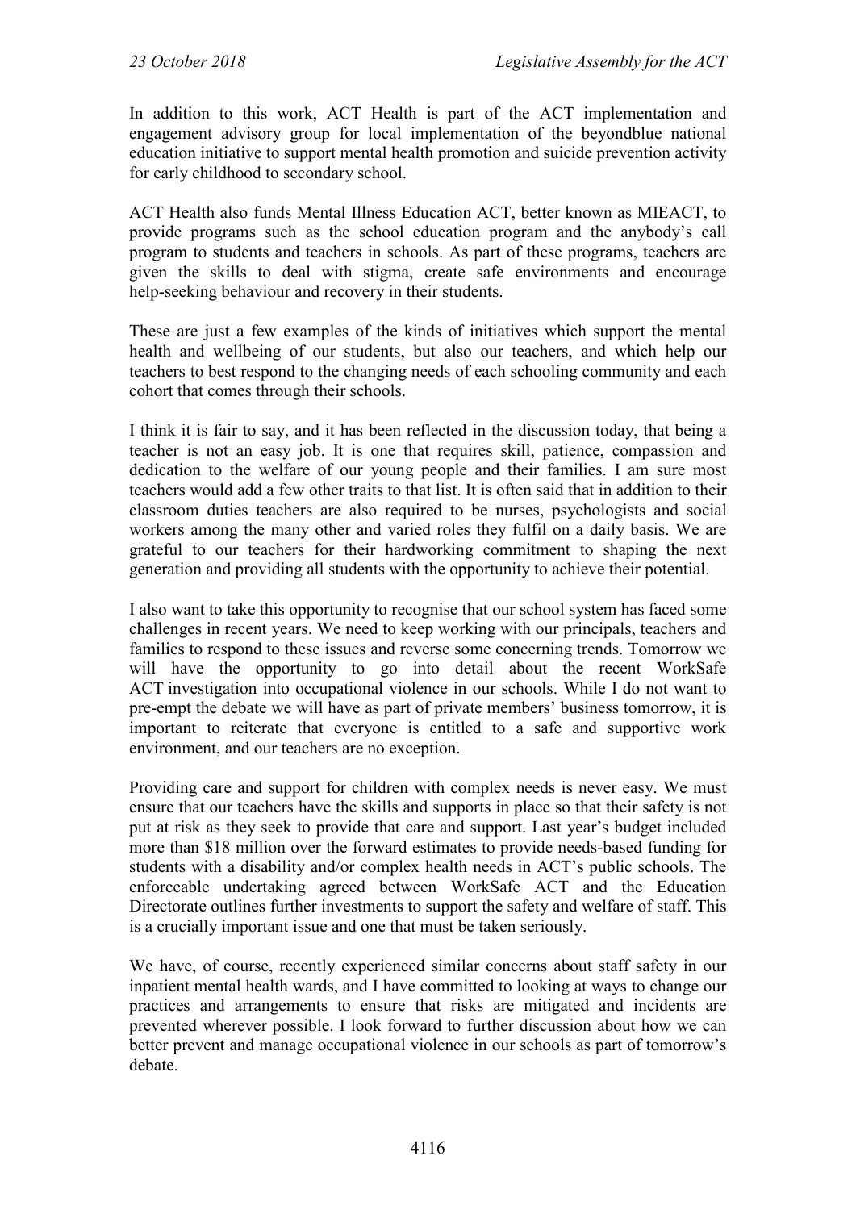In addition to this work, ACT Health is part of the ACT implementation and engagement advisory group for local implementation of the beyondblue national education initiative to support mental health promotion and suicide prevention activity for early childhood to secondary school.

ACT Health also funds Mental Illness Education ACT, better known as MIEACT, to provide programs such as the school education program and the anybody's call program to students and teachers in schools. As part of these programs, teachers are given the skills to deal with stigma, create safe environments and encourage help-seeking behaviour and recovery in their students.

These are just a few examples of the kinds of initiatives which support the mental health and wellbeing of our students, but also our teachers, and which help our teachers to best respond to the changing needs of each schooling community and each cohort that comes through their schools.

I think it is fair to say, and it has been reflected in the discussion today, that being a teacher is not an easy job. It is one that requires skill, patience, compassion and dedication to the welfare of our young people and their families. I am sure most teachers would add a few other traits to that list. It is often said that in addition to their classroom duties teachers are also required to be nurses, psychologists and social workers among the many other and varied roles they fulfil on a daily basis. We are grateful to our teachers for their hardworking commitment to shaping the next generation and providing all students with the opportunity to achieve their potential.

I also want to take this opportunity to recognise that our school system has faced some challenges in recent years. We need to keep working with our principals, teachers and families to respond to these issues and reverse some concerning trends. Tomorrow we will have the opportunity to go into detail about the recent WorkSafe ACT investigation into occupational violence in our schools. While I do not want to pre-empt the debate we will have as part of private members' business tomorrow, it is important to reiterate that everyone is entitled to a safe and supportive work environment, and our teachers are no exception.

Providing care and support for children with complex needs is never easy. We must ensure that our teachers have the skills and supports in place so that their safety is not put at risk as they seek to provide that care and support. Last year's budget included more than $18 million over the forward estimates to provide needs-based funding for students with a disability and/or complex health needs in ACT's public schools. The enforceable undertaking agreed between WorkSafe ACT and the Education Directorate outlines further investments to support the safety and welfare of staff. This is a crucially important issue and one that must be taken seriously.

We have, of course, recently experienced similar concerns about staff safety in our inpatient mental health wards, and I have committed to looking at ways to change our practices and arrangements to ensure that risks are mitigated and incidents are prevented wherever possible. I look forward to further discussion about how we can better prevent and manage occupational violence in our schools as part of tomorrow's debate.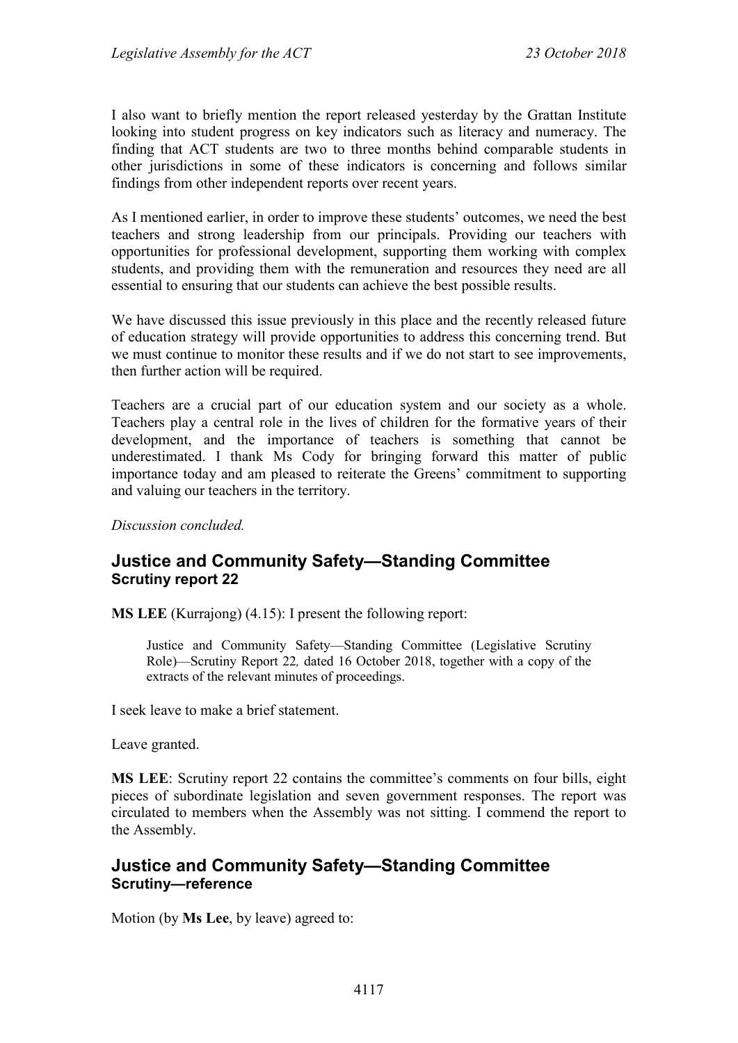I also want to briefly mention the report released yesterday by the Grattan Institute looking into student progress on key indicators such as literacy and numeracy. The finding that ACT students are two to three months behind comparable students in other jurisdictions in some of these indicators is concerning and follows similar findings from other independent reports over recent years.

As I mentioned earlier, in order to improve these students' outcomes, we need the best teachers and strong leadership from our principals. Providing our teachers with opportunities for professional development, supporting them working with complex students, and providing them with the remuneration and resources they need are all essential to ensuring that our students can achieve the best possible results.

We have discussed this issue previously in this place and the recently released future of education strategy will provide opportunities to address this concerning trend. But we must continue to monitor these results and if we do not start to see improvements, then further action will be required.

Teachers are a crucial part of our education system and our society as a whole. Teachers play a central role in the lives of children for the formative years of their development, and the importance of teachers is something that cannot be underestimated. I thank Ms Cody for bringing forward this matter of public importance today and am pleased to reiterate the Greens' commitment to supporting and valuing our teachers in the territory.

*Discussion concluded.*

## Justice and Community Safety—Standing Committee
### Scrutiny report 22

**MS LEE** (Kurrajong) (4.15): I present the following report:

> Justice and Community Safety—Standing Committee (Legislative Scrutiny Role)—Scrutiny Report 22*,* dated 16 October 2018, together with a copy of the extracts of the relevant minutes of proceedings.

I seek leave to make a brief statement.

Leave granted.

**MS LEE**: Scrutiny report 22 contains the committee's comments on four bills, eight pieces of subordinate legislation and seven government responses. The report was circulated to members when the Assembly was not sitting. I commend the report to the Assembly.

## Justice and Community Safety—Standing Committee
### Scrutiny—reference

Motion (by **Ms Lee**, by leave) agreed to: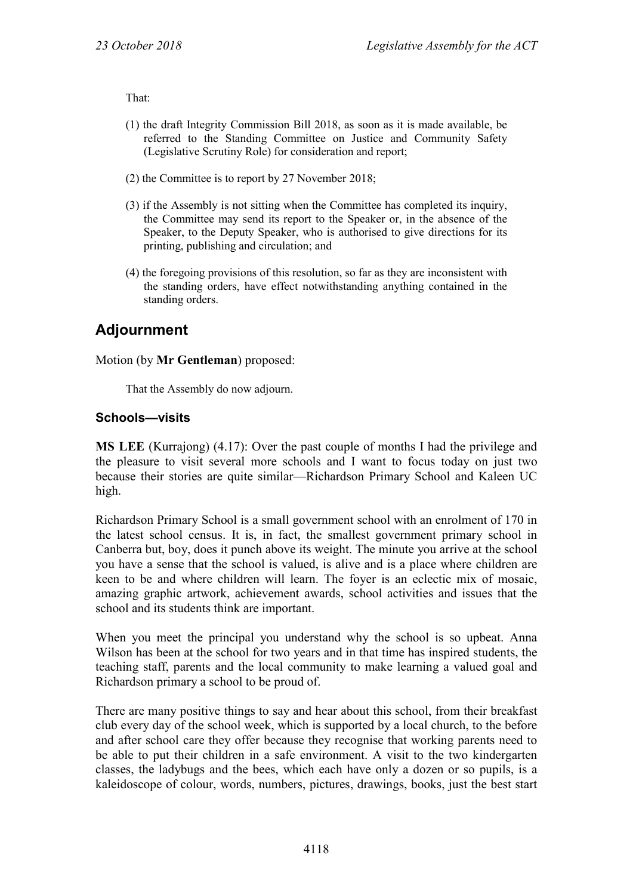That:

(1) the draft Integrity Commission Bill 2018, as soon as it is made available, be referred to the Standing Committee on Justice and Community Safety (Legislative Scrutiny Role) for consideration and report;

(2) the Committee is to report by 27 November 2018;

(3) if the Assembly is not sitting when the Committee has completed its inquiry, the Committee may send its report to the Speaker or, in the absence of the Speaker, to the Deputy Speaker, who is authorised to give directions for its printing, publishing and circulation; and

(4) the foregoing provisions of this resolution, so far as they are inconsistent with the standing orders, have effect notwithstanding anything contained in the standing orders.

## Adjournment

Motion (by **Mr Gentleman**) proposed:

That the Assembly do now adjourn.

### Schools—visits

**MS LEE** (Kurrajong) (4.17): Over the past couple of months I had the privilege and the pleasure to visit several more schools and I want to focus today on just two because their stories are quite similar—Richardson Primary School and Kaleen UC high.

Richardson Primary School is a small government school with an enrolment of 170 in the latest school census. It is, in fact, the smallest government primary school in Canberra but, boy, does it punch above its weight. The minute you arrive at the school you have a sense that the school is valued, is alive and is a place where children are keen to be and where children will learn. The foyer is an eclectic mix of mosaic, amazing graphic artwork, achievement awards, school activities and issues that the school and its students think are important.

When you meet the principal you understand why the school is so upbeat. Anna Wilson has been at the school for two years and in that time has inspired students, the teaching staff, parents and the local community to make learning a valued goal and Richardson primary a school to be proud of.

There are many positive things to say and hear about this school, from their breakfast club every day of the school week, which is supported by a local church, to the before and after school care they offer because they recognise that working parents need to be able to put their children in a safe environment. A visit to the two kindergarten classes, the ladybugs and the bees, which each have only a dozen or so pupils, is a kaleidoscope of colour, words, numbers, pictures, drawings, books, just the best start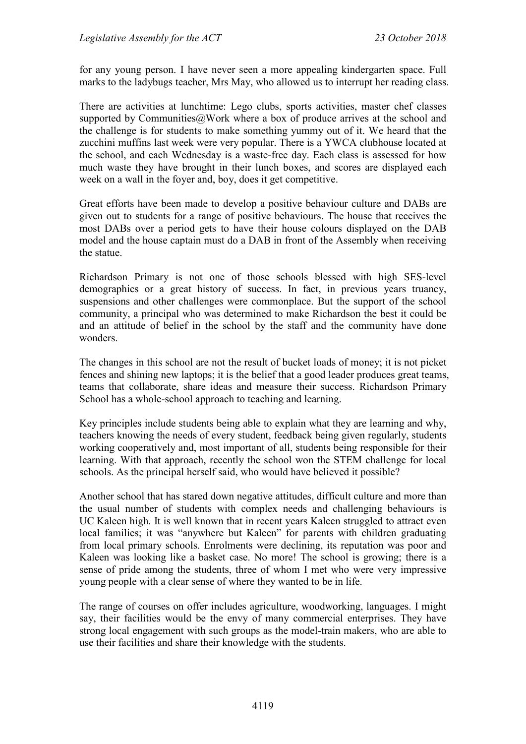for any young person. I have never seen a more appealing kindergarten space. Full marks to the ladybugs teacher, Mrs May, who allowed us to interrupt her reading class.

There are activities at lunchtime: Lego clubs, sports activities, master chef classes supported by Communities@Work where a box of produce arrives at the school and the challenge is for students to make something yummy out of it. We heard that the zucchini muffins last week were very popular. There is a YWCA clubhouse located at the school, and each Wednesday is a waste-free day. Each class is assessed for how much waste they have brought in their lunch boxes, and scores are displayed each week on a wall in the foyer and, boy, does it get competitive.

Great efforts have been made to develop a positive behaviour culture and DABs are given out to students for a range of positive behaviours. The house that receives the most DABs over a period gets to have their house colours displayed on the DAB model and the house captain must do a DAB in front of the Assembly when receiving the statue.

Richardson Primary is not one of those schools blessed with high SES-level demographics or a great history of success. In fact, in previous years truancy, suspensions and other challenges were commonplace. But the support of the school community, a principal who was determined to make Richardson the best it could be and an attitude of belief in the school by the staff and the community have done wonders.

The changes in this school are not the result of bucket loads of money; it is not picket fences and shining new laptops; it is the belief that a good leader produces great teams, teams that collaborate, share ideas and measure their success. Richardson Primary School has a whole-school approach to teaching and learning.

Key principles include students being able to explain what they are learning and why, teachers knowing the needs of every student, feedback being given regularly, students working cooperatively and, most important of all, students being responsible for their learning. With that approach, recently the school won the STEM challenge for local schools. As the principal herself said, who would have believed it possible?

Another school that has stared down negative attitudes, difficult culture and more than the usual number of students with complex needs and challenging behaviours is UC Kaleen high. It is well known that in recent years Kaleen struggled to attract even local families; it was "anywhere but Kaleen" for parents with children graduating from local primary schools. Enrolments were declining, its reputation was poor and Kaleen was looking like a basket case. No more! The school is growing; there is a sense of pride among the students, three of whom I met who were very impressive young people with a clear sense of where they wanted to be in life.

The range of courses on offer includes agriculture, woodworking, languages. I might say, their facilities would be the envy of many commercial enterprises. They have strong local engagement with such groups as the model-train makers, who are able to use their facilities and share their knowledge with the students.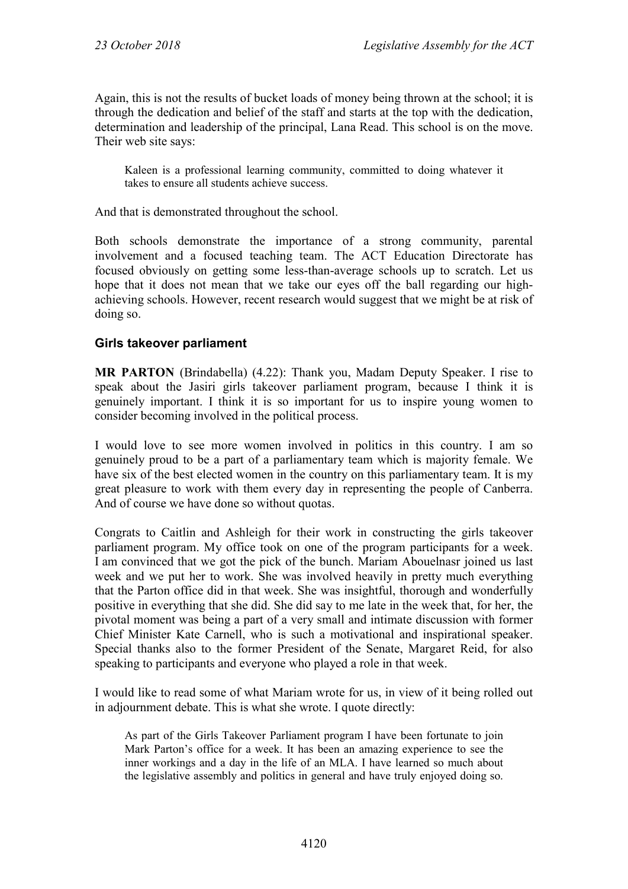Again, this is not the results of bucket loads of money being thrown at the school; it is through the dedication and belief of the staff and starts at the top with the dedication, determination and leadership of the principal, Lana Read. This school is on the move. Their web site says:

> Kaleen is a professional learning community, committed to doing whatever it takes to ensure all students achieve success.

And that is demonstrated throughout the school.

Both schools demonstrate the importance of a strong community, parental involvement and a focused teaching team. The ACT Education Directorate has focused obviously on getting some less-than-average schools up to scratch. Let us hope that it does not mean that we take our eyes off the ball regarding our high-achieving schools. However, recent research would suggest that we might be at risk of doing so.

### Girls takeover parliament

**MR PARTON** (Brindabella) (4.22): Thank you, Madam Deputy Speaker. I rise to speak about the Jasiri girls takeover parliament program, because I think it is genuinely important. I think it is so important for us to inspire young women to consider becoming involved in the political process.

I would love to see more women involved in politics in this country. I am so genuinely proud to be a part of a parliamentary team which is majority female. We have six of the best elected women in the country on this parliamentary team. It is my great pleasure to work with them every day in representing the people of Canberra. And of course we have done so without quotas.

Congrats to Caitlin and Ashleigh for their work in constructing the girls takeover parliament program. My office took on one of the program participants for a week. I am convinced that we got the pick of the bunch. Mariam Abouelnasr joined us last week and we put her to work. She was involved heavily in pretty much everything that the Parton office did in that week. She was insightful, thorough and wonderfully positive in everything that she did. She did say to me late in the week that, for her, the pivotal moment was being a part of a very small and intimate discussion with former Chief Minister Kate Carnell, who is such a motivational and inspirational speaker. Special thanks also to the former President of the Senate, Margaret Reid, for also speaking to participants and everyone who played a role in that week.

I would like to read some of what Mariam wrote for us, in view of it being rolled out in adjournment debate. This is what she wrote. I quote directly:

> As part of the Girls Takeover Parliament program I have been fortunate to join Mark Parton's office for a week. It has been an amazing experience to see the inner workings and a day in the life of an MLA. I have learned so much about the legislative assembly and politics in general and have truly enjoyed doing so.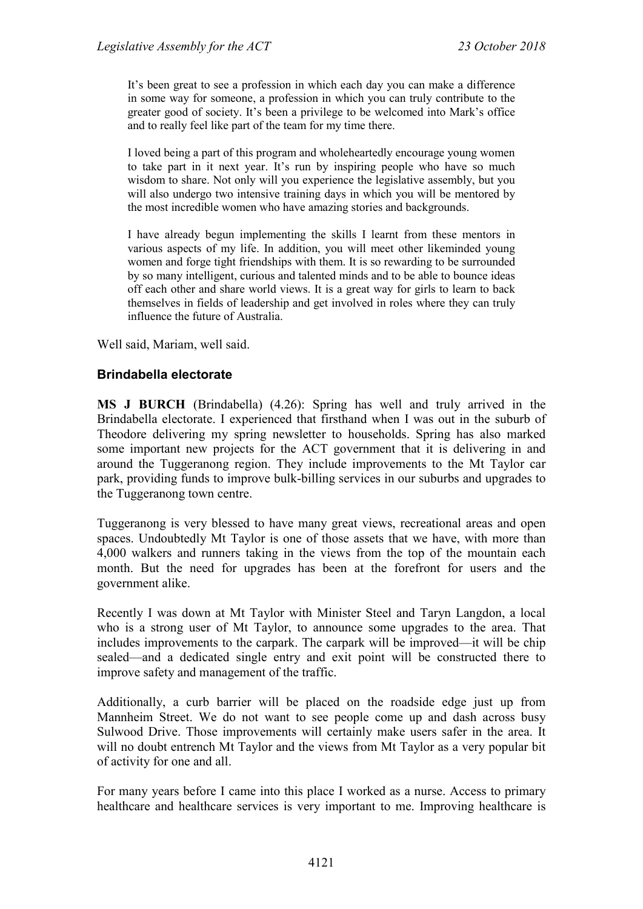> It's been great to see a profession in which each day you can make a difference in some way for someone, a profession in which you can truly contribute to the greater good of society. It's been a privilege to be welcomed into Mark's office and to really feel like part of the team for my time there.
>
> I loved being a part of this program and wholeheartedly encourage young women to take part in it next year. It's run by inspiring people who have so much wisdom to share. Not only will you experience the legislative assembly, but you will also undergo two intensive training days in which you will be mentored by the most incredible women who have amazing stories and backgrounds.
>
> I have already begun implementing the skills I learnt from these mentors in various aspects of my life. In addition, you will meet other likeminded young women and forge tight friendships with them. It is so rewarding to be surrounded by so many intelligent, curious and talented minds and to be able to bounce ideas off each other and share world views. It is a great way for girls to learn to back themselves in fields of leadership and get involved in roles where they can truly influence the future of Australia.

Well said, Mariam, well said.

### Brindabella electorate

**MS J BURCH** (Brindabella) (4.26): Spring has well and truly arrived in the Brindabella electorate. I experienced that firsthand when I was out in the suburb of Theodore delivering my spring newsletter to households. Spring has also marked some important new projects for the ACT government that it is delivering in and around the Tuggeranong region. They include improvements to the Mt Taylor car park, providing funds to improve bulk-billing services in our suburbs and upgrades to the Tuggeranong town centre.

Tuggeranong is very blessed to have many great views, recreational areas and open spaces. Undoubtedly Mt Taylor is one of those assets that we have, with more than 4,000 walkers and runners taking in the views from the top of the mountain each month. But the need for upgrades has been at the forefront for users and the government alike.

Recently I was down at Mt Taylor with Minister Steel and Taryn Langdon, a local who is a strong user of Mt Taylor, to announce some upgrades to the area. That includes improvements to the carpark. The carpark will be improved—it will be chip sealed—and a dedicated single entry and exit point will be constructed there to improve safety and management of the traffic.

Additionally, a curb barrier will be placed on the roadside edge just up from Mannheim Street. We do not want to see people come up and dash across busy Sulwood Drive. Those improvements will certainly make users safer in the area. It will no doubt entrench Mt Taylor and the views from Mt Taylor as a very popular bit of activity for one and all.

For many years before I came into this place I worked as a nurse. Access to primary healthcare and healthcare services is very important to me. Improving healthcare is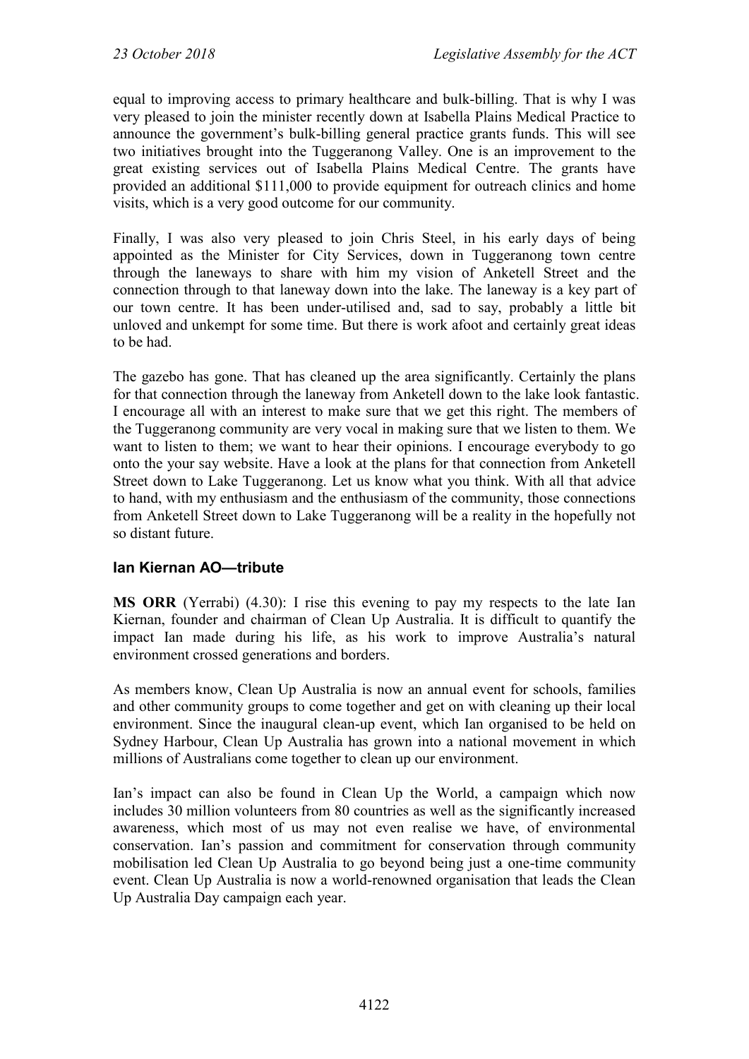equal to improving access to primary healthcare and bulk-billing. That is why I was very pleased to join the minister recently down at Isabella Plains Medical Practice to announce the government's bulk-billing general practice grants funds. This will see two initiatives brought into the Tuggeranong Valley. One is an improvement to the great existing services out of Isabella Plains Medical Centre. The grants have provided an additional $111,000 to provide equipment for outreach clinics and home visits, which is a very good outcome for our community.

Finally, I was also very pleased to join Chris Steel, in his early days of being appointed as the Minister for City Services, down in Tuggeranong town centre through the laneways to share with him my vision of Anketell Street and the connection through to that laneway down into the lake. The laneway is a key part of our town centre. It has been under-utilised and, sad to say, probably a little bit unloved and unkempt for some time. But there is work afoot and certainly great ideas to be had.

The gazebo has gone. That has cleaned up the area significantly. Certainly the plans for that connection through the laneway from Anketell down to the lake look fantastic. I encourage all with an interest to make sure that we get this right. The members of the Tuggeranong community are very vocal in making sure that we listen to them. We want to listen to them; we want to hear their opinions. I encourage everybody to go onto the your say website. Have a look at the plans for that connection from Anketell Street down to Lake Tuggeranong. Let us know what you think. With all that advice to hand, with my enthusiasm and the enthusiasm of the community, those connections from Anketell Street down to Lake Tuggeranong will be a reality in the hopefully not so distant future.

## Ian Kiernan AO—tribute

**MS ORR** (Yerrabi) (4.30): I rise this evening to pay my respects to the late Ian Kiernan, founder and chairman of Clean Up Australia. It is difficult to quantify the impact Ian made during his life, as his work to improve Australia's natural environment crossed generations and borders.

As members know, Clean Up Australia is now an annual event for schools, families and other community groups to come together and get on with cleaning up their local environment. Since the inaugural clean-up event, which Ian organised to be held on Sydney Harbour, Clean Up Australia has grown into a national movement in which millions of Australians come together to clean up our environment.

Ian's impact can also be found in Clean Up the World, a campaign which now includes 30 million volunteers from 80 countries as well as the significantly increased awareness, which most of us may not even realise we have, of environmental conservation. Ian's passion and commitment for conservation through community mobilisation led Clean Up Australia to go beyond being just a one-time community event. Clean Up Australia is now a world-renowned organisation that leads the Clean Up Australia Day campaign each year.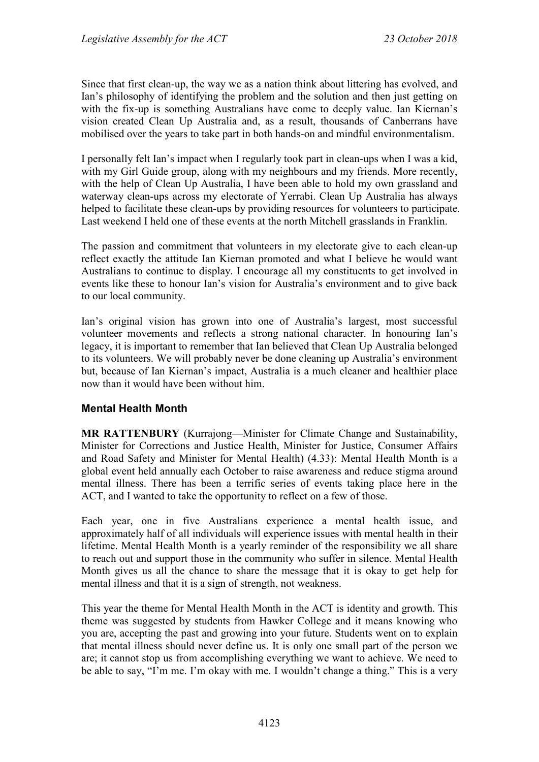Since that first clean-up, the way we as a nation think about littering has evolved, and Ian's philosophy of identifying the problem and the solution and then just getting on with the fix-up is something Australians have come to deeply value. Ian Kiernan's vision created Clean Up Australia and, as a result, thousands of Canberrans have mobilised over the years to take part in both hands-on and mindful environmentalism.

I personally felt Ian's impact when I regularly took part in clean-ups when I was a kid, with my Girl Guide group, along with my neighbours and my friends. More recently, with the help of Clean Up Australia, I have been able to hold my own grassland and waterway clean-ups across my electorate of Yerrabi. Clean Up Australia has always helped to facilitate these clean-ups by providing resources for volunteers to participate. Last weekend I held one of these events at the north Mitchell grasslands in Franklin.

The passion and commitment that volunteers in my electorate give to each clean-up reflect exactly the attitude Ian Kiernan promoted and what I believe he would want Australians to continue to display. I encourage all my constituents to get involved in events like these to honour Ian's vision for Australia's environment and to give back to our local community.

Ian's original vision has grown into one of Australia's largest, most successful volunteer movements and reflects a strong national character. In honouring Ian's legacy, it is important to remember that Ian believed that Clean Up Australia belonged to its volunteers. We will probably never be done cleaning up Australia's environment but, because of Ian Kiernan's impact, Australia is a much cleaner and healthier place now than it would have been without him.

### Mental Health Month

**MR RATTENBURY** (Kurrajong—Minister for Climate Change and Sustainability, Minister for Corrections and Justice Health, Minister for Justice, Consumer Affairs and Road Safety and Minister for Mental Health) (4.33): Mental Health Month is a global event held annually each October to raise awareness and reduce stigma around mental illness. There has been a terrific series of events taking place here in the ACT, and I wanted to take the opportunity to reflect on a few of those.

Each year, one in five Australians experience a mental health issue, and approximately half of all individuals will experience issues with mental health in their lifetime. Mental Health Month is a yearly reminder of the responsibility we all share to reach out and support those in the community who suffer in silence. Mental Health Month gives us all the chance to share the message that it is okay to get help for mental illness and that it is a sign of strength, not weakness.

This year the theme for Mental Health Month in the ACT is identity and growth. This theme was suggested by students from Hawker College and it means knowing who you are, accepting the past and growing into your future. Students went on to explain that mental illness should never define us. It is only one small part of the person we are; it cannot stop us from accomplishing everything we want to achieve. We need to be able to say, "I'm me. I'm okay with me. I wouldn't change a thing." This is a very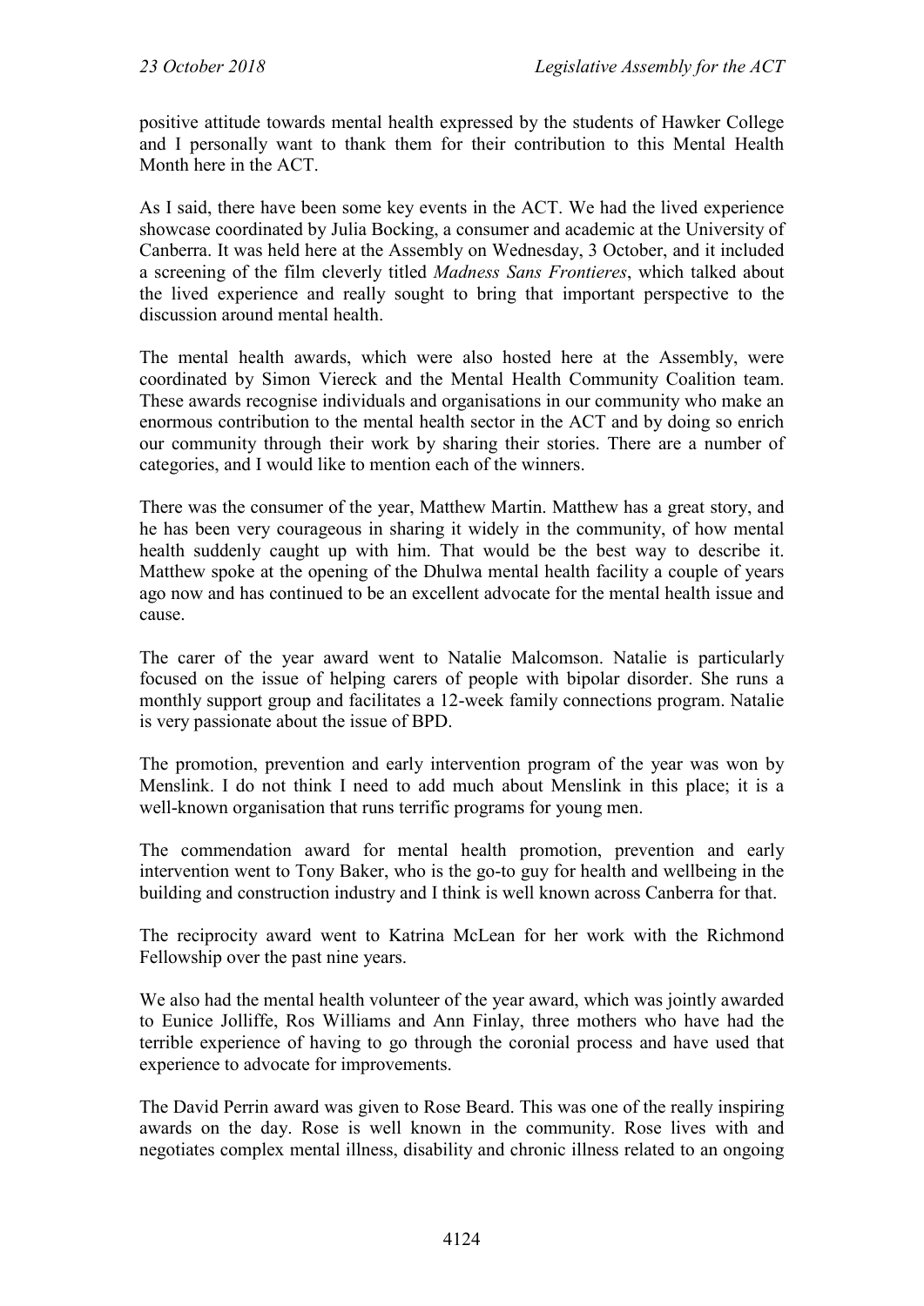positive attitude towards mental health expressed by the students of Hawker College and I personally want to thank them for their contribution to this Mental Health Month here in the ACT.

As I said, there have been some key events in the ACT. We had the lived experience showcase coordinated by Julia Bocking, a consumer and academic at the University of Canberra. It was held here at the Assembly on Wednesday, 3 October, and it included a screening of the film cleverly titled *Madness Sans Frontieres*, which talked about the lived experience and really sought to bring that important perspective to the discussion around mental health.

The mental health awards, which were also hosted here at the Assembly, were coordinated by Simon Viereck and the Mental Health Community Coalition team. These awards recognise individuals and organisations in our community who make an enormous contribution to the mental health sector in the ACT and by doing so enrich our community through their work by sharing their stories. There are a number of categories, and I would like to mention each of the winners.

There was the consumer of the year, Matthew Martin. Matthew has a great story, and he has been very courageous in sharing it widely in the community, of how mental health suddenly caught up with him. That would be the best way to describe it. Matthew spoke at the opening of the Dhulwa mental health facility a couple of years ago now and has continued to be an excellent advocate for the mental health issue and cause.

The carer of the year award went to Natalie Malcomson. Natalie is particularly focused on the issue of helping carers of people with bipolar disorder. She runs a monthly support group and facilitates a 12-week family connections program. Natalie is very passionate about the issue of BPD.

The promotion, prevention and early intervention program of the year was won by Menslink. I do not think I need to add much about Menslink in this place; it is a well-known organisation that runs terrific programs for young men.

The commendation award for mental health promotion, prevention and early intervention went to Tony Baker, who is the go-to guy for health and wellbeing in the building and construction industry and I think is well known across Canberra for that.

The reciprocity award went to Katrina McLean for her work with the Richmond Fellowship over the past nine years.

We also had the mental health volunteer of the year award, which was jointly awarded to Eunice Jolliffe, Ros Williams and Ann Finlay, three mothers who have had the terrible experience of having to go through the coronial process and have used that experience to advocate for improvements.

The David Perrin award was given to Rose Beard. This was one of the really inspiring awards on the day. Rose is well known in the community. Rose lives with and negotiates complex mental illness, disability and chronic illness related to an ongoing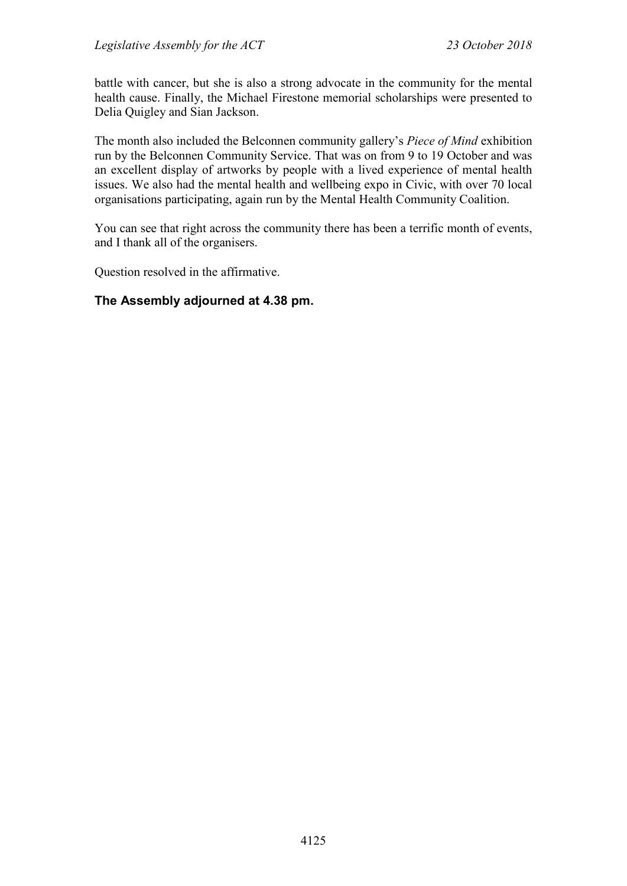battle with cancer, but she is also a strong advocate in the community for the mental health cause. Finally, the Michael Firestone memorial scholarships were presented to Delia Quigley and Sian Jackson.

The month also included the Belconnen community gallery's *Piece of Mind* exhibition run by the Belconnen Community Service. That was on from 9 to 19 October and was an excellent display of artworks by people with a lived experience of mental health issues. We also had the mental health and wellbeing expo in Civic, with over 70 local organisations participating, again run by the Mental Health Community Coalition.

You can see that right across the community there has been a terrific month of events, and I thank all of the organisers.

Question resolved in the affirmative.

**The Assembly adjourned at 4.38 pm.**